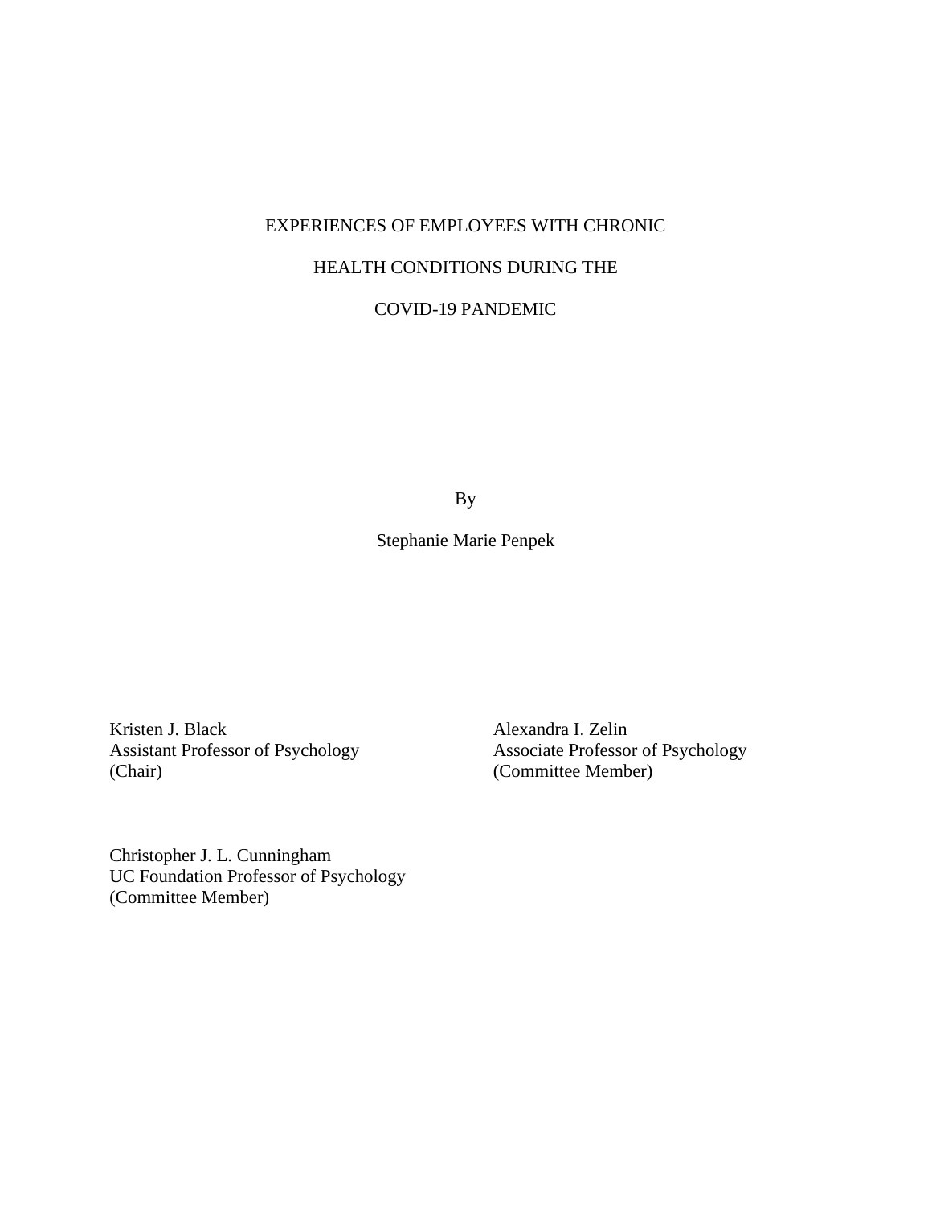# EXPERIENCES OF EMPLOYEES WITH CHRONIC HEALTH CONDITIONS DURING THE COVID-19 PANDEMIC

By

Stephanie Marie Penpek

Kristen J. Black
Assistant Professor of Psychology
(Chair)

Alexandra I. Zelin
Associate Professor of Psychology
(Committee Member)

Christopher J. L. Cunningham
UC Foundation Professor of Psychology
(Committee Member)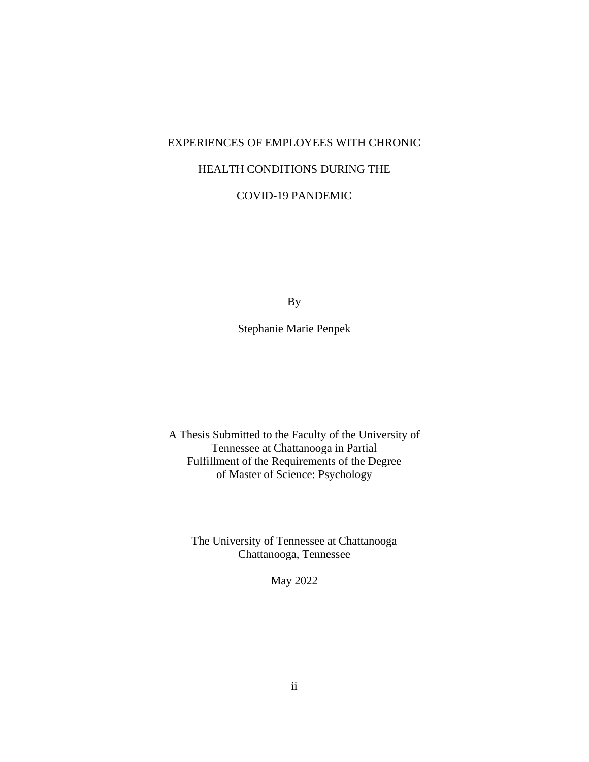# EXPERIENCES OF EMPLOYEES WITH CHRONIC HEALTH CONDITIONS DURING THE COVID-19 PANDEMIC

By

Stephanie Marie Penpek

A Thesis Submitted to the Faculty of the University of Tennessee at Chattanooga in Partial Fulfillment of the Requirements of the Degree of Master of Science: Psychology

The University of Tennessee at Chattanooga
Chattanooga, Tennessee

May 2022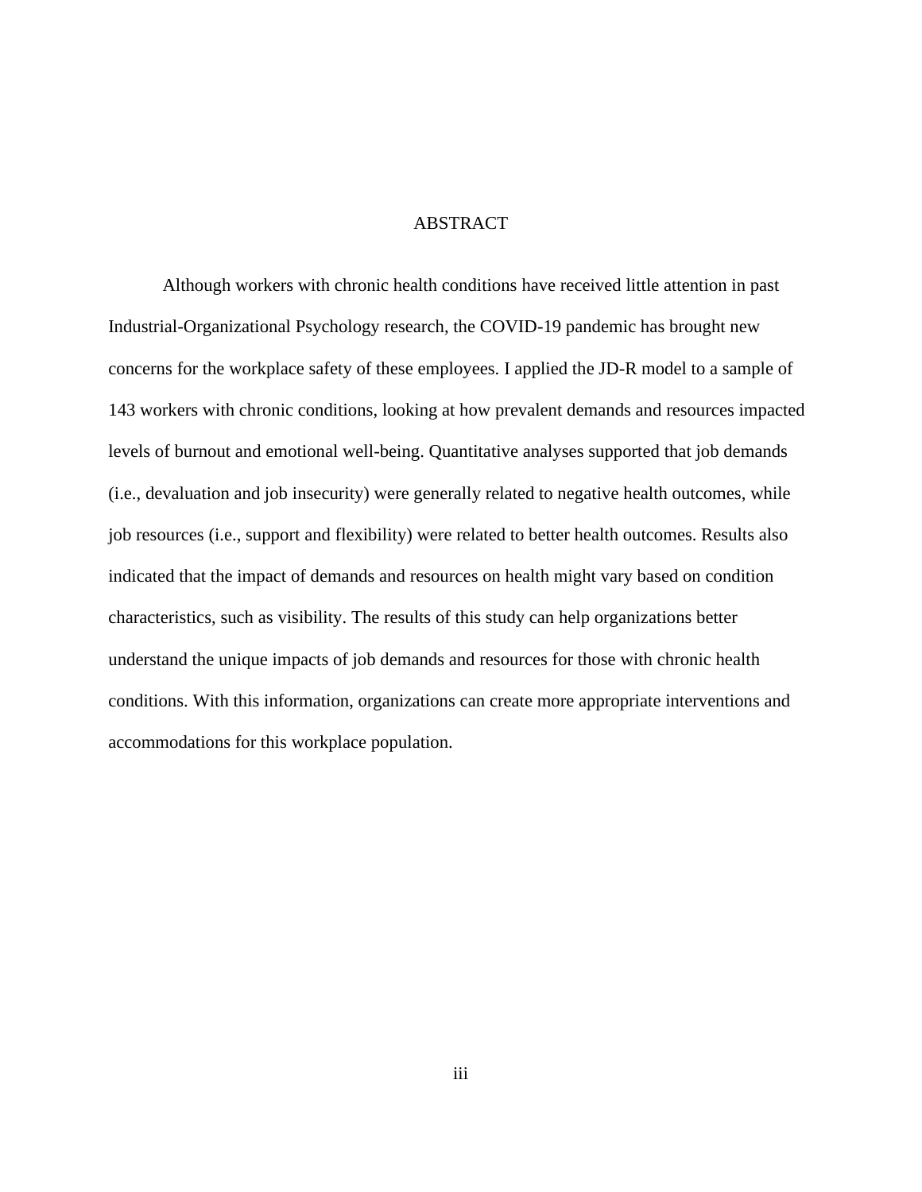# ABSTRACT

Although workers with chronic health conditions have received little attention in past Industrial-Organizational Psychology research, the COVID-19 pandemic has brought new concerns for the workplace safety of these employees. I applied the JD-R model to a sample of 143 workers with chronic conditions, looking at how prevalent demands and resources impacted levels of burnout and emotional well-being. Quantitative analyses supported that job demands (i.e., devaluation and job insecurity) were generally related to negative health outcomes, while job resources (i.e., support and flexibility) were related to better health outcomes. Results also indicated that the impact of demands and resources on health might vary based on condition characteristics, such as visibility. The results of this study can help organizations better understand the unique impacts of job demands and resources for those with chronic health conditions. With this information, organizations can create more appropriate interventions and accommodations for this workplace population.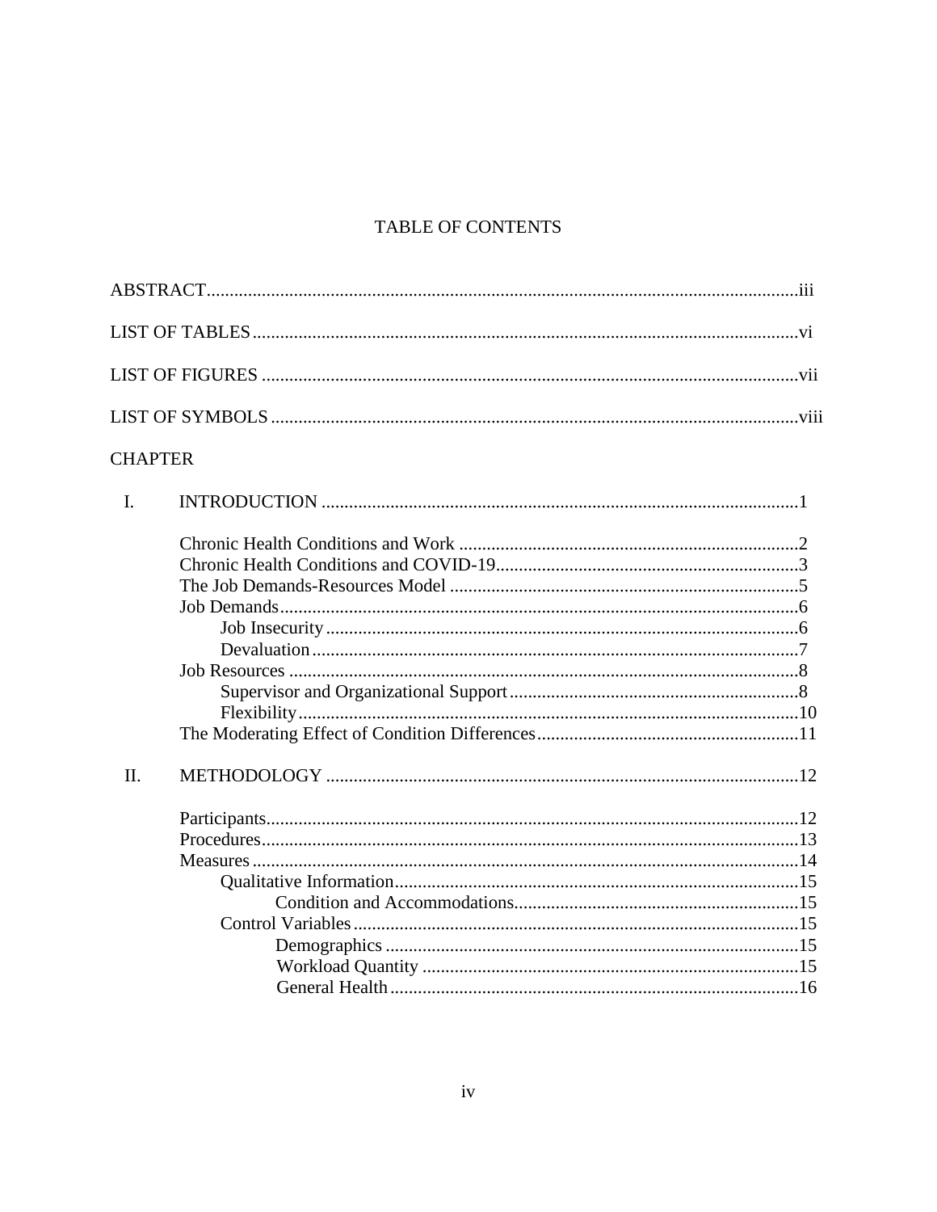# TABLE OF CONTENTS

ABSTRACT ........ iii

LIST OF TABLES ........ vi

LIST OF FIGURES ........ vii

LIST OF SYMBOLS ........ viii

CHAPTER

I. INTRODUCTION ........ 1

- Chronic Health Conditions and Work ........ 2
- Chronic Health Conditions and COVID-19 ........ 3
- The Job Demands-Resources Model ........ 5
- Job Demands ........ 6
  - Job Insecurity ........ 6
  - Devaluation ........ 7
- Job Resources ........ 8
  - Supervisor and Organizational Support ........ 8
  - Flexibility ........ 10
- The Moderating Effect of Condition Differences ........ 11

II. METHODOLOGY ........ 12

- Participants ........ 12
- Procedures ........ 13
- Measures ........ 14
  - Qualitative Information ........ 15
    - Condition and Accommodations ........ 15
  - Control Variables ........ 15
    - Demographics ........ 15
    - Workload Quantity ........ 15
    - General Health ........ 16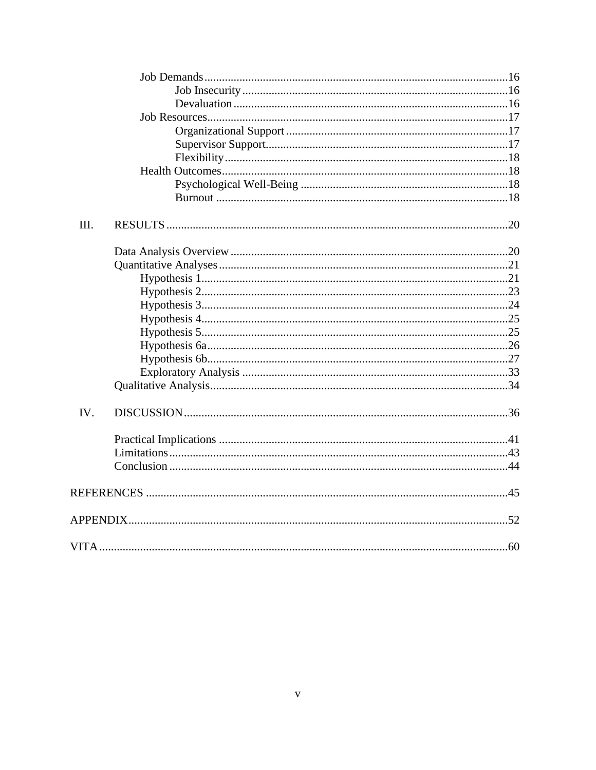Job Demands ..... 16

Job Insecurity ..... 16

Devaluation ..... 16

Job Resources ..... 17

Organizational Support ..... 17

Supervisor Support ..... 17

Flexibility ..... 18

Health Outcomes ..... 18

Psychological Well-Being ..... 18

Burnout ..... 18

III. RESULTS ..... 20

Data Analysis Overview ..... 20

Quantitative Analyses ..... 21

Hypothesis 1 ..... 21

Hypothesis 2 ..... 23

Hypothesis 3 ..... 24

Hypothesis 4 ..... 25

Hypothesis 5 ..... 25

Hypothesis 6a ..... 26

Hypothesis 6b ..... 27

Exploratory Analysis ..... 33

Qualitative Analysis ..... 34

IV. DISCUSSION ..... 36

Practical Implications ..... 41

Limitations ..... 43

Conclusion ..... 44

REFERENCES ..... 45

APPENDIX ..... 52

VITA ..... 60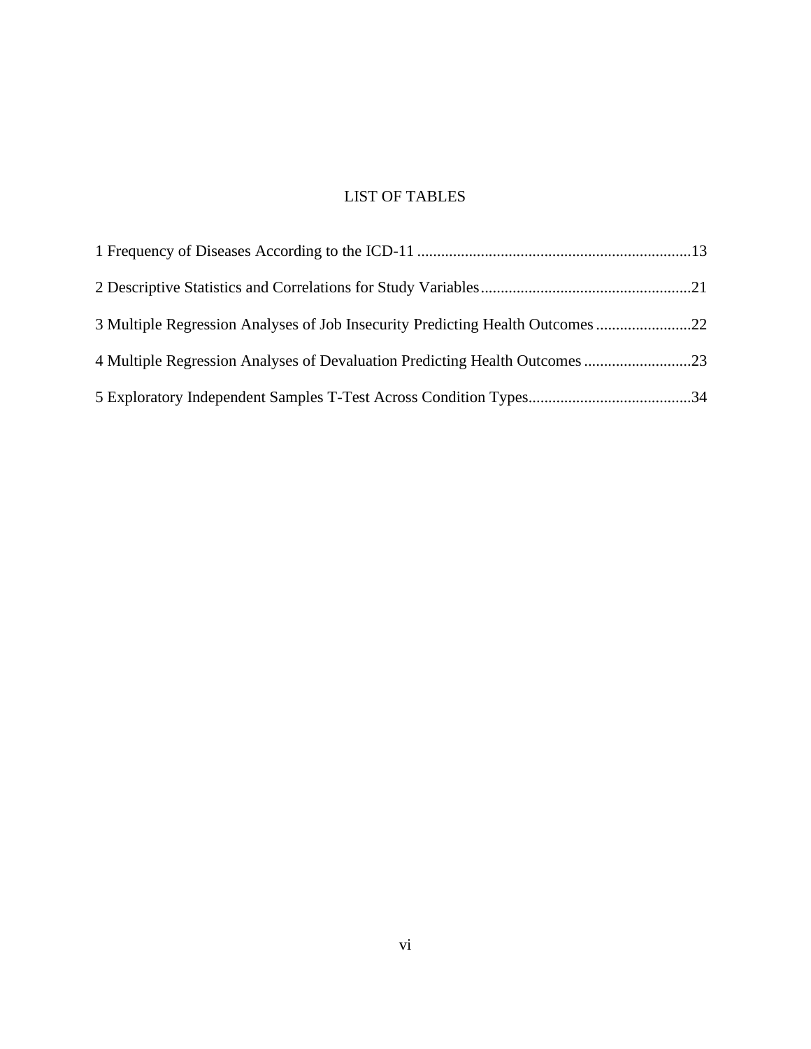# LIST OF TABLES

1 Frequency of Diseases According to the ICD-11 ....................................................................13

2 Descriptive Statistics and Correlations for Study Variables....................................................21

3 Multiple Regression Analyses of Job Insecurity Predicting Health Outcomes ........................22

4 Multiple Regression Analyses of Devaluation Predicting Health Outcomes ...........................23

5 Exploratory Independent Samples T-Test Across Condition Types.........................................34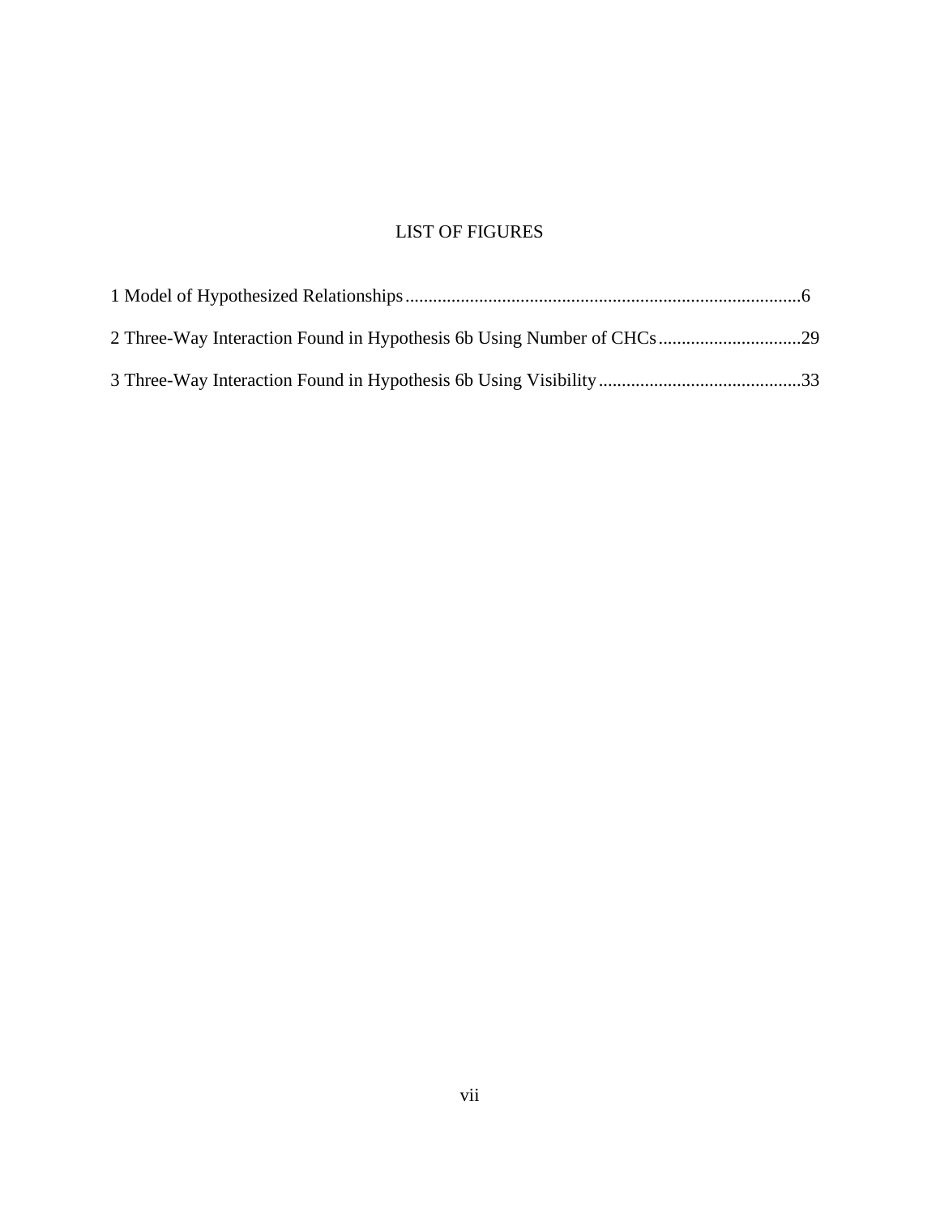# LIST OF FIGURES

1 Model of Hypothesized Relationships......................................................................................6

2 Three-Way Interaction Found in Hypothesis 6b Using Number of CHCs...............................29

3 Three-Way Interaction Found in Hypothesis 6b Using Visibility............................................33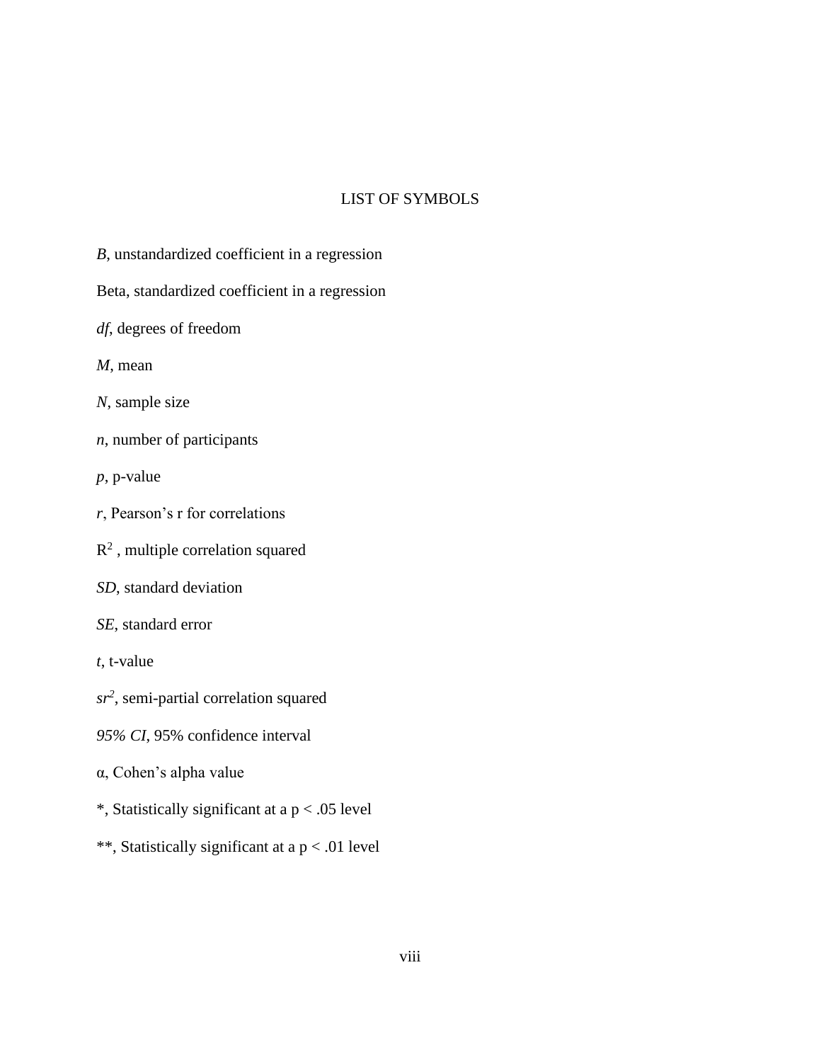# LIST OF SYMBOLS

*B*, unstandardized coefficient in a regression

Beta, standardized coefficient in a regression

*df*, degrees of freedom

*M*, mean

*N*, sample size

*n*, number of participants

*p*, p-value

*r*, Pearson's r for correlations

$R^2$ , multiple correlation squared

*SD*, standard deviation

*SE*, standard error

*t*, t-value

$sr^2$, semi-partial correlation squared

*95% CI*, 95% confidence interval

α, Cohen's alpha value

*, Statistically significant at a $p < .05$ level

**, Statistically significant at a $p < .01$ level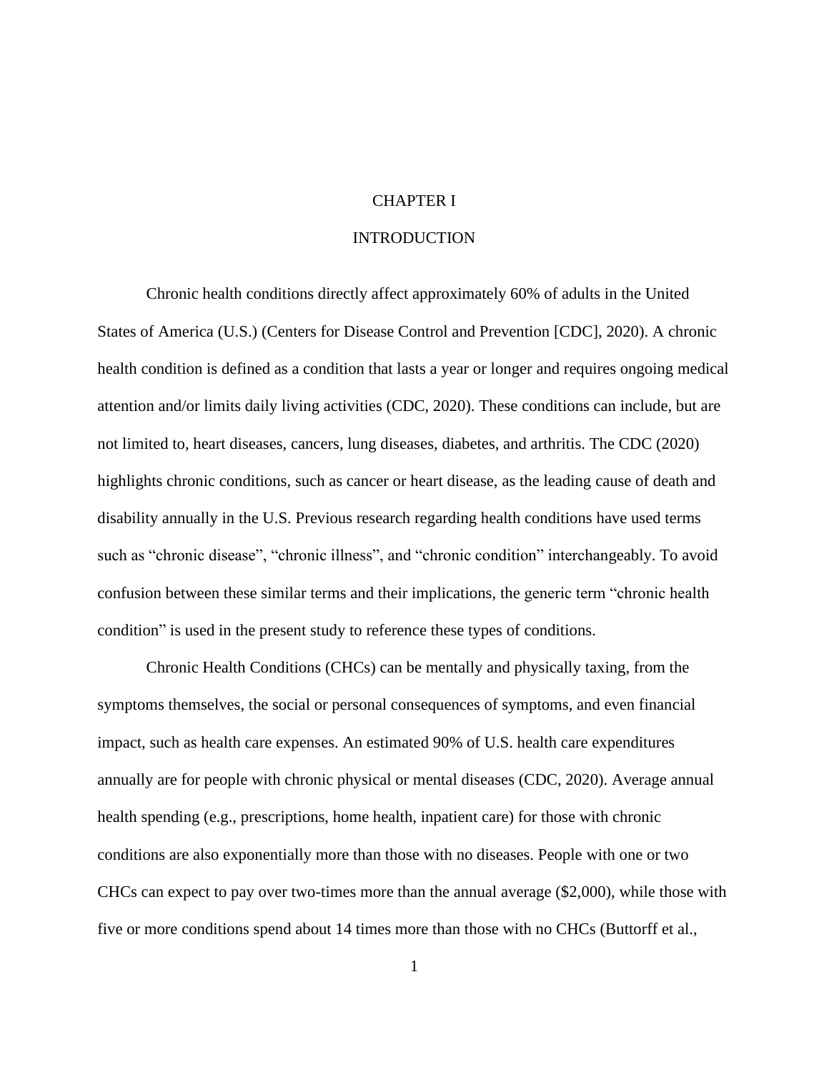# CHAPTER I

# INTRODUCTION

Chronic health conditions directly affect approximately 60% of adults in the United States of America (U.S.) (Centers for Disease Control and Prevention [CDC], 2020). A chronic health condition is defined as a condition that lasts a year or longer and requires ongoing medical attention and/or limits daily living activities (CDC, 2020). These conditions can include, but are not limited to, heart diseases, cancers, lung diseases, diabetes, and arthritis. The CDC (2020) highlights chronic conditions, such as cancer or heart disease, as the leading cause of death and disability annually in the U.S. Previous research regarding health conditions have used terms such as "chronic disease", "chronic illness", and "chronic condition" interchangeably. To avoid confusion between these similar terms and their implications, the generic term "chronic health condition" is used in the present study to reference these types of conditions.

Chronic Health Conditions (CHCs) can be mentally and physically taxing, from the symptoms themselves, the social or personal consequences of symptoms, and even financial impact, such as health care expenses. An estimated 90% of U.S. health care expenditures annually are for people with chronic physical or mental diseases (CDC, 2020). Average annual health spending (e.g., prescriptions, home health, inpatient care) for those with chronic conditions are also exponentially more than those with no diseases. People with one or two CHCs can expect to pay over two-times more than the annual average ($2,000), while those with five or more conditions spend about 14 times more than those with no CHCs (Buttorff et al.,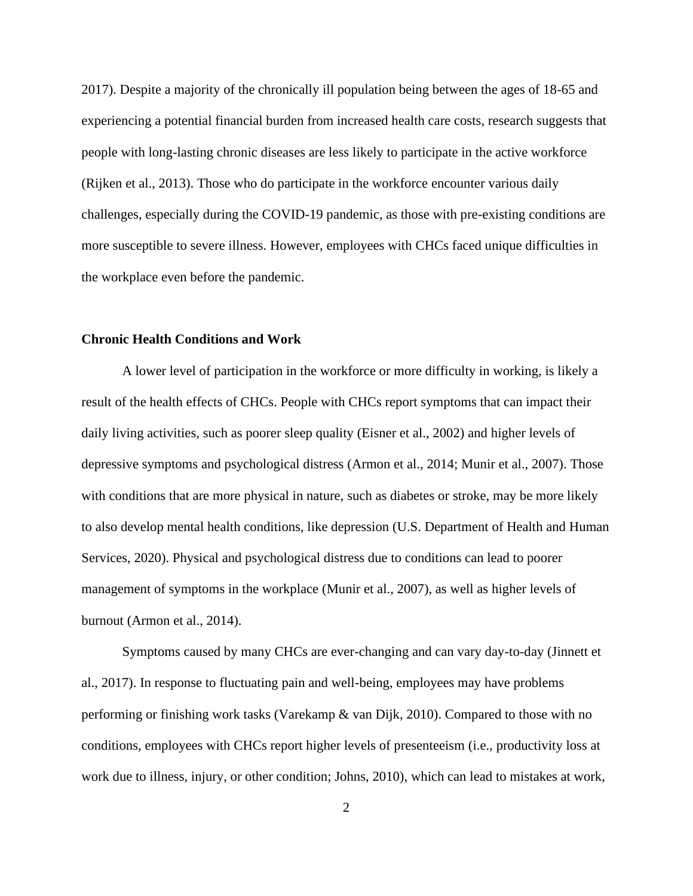2017). Despite a majority of the chronically ill population being between the ages of 18-65 and experiencing a potential financial burden from increased health care costs, research suggests that people with long-lasting chronic diseases are less likely to participate in the active workforce (Rijken et al., 2013). Those who do participate in the workforce encounter various daily challenges, especially during the COVID-19 pandemic, as those with pre-existing conditions are more susceptible to severe illness. However, employees with CHCs faced unique difficulties in the workplace even before the pandemic.

### Chronic Health Conditions and Work

A lower level of participation in the workforce or more difficulty in working, is likely a result of the health effects of CHCs. People with CHCs report symptoms that can impact their daily living activities, such as poorer sleep quality (Eisner et al., 2002) and higher levels of depressive symptoms and psychological distress (Armon et al., 2014; Munir et al., 2007). Those with conditions that are more physical in nature, such as diabetes or stroke, may be more likely to also develop mental health conditions, like depression (U.S. Department of Health and Human Services, 2020). Physical and psychological distress due to conditions can lead to poorer management of symptoms in the workplace (Munir et al., 2007), as well as higher levels of burnout (Armon et al., 2014).

Symptoms caused by many CHCs are ever-changing and can vary day-to-day (Jinnett et al., 2017). In response to fluctuating pain and well-being, employees may have problems performing or finishing work tasks (Varekamp & van Dijk, 2010). Compared to those with no conditions, employees with CHCs report higher levels of presenteeism (i.e., productivity loss at work due to illness, injury, or other condition; Johns, 2010), which can lead to mistakes at work,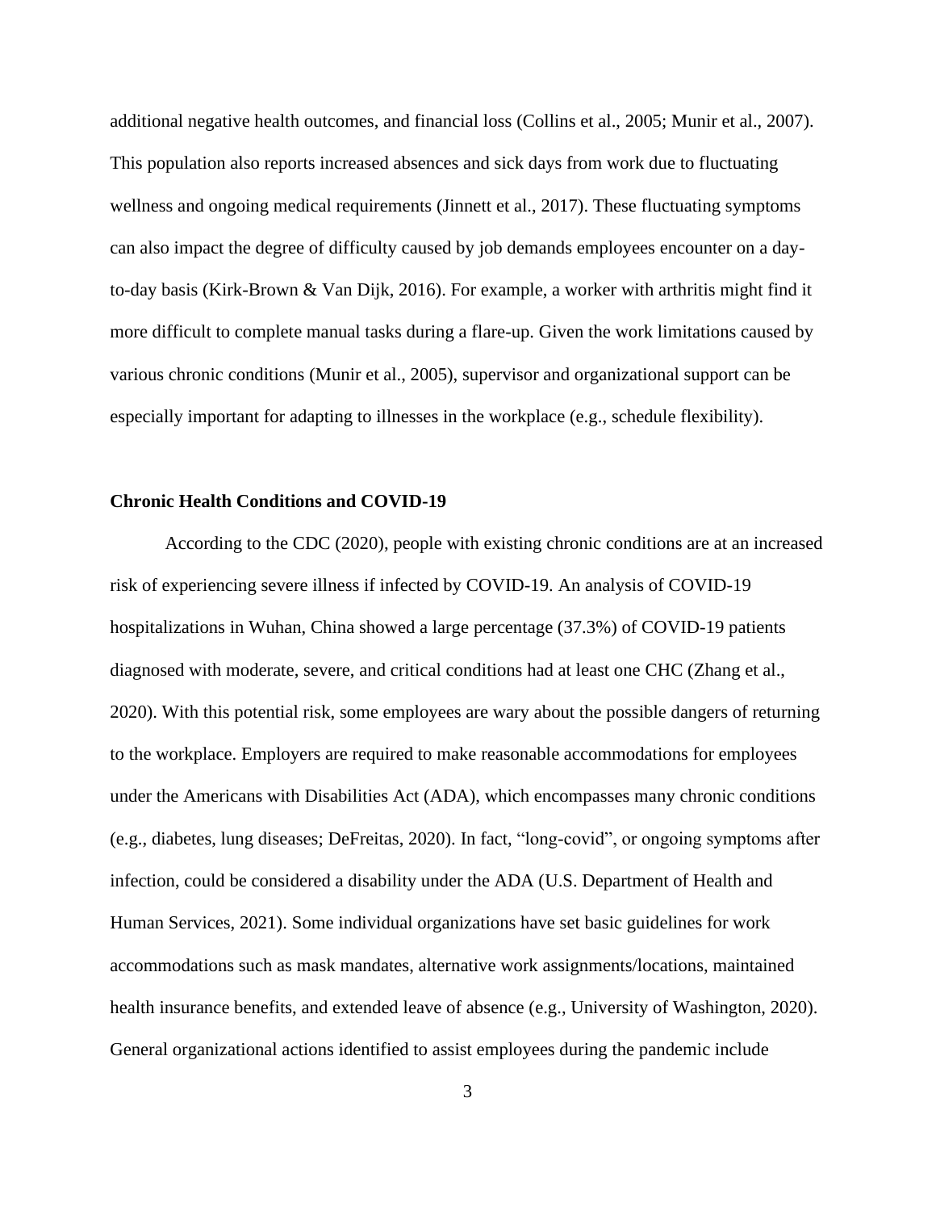additional negative health outcomes, and financial loss (Collins et al., 2005; Munir et al., 2007). This population also reports increased absences and sick days from work due to fluctuating wellness and ongoing medical requirements (Jinnett et al., 2017). These fluctuating symptoms can also impact the degree of difficulty caused by job demands employees encounter on a day-to-day basis (Kirk-Brown & Van Dijk, 2016). For example, a worker with arthritis might find it more difficult to complete manual tasks during a flare-up. Given the work limitations caused by various chronic conditions (Munir et al., 2005), supervisor and organizational support can be especially important for adapting to illnesses in the workplace (e.g., schedule flexibility).

**Chronic Health Conditions and COVID-19**

According to the CDC (2020), people with existing chronic conditions are at an increased risk of experiencing severe illness if infected by COVID-19. An analysis of COVID-19 hospitalizations in Wuhan, China showed a large percentage (37.3%) of COVID-19 patients diagnosed with moderate, severe, and critical conditions had at least one CHC (Zhang et al., 2020). With this potential risk, some employees are wary about the possible dangers of returning to the workplace. Employers are required to make reasonable accommodations for employees under the Americans with Disabilities Act (ADA), which encompasses many chronic conditions (e.g., diabetes, lung diseases; DeFreitas, 2020). In fact, "long-covid", or ongoing symptoms after infection, could be considered a disability under the ADA (U.S. Department of Health and Human Services, 2021). Some individual organizations have set basic guidelines for work accommodations such as mask mandates, alternative work assignments/locations, maintained health insurance benefits, and extended leave of absence (e.g., University of Washington, 2020). General organizational actions identified to assist employees during the pandemic include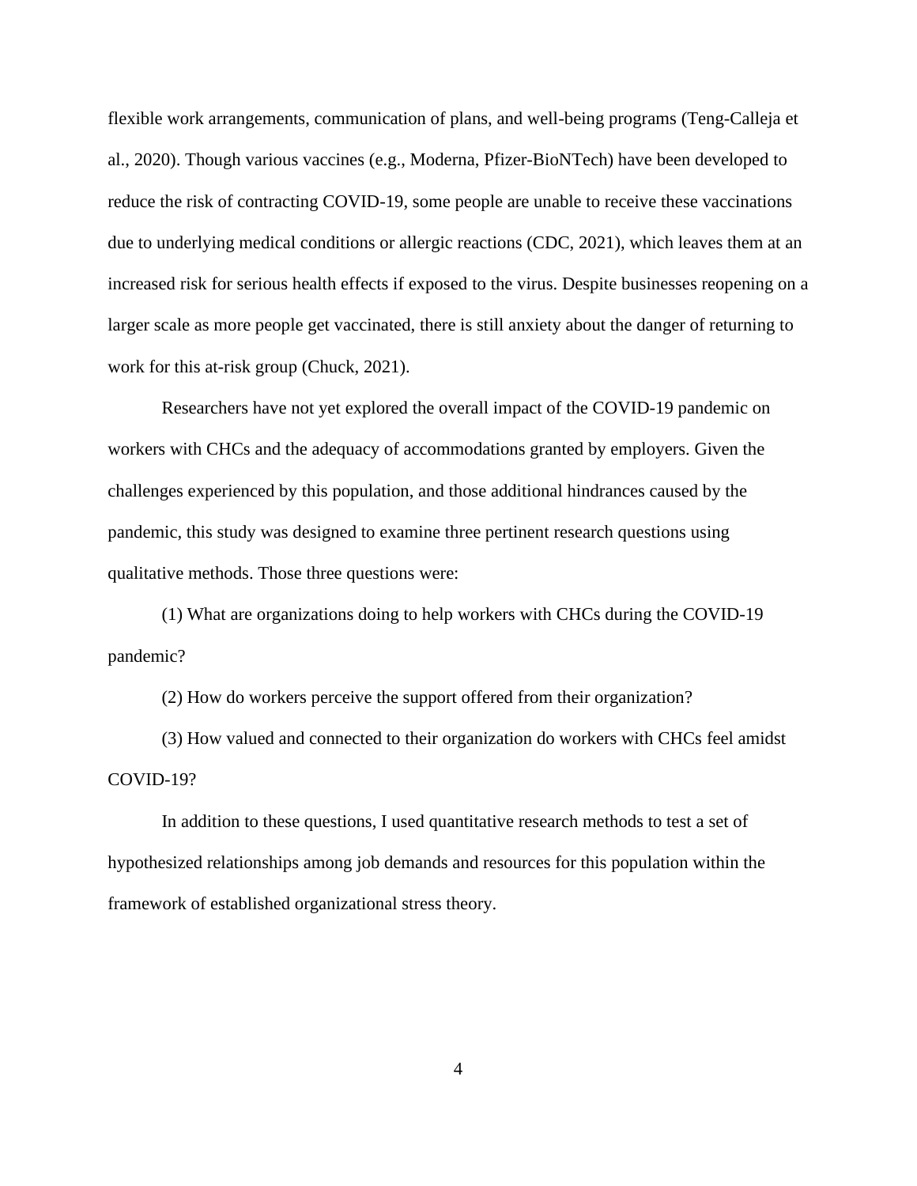flexible work arrangements, communication of plans, and well-being programs (Teng-Calleja et al., 2020). Though various vaccines (e.g., Moderna, Pfizer-BioNTech) have been developed to reduce the risk of contracting COVID-19, some people are unable to receive these vaccinations due to underlying medical conditions or allergic reactions (CDC, 2021), which leaves them at an increased risk for serious health effects if exposed to the virus. Despite businesses reopening on a larger scale as more people get vaccinated, there is still anxiety about the danger of returning to work for this at-risk group (Chuck, 2021).

Researchers have not yet explored the overall impact of the COVID-19 pandemic on workers with CHCs and the adequacy of accommodations granted by employers. Given the challenges experienced by this population, and those additional hindrances caused by the pandemic, this study was designed to examine three pertinent research questions using qualitative methods. Those three questions were:

(1) What are organizations doing to help workers with CHCs during the COVID-19 pandemic?

(2) How do workers perceive the support offered from their organization?

(3) How valued and connected to their organization do workers with CHCs feel amidst COVID-19?

In addition to these questions, I used quantitative research methods to test a set of hypothesized relationships among job demands and resources for this population within the framework of established organizational stress theory.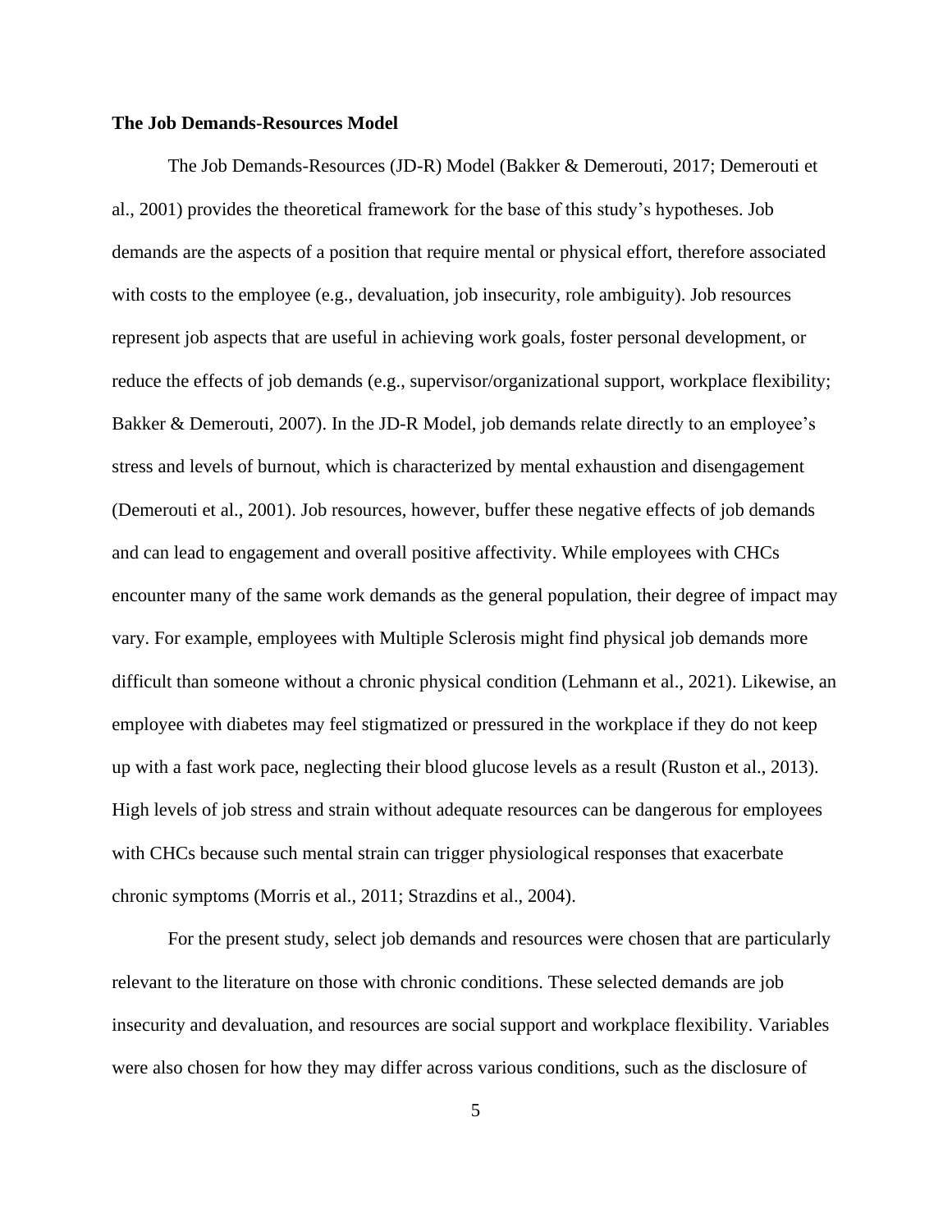## The Job Demands-Resources Model

The Job Demands-Resources (JD-R) Model (Bakker & Demerouti, 2017; Demerouti et al., 2001) provides the theoretical framework for the base of this study's hypotheses. Job demands are the aspects of a position that require mental or physical effort, therefore associated with costs to the employee (e.g., devaluation, job insecurity, role ambiguity). Job resources represent job aspects that are useful in achieving work goals, foster personal development, or reduce the effects of job demands (e.g., supervisor/organizational support, workplace flexibility; Bakker & Demerouti, 2007). In the JD-R Model, job demands relate directly to an employee's stress and levels of burnout, which is characterized by mental exhaustion and disengagement (Demerouti et al., 2001). Job resources, however, buffer these negative effects of job demands and can lead to engagement and overall positive affectivity. While employees with CHCs encounter many of the same work demands as the general population, their degree of impact may vary. For example, employees with Multiple Sclerosis might find physical job demands more difficult than someone without a chronic physical condition (Lehmann et al., 2021). Likewise, an employee with diabetes may feel stigmatized or pressured in the workplace if they do not keep up with a fast work pace, neglecting their blood glucose levels as a result (Ruston et al., 2013). High levels of job stress and strain without adequate resources can be dangerous for employees with CHCs because such mental strain can trigger physiological responses that exacerbate chronic symptoms (Morris et al., 2011; Strazdins et al., 2004).

For the present study, select job demands and resources were chosen that are particularly relevant to the literature on those with chronic conditions. These selected demands are job insecurity and devaluation, and resources are social support and workplace flexibility. Variables were also chosen for how they may differ across various conditions, such as the disclosure of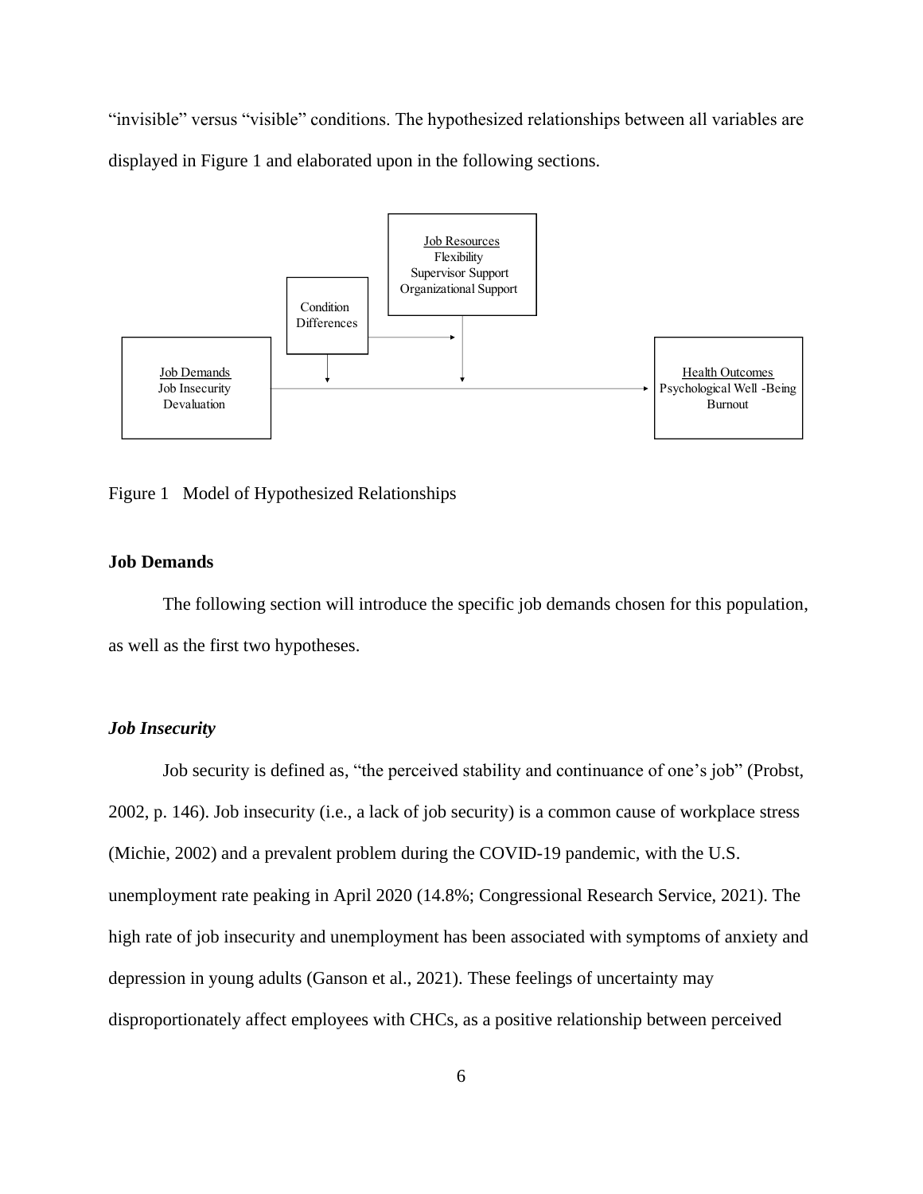"invisible" versus "visible" conditions. The hypothesized relationships between all variables are displayed in Figure 1 and elaborated upon in the following sections.

Job Demands
Job Insecurity
Devaluation

Condition
Differences

Job Resources
Flexibility
Supervisor Support
Organizational Support

Health Outcomes
Psychological Well -Being
Burnout

Figure 1 Model of Hypothesized Relationships

## Job Demands

The following section will introduce the specific job demands chosen for this population, as well as the first two hypotheses.

### *Job Insecurity*

Job security is defined as, "the perceived stability and continuance of one's job" (Probst, 2002, p. 146). Job insecurity (i.e., a lack of job security) is a common cause of workplace stress (Michie, 2002) and a prevalent problem during the COVID-19 pandemic, with the U.S. unemployment rate peaking in April 2020 (14.8%; Congressional Research Service, 2021). The high rate of job insecurity and unemployment has been associated with symptoms of anxiety and depression in young adults (Ganson et al., 2021). These feelings of uncertainty may disproportionately affect employees with CHCs, as a positive relationship between perceived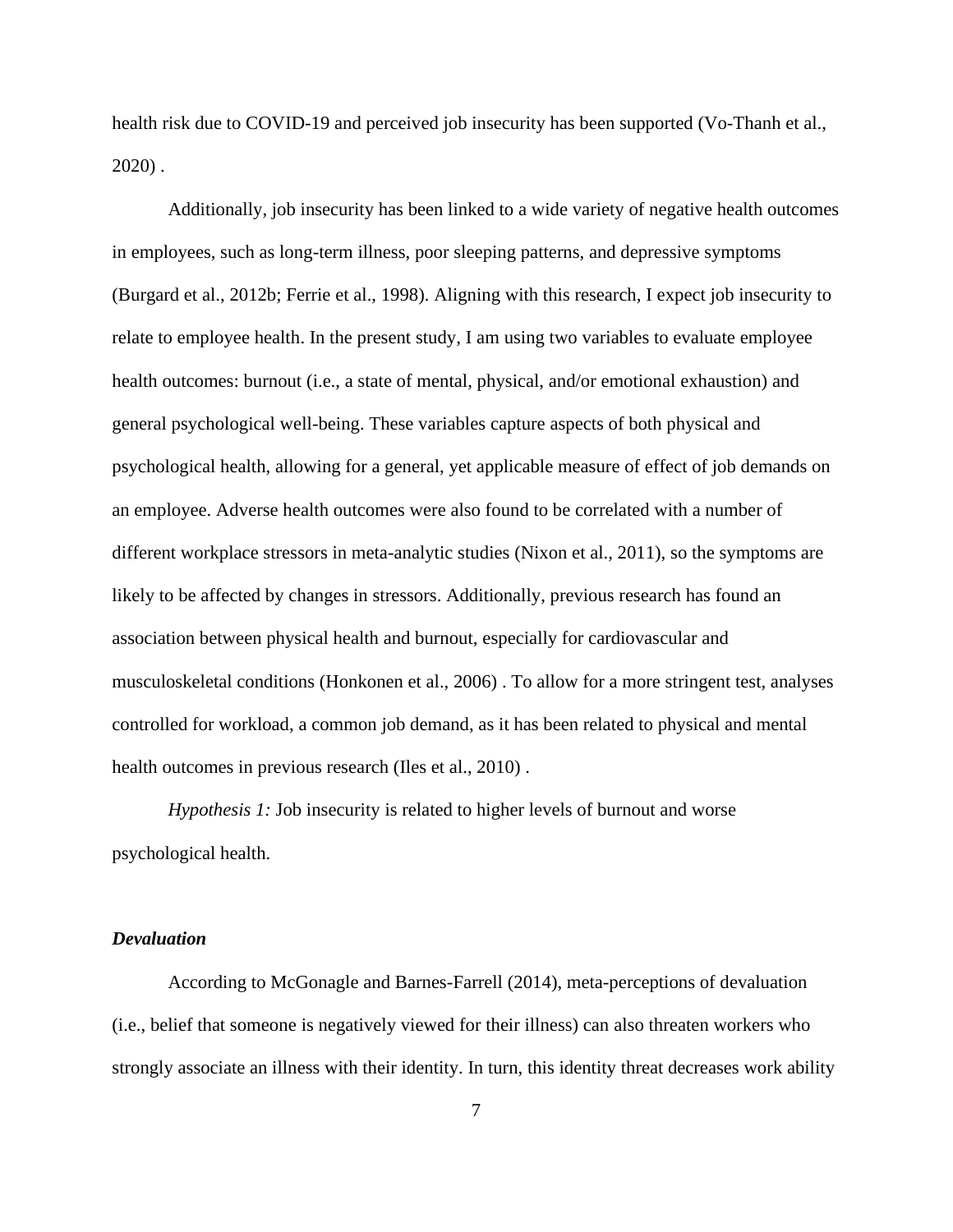health risk due to COVID-19 and perceived job insecurity has been supported (Vo-Thanh et al., 2020) .

Additionally, job insecurity has been linked to a wide variety of negative health outcomes in employees, such as long-term illness, poor sleeping patterns, and depressive symptoms (Burgard et al., 2012b; Ferrie et al., 1998). Aligning with this research, I expect job insecurity to relate to employee health. In the present study, I am using two variables to evaluate employee health outcomes: burnout (i.e., a state of mental, physical, and/or emotional exhaustion) and general psychological well-being. These variables capture aspects of both physical and psychological health, allowing for a general, yet applicable measure of effect of job demands on an employee. Adverse health outcomes were also found to be correlated with a number of different workplace stressors in meta-analytic studies (Nixon et al., 2011), so the symptoms are likely to be affected by changes in stressors. Additionally, previous research has found an association between physical health and burnout, especially for cardiovascular and musculoskeletal conditions (Honkonen et al., 2006) . To allow for a more stringent test, analyses controlled for workload, a common job demand, as it has been related to physical and mental health outcomes in previous research (Iles et al., 2010) .

*Hypothesis 1:* Job insecurity is related to higher levels of burnout and worse psychological health.

### *Devaluation*

According to McGonagle and Barnes-Farrell (2014), meta-perceptions of devaluation (i.e., belief that someone is negatively viewed for their illness) can also threaten workers who strongly associate an illness with their identity. In turn, this identity threat decreases work ability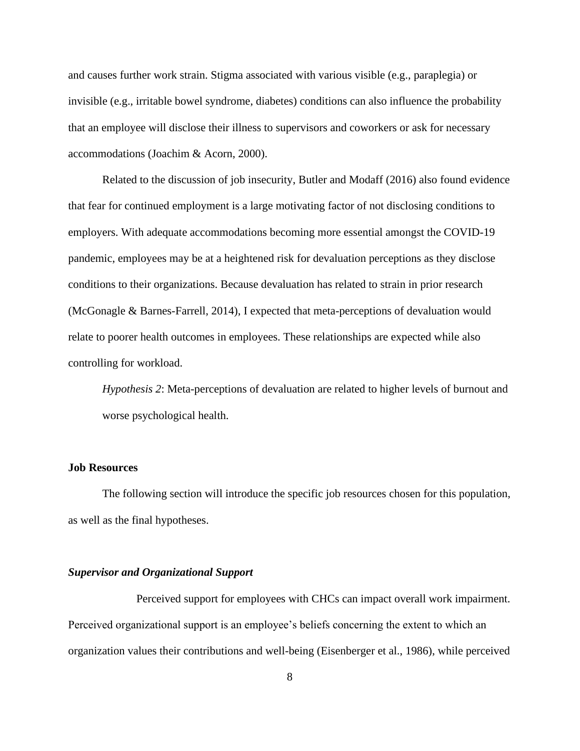and causes further work strain. Stigma associated with various visible (e.g., paraplegia) or invisible (e.g., irritable bowel syndrome, diabetes) conditions can also influence the probability that an employee will disclose their illness to supervisors and coworkers or ask for necessary accommodations (Joachim & Acorn, 2000).

Related to the discussion of job insecurity, Butler and Modaff (2016) also found evidence that fear for continued employment is a large motivating factor of not disclosing conditions to employers. With adequate accommodations becoming more essential amongst the COVID-19 pandemic, employees may be at a heightened risk for devaluation perceptions as they disclose conditions to their organizations. Because devaluation has related to strain in prior research (McGonagle & Barnes-Farrell, 2014), I expected that meta-perceptions of devaluation would relate to poorer health outcomes in employees. These relationships are expected while also controlling for workload.

> *Hypothesis 2*: Meta-perceptions of devaluation are related to higher levels of burnout and worse psychological health.

## Job Resources

The following section will introduce the specific job resources chosen for this population, as well as the final hypotheses.

### *Supervisor and Organizational Support*

Perceived support for employees with CHCs can impact overall work impairment. Perceived organizational support is an employee's beliefs concerning the extent to which an organization values their contributions and well-being (Eisenberger et al., 1986), while perceived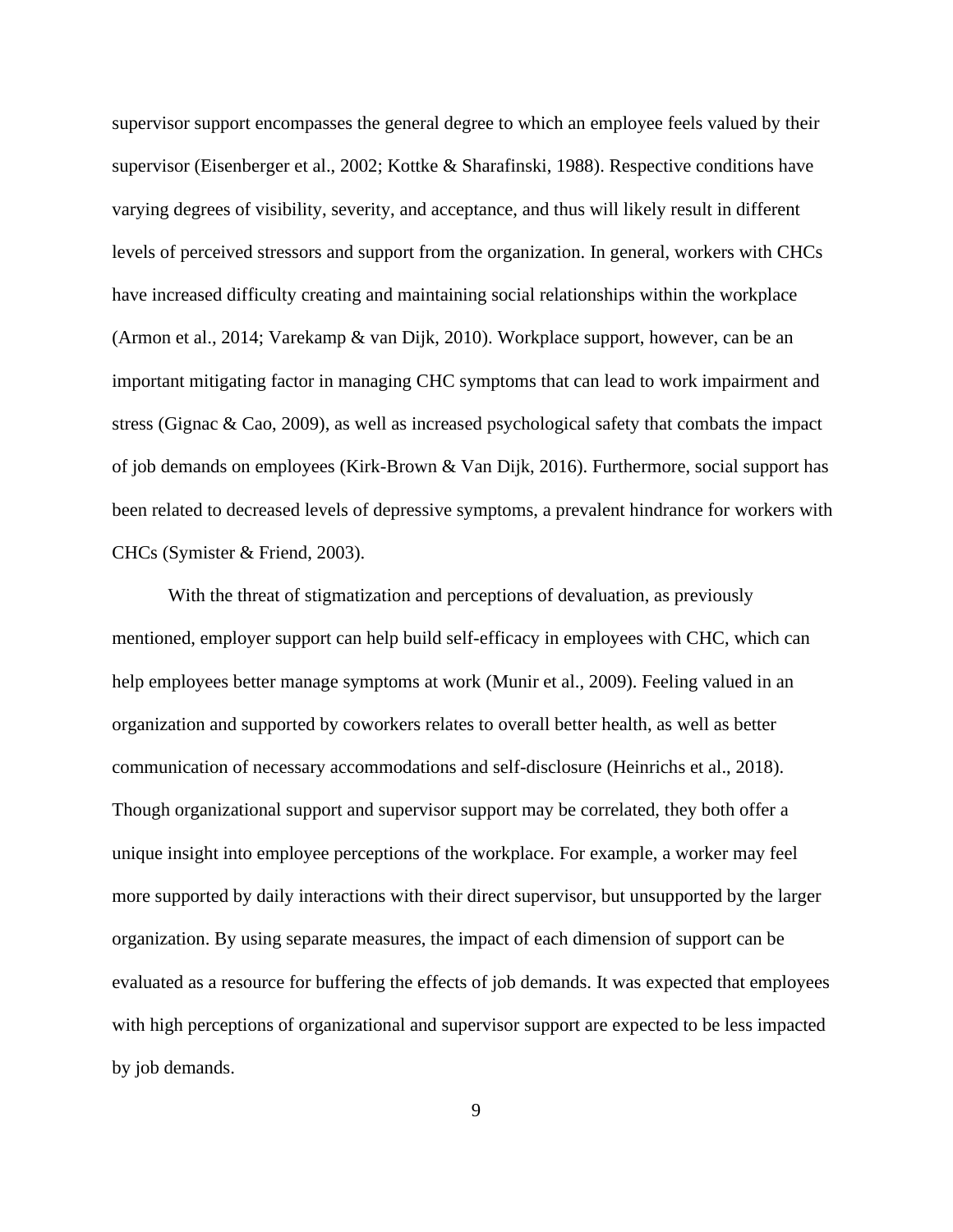supervisor support encompasses the general degree to which an employee feels valued by their supervisor (Eisenberger et al., 2002; Kottke & Sharafinski, 1988). Respective conditions have varying degrees of visibility, severity, and acceptance, and thus will likely result in different levels of perceived stressors and support from the organization. In general, workers with CHCs have increased difficulty creating and maintaining social relationships within the workplace (Armon et al., 2014; Varekamp & van Dijk, 2010). Workplace support, however, can be an important mitigating factor in managing CHC symptoms that can lead to work impairment and stress (Gignac & Cao, 2009), as well as increased psychological safety that combats the impact of job demands on employees (Kirk-Brown & Van Dijk, 2016). Furthermore, social support has been related to decreased levels of depressive symptoms, a prevalent hindrance for workers with CHCs (Symister & Friend, 2003).

With the threat of stigmatization and perceptions of devaluation, as previously mentioned, employer support can help build self-efficacy in employees with CHC, which can help employees better manage symptoms at work (Munir et al., 2009). Feeling valued in an organization and supported by coworkers relates to overall better health, as well as better communication of necessary accommodations and self-disclosure (Heinrichs et al., 2018). Though organizational support and supervisor support may be correlated, they both offer a unique insight into employee perceptions of the workplace. For example, a worker may feel more supported by daily interactions with their direct supervisor, but unsupported by the larger organization. By using separate measures, the impact of each dimension of support can be evaluated as a resource for buffering the effects of job demands. It was expected that employees with high perceptions of organizational and supervisor support are expected to be less impacted by job demands.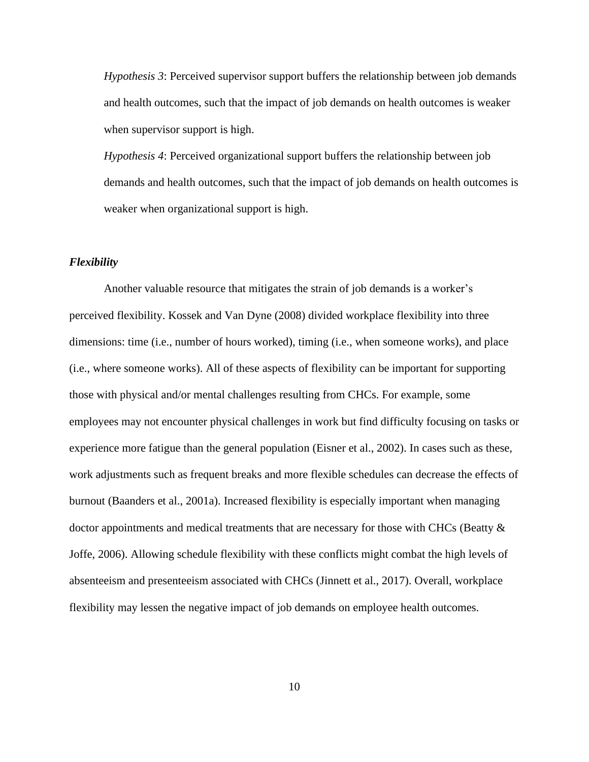*Hypothesis 3*: Perceived supervisor support buffers the relationship between job demands and health outcomes, such that the impact of job demands on health outcomes is weaker when supervisor support is high.

*Hypothesis 4*: Perceived organizational support buffers the relationship between job demands and health outcomes, such that the impact of job demands on health outcomes is weaker when organizational support is high.

### ***Flexibility***

Another valuable resource that mitigates the strain of job demands is a worker's perceived flexibility. Kossek and Van Dyne (2008) divided workplace flexibility into three dimensions: time (i.e., number of hours worked), timing (i.e., when someone works), and place (i.e., where someone works). All of these aspects of flexibility can be important for supporting those with physical and/or mental challenges resulting from CHCs. For example, some employees may not encounter physical challenges in work but find difficulty focusing on tasks or experience more fatigue than the general population (Eisner et al., 2002). In cases such as these, work adjustments such as frequent breaks and more flexible schedules can decrease the effects of burnout (Baanders et al., 2001a). Increased flexibility is especially important when managing doctor appointments and medical treatments that are necessary for those with CHCs (Beatty & Joffe, 2006). Allowing schedule flexibility with these conflicts might combat the high levels of absenteeism and presenteeism associated with CHCs (Jinnett et al., 2017). Overall, workplace flexibility may lessen the negative impact of job demands on employee health outcomes.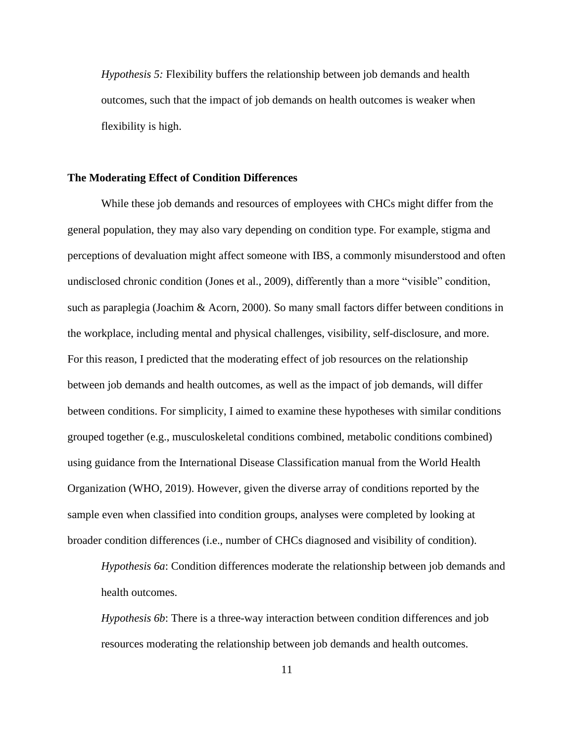*Hypothesis 5:* Flexibility buffers the relationship between job demands and health outcomes, such that the impact of job demands on health outcomes is weaker when flexibility is high.

**The Moderating Effect of Condition Differences**

While these job demands and resources of employees with CHCs might differ from the general population, they may also vary depending on condition type. For example, stigma and perceptions of devaluation might affect someone with IBS, a commonly misunderstood and often undisclosed chronic condition (Jones et al., 2009), differently than a more "visible" condition, such as paraplegia (Joachim & Acorn, 2000). So many small factors differ between conditions in the workplace, including mental and physical challenges, visibility, self-disclosure, and more. For this reason, I predicted that the moderating effect of job resources on the relationship between job demands and health outcomes, as well as the impact of job demands, will differ between conditions. For simplicity, I aimed to examine these hypotheses with similar conditions grouped together (e.g., musculoskeletal conditions combined, metabolic conditions combined) using guidance from the International Disease Classification manual from the World Health Organization (WHO, 2019). However, given the diverse array of conditions reported by the sample even when classified into condition groups, analyses were completed by looking at broader condition differences (i.e., number of CHCs diagnosed and visibility of condition).

*Hypothesis 6a*: Condition differences moderate the relationship between job demands and health outcomes.

*Hypothesis 6b*: There is a three-way interaction between condition differences and job resources moderating the relationship between job demands and health outcomes.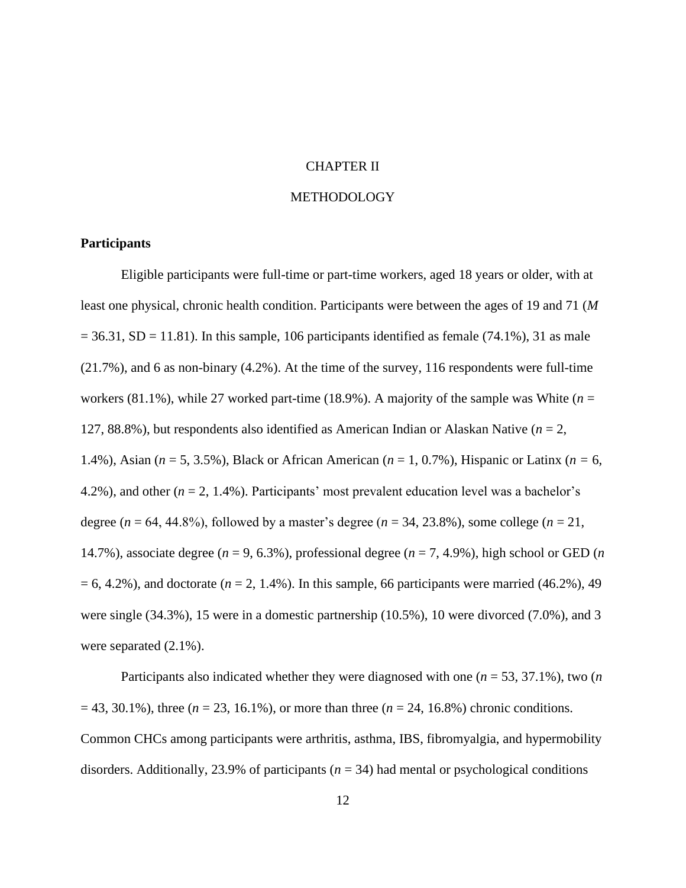# CHAPTER II

# METHODOLOGY

## Participants

Eligible participants were full-time or part-time workers, aged 18 years or older, with at least one physical, chronic health condition. Participants were between the ages of 19 and 71 ($M = 36.31$, SD = 11.81). In this sample, 106 participants identified as female (74.1%), 31 as male (21.7%), and 6 as non-binary (4.2%). At the time of the survey, 116 respondents were full-time workers (81.1%), while 27 worked part-time (18.9%). A majority of the sample was White ($n$ = 127, 88.8%), but respondents also identified as American Indian or Alaskan Native ($n$ = 2, 1.4%), Asian ($n$ = 5, 3.5%), Black or African American ($n$ = 1, 0.7%), Hispanic or Latinx ($n$ = 6, 4.2%), and other ($n$ = 2, 1.4%). Participants' most prevalent education level was a bachelor's degree ($n$ = 64, 44.8%), followed by a master's degree ($n$ = 34, 23.8%), some college ($n$ = 21, 14.7%), associate degree ($n$ = 9, 6.3%), professional degree ($n$ = 7, 4.9%), high school or GED ($n$ = 6, 4.2%), and doctorate ($n$ = 2, 1.4%). In this sample, 66 participants were married (46.2%), 49 were single (34.3%), 15 were in a domestic partnership (10.5%), 10 were divorced (7.0%), and 3 were separated (2.1%).

Participants also indicated whether they were diagnosed with one ($n$ = 53, 37.1%), two ($n$ = 43, 30.1%), three ($n$ = 23, 16.1%), or more than three ($n$ = 24, 16.8%) chronic conditions. Common CHCs among participants were arthritis, asthma, IBS, fibromyalgia, and hypermobility disorders. Additionally, 23.9% of participants ($n$ = 34) had mental or psychological conditions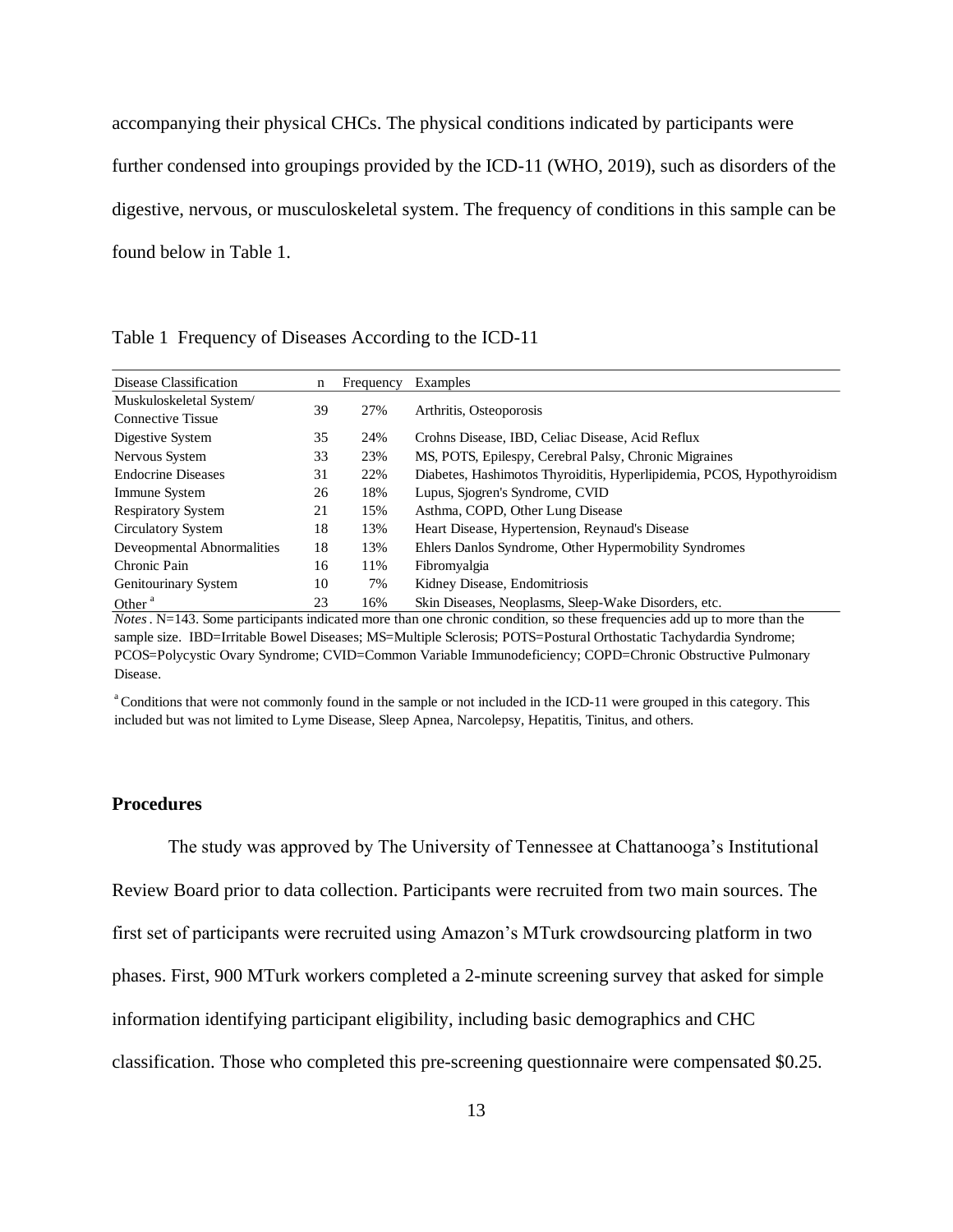accompanying their physical CHCs. The physical conditions indicated by participants were further condensed into groupings provided by the ICD-11 (WHO, 2019), such as disorders of the digestive, nervous, or musculoskeletal system. The frequency of conditions in this sample can be found below in Table 1.

Table 1 Frequency of Diseases According to the ICD-11

| Disease Classification | n | Frequency | Examples |
|---|---|---|---|
| Muskuloskeletal System/ Connective Tissue | 39 | 27% | Arthritis, Osteoporosis |
| Digestive System | 35 | 24% | Crohns Disease, IBD, Celiac Disease, Acid Reflux |
| Nervous System | 33 | 23% | MS, POTS, Epilespy, Cerebral Palsy, Chronic Migraines |
| Endocrine Diseases | 31 | 22% | Diabetes, Hashimotos Thyroiditis, Hyperlipidemia, PCOS, Hypothyroidism |
| Immune System | 26 | 18% | Lupus, Sjogren's Syndrome, CVID |
| Respiratory System | 21 | 15% | Asthma, COPD, Other Lung Disease |
| Circulatory System | 18 | 13% | Heart Disease, Hypertension, Reynaud's Disease |
| Deveopmental Abnormalities | 18 | 13% | Ehlers Danlos Syndrome, Other Hypermobility Syndromes |
| Chronic Pain | 16 | 11% | Fibromyalgia |
| Genitourinary System | 10 | 7% | Kidney Disease, Endomitriosis |
| Other [a] | 23 | 16% | Skin Diseases, Neoplasms, Sleep-Wake Disorders, etc. |

*Notes*. N=143. Some participants indicated more than one chronic condition, so these frequencies add up to more than the sample size. IBD=Irritable Bowel Diseases; MS=Multiple Sclerosis; POTS=Postural Orthostatic Tachydardia Syndrome; PCOS=Polycystic Ovary Syndrome; CVID=Common Variable Immunodeficiency; COPD=Chronic Obstructive Pulmonary Disease.

[a] Conditions that were not commonly found in the sample or not included in the ICD-11 were grouped in this category. This included but was not limited to Lyme Disease, Sleep Apnea, Narcolepsy, Hepatitis, Tinitus, and others.

### Procedures

The study was approved by The University of Tennessee at Chattanooga's Institutional Review Board prior to data collection. Participants were recruited from two main sources. The first set of participants were recruited using Amazon's MTurk crowdsourcing platform in two phases. First, 900 MTurk workers completed a 2-minute screening survey that asked for simple information identifying participant eligibility, including basic demographics and CHC classification. Those who completed this pre-screening questionnaire were compensated $0.25.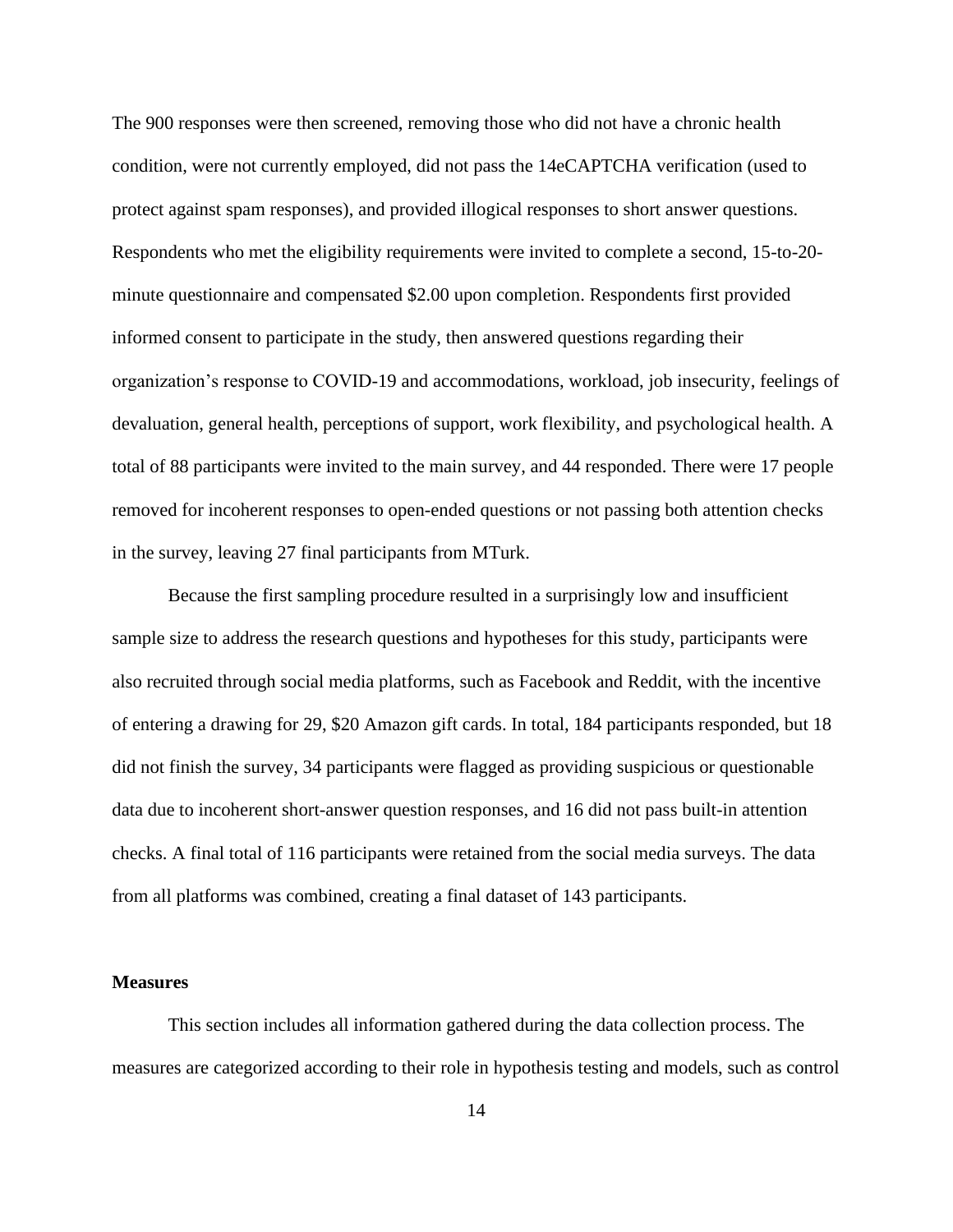The 900 responses were then screened, removing those who did not have a chronic health condition, were not currently employed, did not pass the 14eCAPTCHA verification (used to protect against spam responses), and provided illogical responses to short answer questions. Respondents who met the eligibility requirements were invited to complete a second, 15-to-20-minute questionnaire and compensated $2.00 upon completion. Respondents first provided informed consent to participate in the study, then answered questions regarding their organization's response to COVID-19 and accommodations, workload, job insecurity, feelings of devaluation, general health, perceptions of support, work flexibility, and psychological health. A total of 88 participants were invited to the main survey, and 44 responded. There were 17 people removed for incoherent responses to open-ended questions or not passing both attention checks in the survey, leaving 27 final participants from MTurk.

Because the first sampling procedure resulted in a surprisingly low and insufficient sample size to address the research questions and hypotheses for this study, participants were also recruited through social media platforms, such as Facebook and Reddit, with the incentive of entering a drawing for 29, $20 Amazon gift cards. In total, 184 participants responded, but 18 did not finish the survey, 34 participants were flagged as providing suspicious or questionable data due to incoherent short-answer question responses, and 16 did not pass built-in attention checks. A final total of 116 participants were retained from the social media surveys. The data from all platforms was combined, creating a final dataset of 143 participants.

## Measures

This section includes all information gathered during the data collection process. The measures are categorized according to their role in hypothesis testing and models, such as control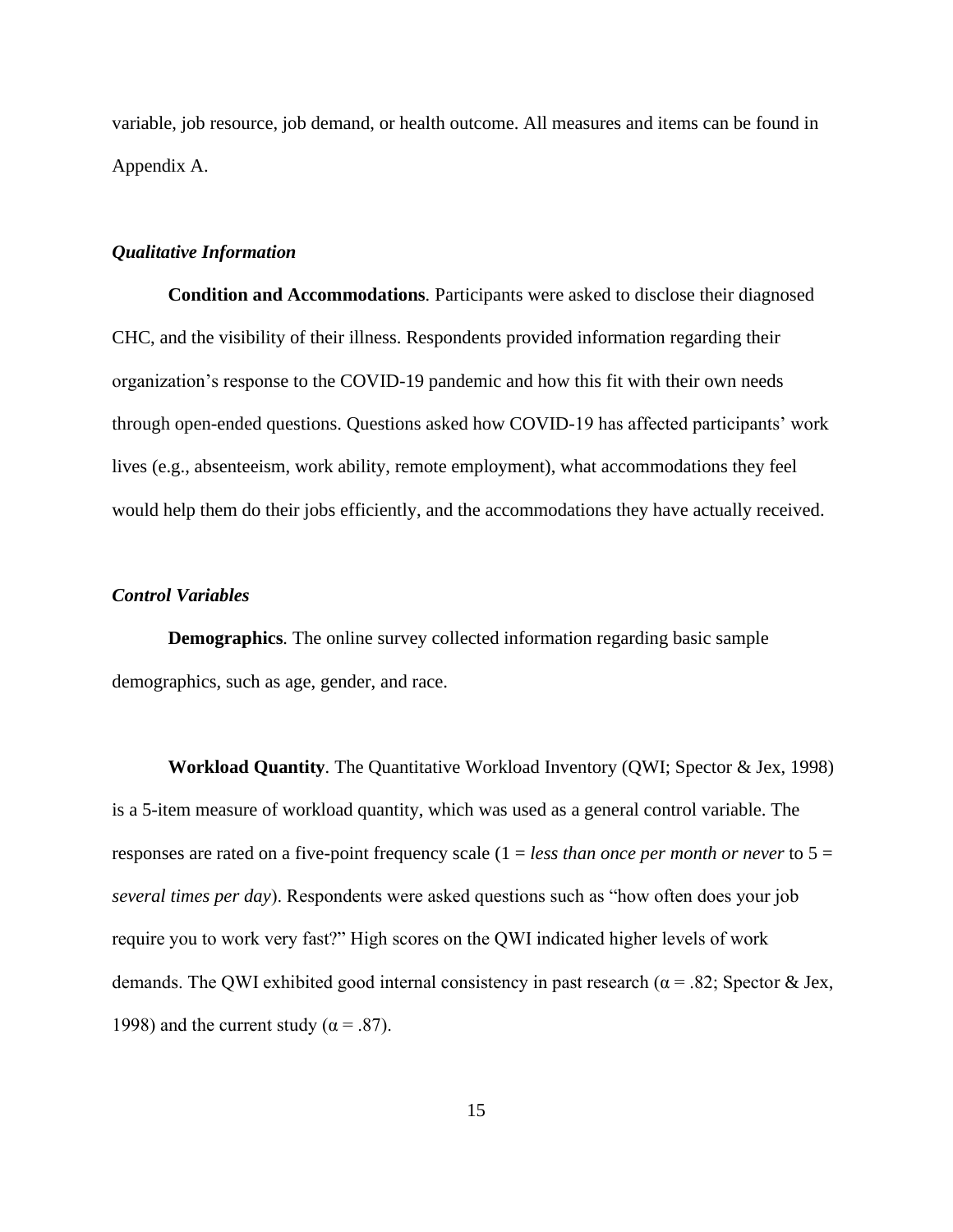variable, job resource, job demand, or health outcome. All measures and items can be found in Appendix A.

### *Qualitative Information*

**Condition and Accommodations**. Participants were asked to disclose their diagnosed CHC, and the visibility of their illness. Respondents provided information regarding their organization's response to the COVID-19 pandemic and how this fit with their own needs through open-ended questions. Questions asked how COVID-19 has affected participants' work lives (e.g., absenteeism, work ability, remote employment), what accommodations they feel would help them do their jobs efficiently, and the accommodations they have actually received.

### *Control Variables*

**Demographics**. The online survey collected information regarding basic sample demographics, such as age, gender, and race.

**Workload Quantity**. The Quantitative Workload Inventory (QWI; Spector & Jex, 1998) is a 5-item measure of workload quantity, which was used as a general control variable. The responses are rated on a five-point frequency scale (1 = *less than once per month or never* to 5 = *several times per day*). Respondents were asked questions such as "how often does your job require you to work very fast?" High scores on the QWI indicated higher levels of work demands. The QWI exhibited good internal consistency in past research ($\alpha = .82$; Spector & Jex, 1998) and the current study ($\alpha = .87$).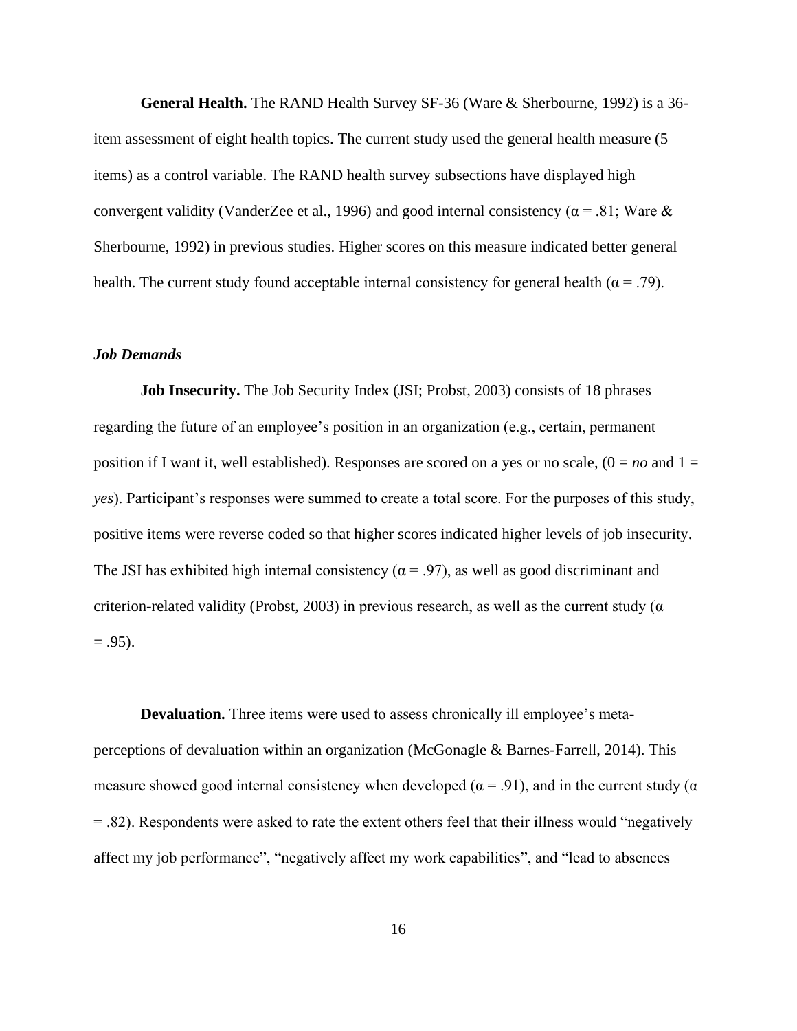**General Health.** The RAND Health Survey SF-36 (Ware & Sherbourne, 1992) is a 36-item assessment of eight health topics. The current study used the general health measure (5 items) as a control variable. The RAND health survey subsections have displayed high convergent validity (VanderZee et al., 1996) and good internal consistency (α = .81; Ware & Sherbourne, 1992) in previous studies. Higher scores on this measure indicated better general health. The current study found acceptable internal consistency for general health (α = .79).

### *Job Demands*

**Job Insecurity.** The Job Security Index (JSI; Probst, 2003) consists of 18 phrases regarding the future of an employee's position in an organization (e.g., certain, permanent position if I want it, well established). Responses are scored on a yes or no scale, (0 = *no* and 1 = *yes*). Participant's responses were summed to create a total score. For the purposes of this study, positive items were reverse coded so that higher scores indicated higher levels of job insecurity. The JSI has exhibited high internal consistency (α = .97), as well as good discriminant and criterion-related validity (Probst, 2003) in previous research, as well as the current study (α = .95).

**Devaluation.** Three items were used to assess chronically ill employee's meta-perceptions of devaluation within an organization (McGonagle & Barnes-Farrell, 2014). This measure showed good internal consistency when developed (α = .91), and in the current study (α = .82). Respondents were asked to rate the extent others feel that their illness would "negatively affect my job performance", "negatively affect my work capabilities", and "lead to absences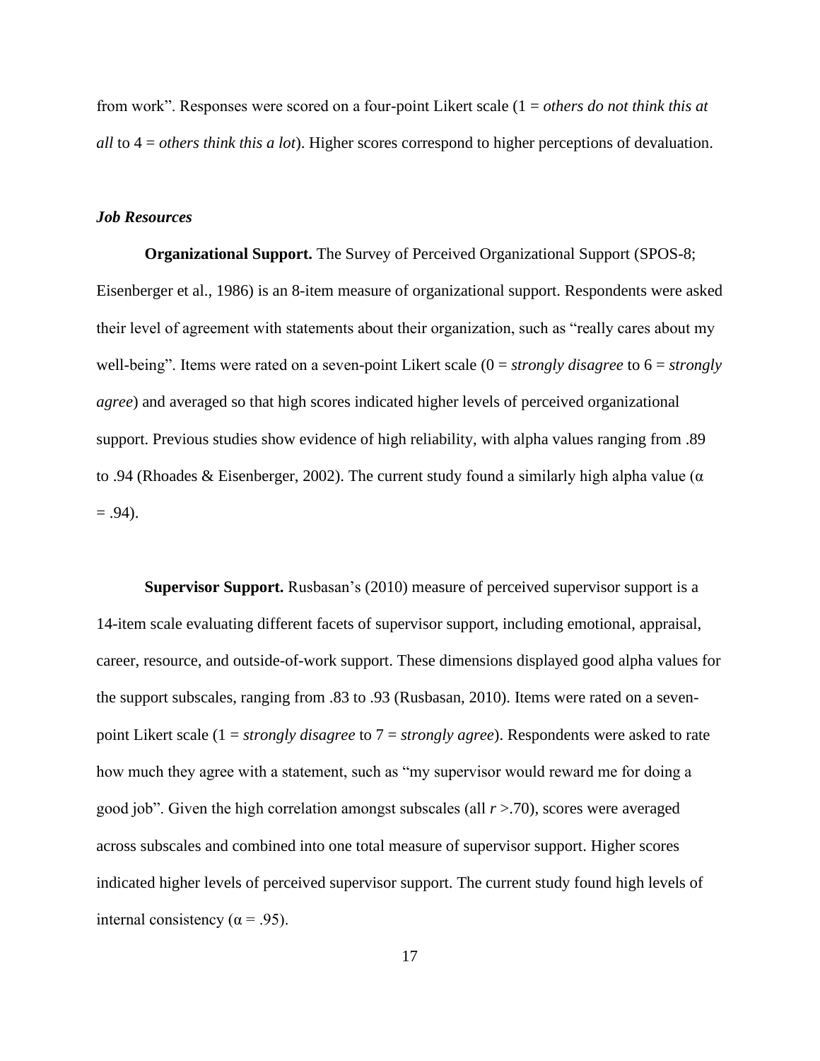from work". Responses were scored on a four-point Likert scale (1 = *others do not think this at all* to 4 = *others think this a lot*). Higher scores correspond to higher perceptions of devaluation.

### *Job Resources*

**Organizational Support.** The Survey of Perceived Organizational Support (SPOS-8; Eisenberger et al., 1986) is an 8-item measure of organizational support. Respondents were asked their level of agreement with statements about their organization, such as "really cares about my well-being". Items were rated on a seven-point Likert scale (0 = *strongly disagree* to 6 = *strongly agree*) and averaged so that high scores indicated higher levels of perceived organizational support. Previous studies show evidence of high reliability, with alpha values ranging from .89 to .94 (Rhoades & Eisenberger, 2002). The current study found a similarly high alpha value ($\alpha = .94$).

**Supervisor Support.** Rusbasan's (2010) measure of perceived supervisor support is a 14-item scale evaluating different facets of supervisor support, including emotional, appraisal, career, resource, and outside-of-work support. These dimensions displayed good alpha values for the support subscales, ranging from .83 to .93 (Rusbasan, 2010). Items were rated on a seven-point Likert scale (1 = *strongly disagree* to 7 = *strongly agree*). Respondents were asked to rate how much they agree with a statement, such as "my supervisor would reward me for doing a good job". Given the high correlation amongst subscales (all $r > .70$), scores were averaged across subscales and combined into one total measure of supervisor support. Higher scores indicated higher levels of perceived supervisor support. The current study found high levels of internal consistency ($\alpha = .95$).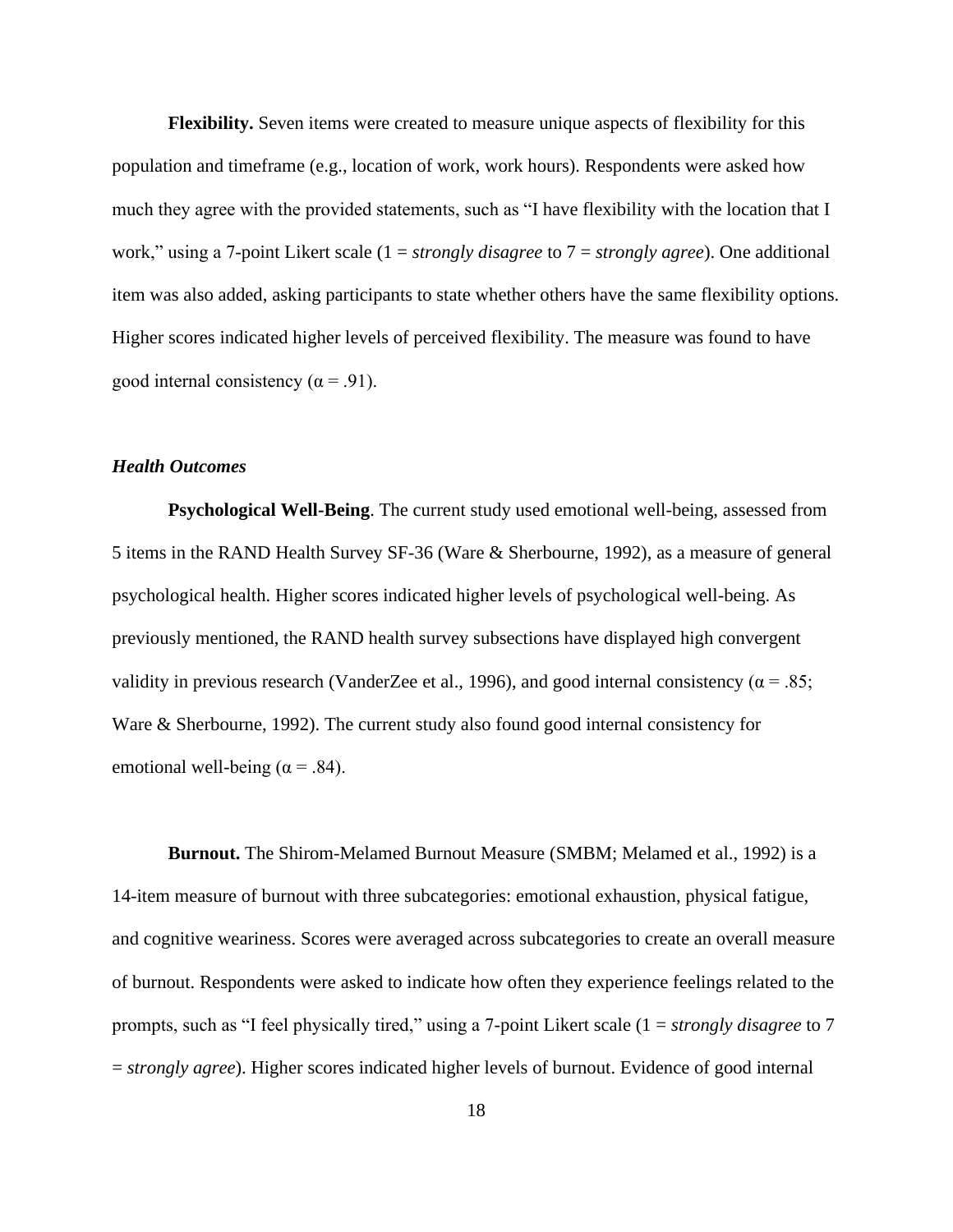**Flexibility.** Seven items were created to measure unique aspects of flexibility for this population and timeframe (e.g., location of work, work hours). Respondents were asked how much they agree with the provided statements, such as "I have flexibility with the location that I work," using a 7-point Likert scale (1 = *strongly disagree* to 7 = *strongly agree*). One additional item was also added, asking participants to state whether others have the same flexibility options. Higher scores indicated higher levels of perceived flexibility. The measure was found to have good internal consistency ($\alpha = .91$).

### *Health Outcomes*

**Psychological Well-Being**. The current study used emotional well-being, assessed from 5 items in the RAND Health Survey SF-36 (Ware & Sherbourne, 1992), as a measure of general psychological health. Higher scores indicated higher levels of psychological well-being. As previously mentioned, the RAND health survey subsections have displayed high convergent validity in previous research (VanderZee et al., 1996), and good internal consistency ($\alpha = .85$; Ware & Sherbourne, 1992). The current study also found good internal consistency for emotional well-being ($\alpha = .84$).

**Burnout.** The Shirom-Melamed Burnout Measure (SMBM; Melamed et al., 1992) is a 14-item measure of burnout with three subcategories: emotional exhaustion, physical fatigue, and cognitive weariness. Scores were averaged across subcategories to create an overall measure of burnout. Respondents were asked to indicate how often they experience feelings related to the prompts, such as "I feel physically tired," using a 7-point Likert scale (1 = *strongly disagree* to 7 = *strongly agree*). Higher scores indicated higher levels of burnout. Evidence of good internal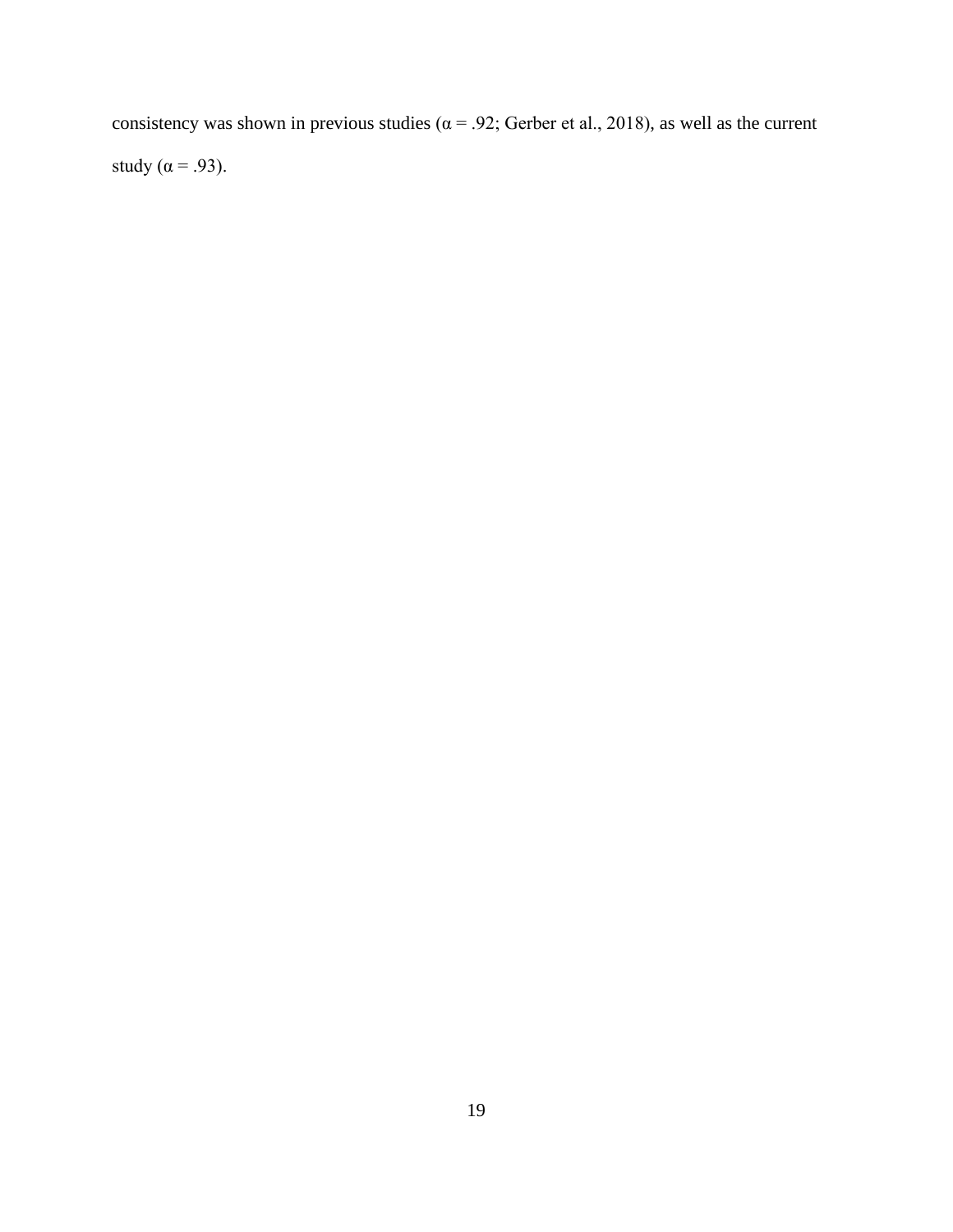consistency was shown in previous studies ($\alpha = .92$; Gerber et al., 2018), as well as the current study ($\alpha = .93$).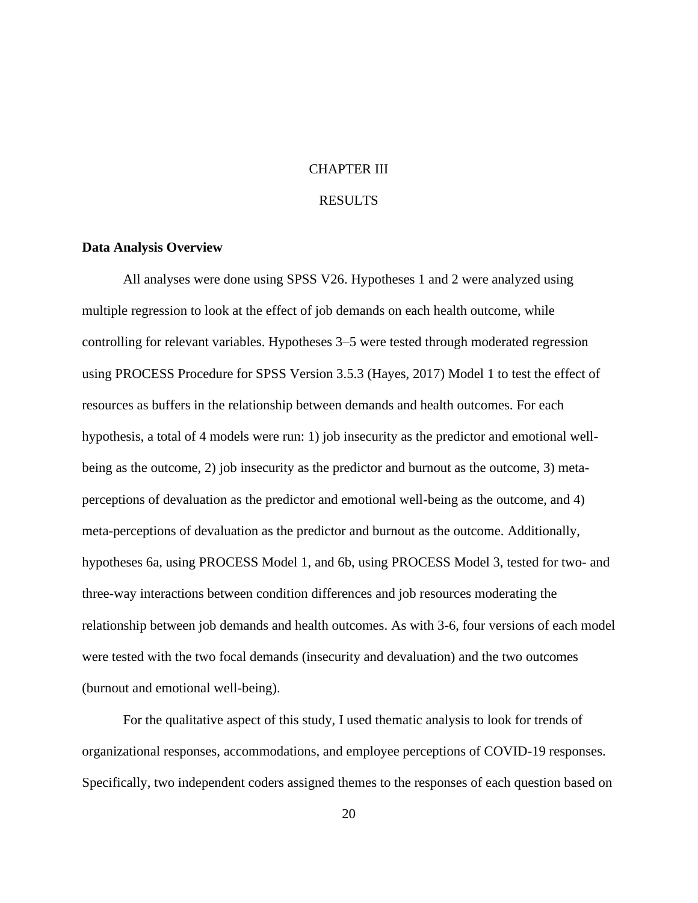# CHAPTER III

# RESULTS

**Data Analysis Overview**

All analyses were done using SPSS V26. Hypotheses 1 and 2 were analyzed using multiple regression to look at the effect of job demands on each health outcome, while controlling for relevant variables. Hypotheses 3–5 were tested through moderated regression using PROCESS Procedure for SPSS Version 3.5.3 (Hayes, 2017) Model 1 to test the effect of resources as buffers in the relationship between demands and health outcomes. For each hypothesis, a total of 4 models were run: 1) job insecurity as the predictor and emotional well-being as the outcome, 2) job insecurity as the predictor and burnout as the outcome, 3) meta-perceptions of devaluation as the predictor and emotional well-being as the outcome, and 4) meta-perceptions of devaluation as the predictor and burnout as the outcome. Additionally, hypotheses 6a, using PROCESS Model 1, and 6b, using PROCESS Model 3, tested for two- and three-way interactions between condition differences and job resources moderating the relationship between job demands and health outcomes. As with 3-6, four versions of each model were tested with the two focal demands (insecurity and devaluation) and the two outcomes (burnout and emotional well-being).

For the qualitative aspect of this study, I used thematic analysis to look for trends of organizational responses, accommodations, and employee perceptions of COVID-19 responses. Specifically, two independent coders assigned themes to the responses of each question based on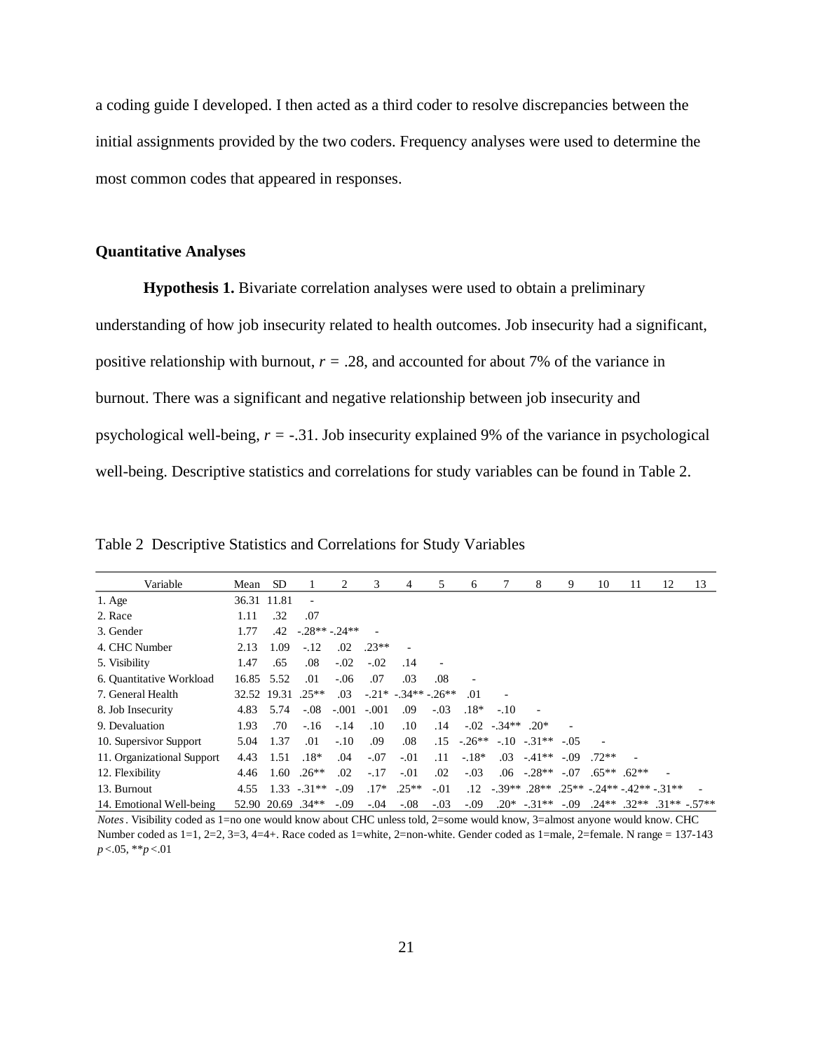a coding guide I developed. I then acted as a third coder to resolve discrepancies between the initial assignments provided by the two coders. Frequency analyses were used to determine the most common codes that appeared in responses.

### Quantitative Analyses

**Hypothesis 1.** Bivariate correlation analyses were used to obtain a preliminary understanding of how job insecurity related to health outcomes. Job insecurity had a significant, positive relationship with burnout, $r = .28$, and accounted for about 7% of the variance in burnout. There was a significant and negative relationship between job insecurity and psychological well-being, $r = -.31$. Job insecurity explained 9% of the variance in psychological well-being. Descriptive statistics and correlations for study variables can be found in Table 2.

Table 2 Descriptive Statistics and Correlations for Study Variables

| Variable | Mean | SD | 1 | 2 | 3 | 4 | 5 | 6 | 7 | 8 | 9 | 10 | 11 | 12 | 13 |
|---|---|---|---|---|---|---|---|---|---|---|---|---|---|---|---|
| 1. Age | 36.31 | 11.81 | - | | | | | | | | | | | | |
| 2. Race | 1.11 | .32 | .07 | | | | | | | | | | | | |
| 3. Gender | 1.77 | .42 | -.28** | -.24** | - | | | | | | | | | | |
| 4. CHC Number | 2.13 | 1.09 | -.12 | .02 | .23** | - | | | | | | | | | |
| 5. Visibility | 1.47 | .65 | .08 | -.02 | -.02 | .14 | - | | | | | | | | |
| 6. Quantitative Workload | 16.85 | 5.52 | .01 | -.06 | .07 | .03 | .08 | - | | | | | | | |
| 7. General Health | 32.52 | 19.31 | .25** | .03 | -.21* | -.34** | -.26** | .01 | - | | | | | | |
| 8. Job Insecurity | 4.83 | 5.74 | -.08 | -.001 | -.001 | .09 | -.03 | .18* | -.10 | - | | | | | |
| 9. Devaluation | 1.93 | .70 | -.16 | -.14 | .10 | .10 | .14 | -.02 | -.34** | .20* | - | | | | |
| 10. Supervisor Support | 5.04 | 1.37 | .01 | -.10 | .09 | .08 | .15 | -.26** | -.10 | -.31** | -.05 | - | | | |
| 11. Organizational Support | 4.43 | 1.51 | .18* | .04 | -.07 | -.01 | .11 | -.18* | .03 | -.41** | -.09 | .72** | - | | |
| 12. Flexibility | 4.46 | 1.60 | .26** | .02 | -.17 | -.01 | .02 | -.03 | .06 | -.28** | -.07 | .65** | .62** | - | |
| 13. Burnout | 4.55 | 1.33 | -.31** | -.09 | .17* | .25** | -.01 | .12 | -.39** | .28** | .25** | -.24** | -.42** | -.31** | - |
| 14. Emotional Well-being | 52.90 | 20.69 | .34** | -.09 | -.04 | -.08 | -.03 | -.09 | .20* | -.31** | -.09 | .24** | .32** | .31** | -.57** |

*Notes*. Visibility coded as 1=no one would know about CHC unless told, 2=some would know, 3=almost anyone would know. CHC Number coded as 1=1, 2=2, 3=3, 4=4+. Race coded as 1=white, 2=non-white. Gender coded as 1=male, 2=female. N range = 137-143 $p < .05$, $**p < .01$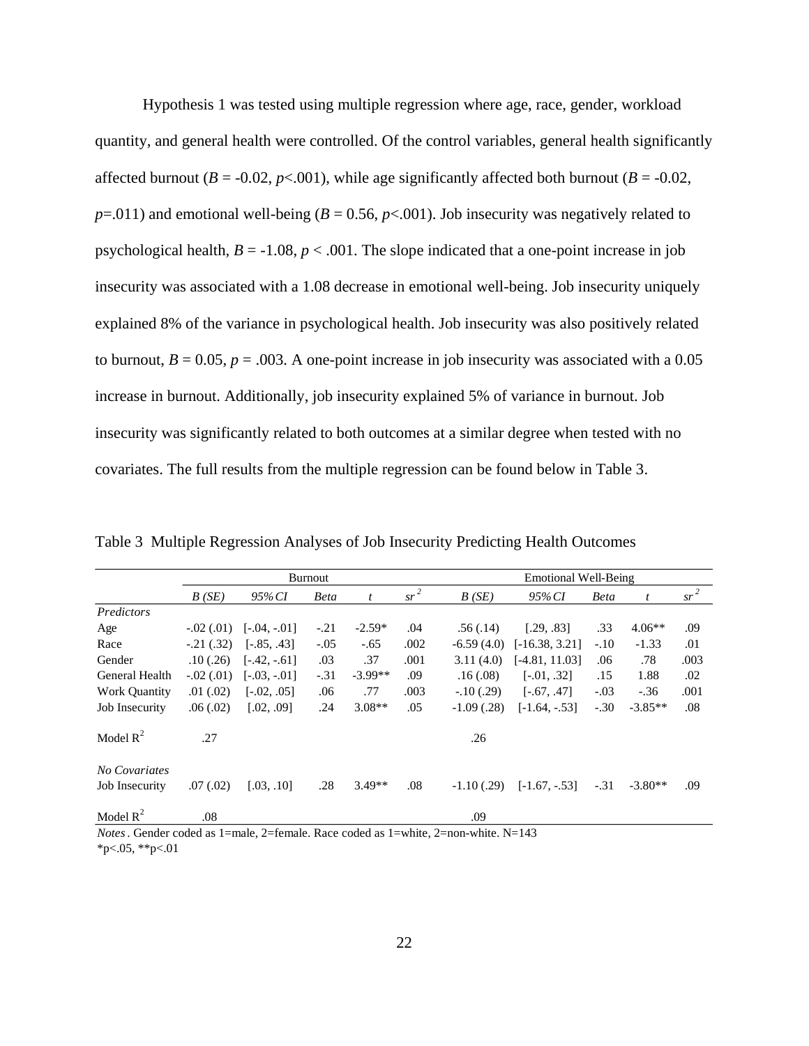Hypothesis 1 was tested using multiple regression where age, race, gender, workload quantity, and general health were controlled. Of the control variables, general health significantly affected burnout ($B$ = -0.02, $p$<.001), while age significantly affected both burnout ($B$ = -0.02, $p$=.011) and emotional well-being ($B$ = 0.56, $p$<.001). Job insecurity was negatively related to psychological health, $B$ = -1.08, $p$ < .001. The slope indicated that a one-point increase in job insecurity was associated with a 1.08 decrease in emotional well-being. Job insecurity uniquely explained 8% of the variance in psychological health. Job insecurity was also positively related to burnout, $B$ = 0.05, $p$ = .003. A one-point increase in job insecurity was associated with a 0.05 increase in burnout. Additionally, job insecurity explained 5% of variance in burnout. Job insecurity was significantly related to both outcomes at a similar degree when tested with no covariates. The full results from the multiple regression can be found below in Table 3.

Table 3 Multiple Regression Analyses of Job Insecurity Predicting Health Outcomes

| | Burnout | | | | | Emotional Well-Being | | | | |
|---|---|---|---|---|---|---|---|---|---|---|
| | *B (SE)* | *95% CI* | *Beta* | *t* | $sr^2$ | *B (SE)* | *95% CI* | *Beta* | *t* | $sr^2$ |
| *Predictors* | | | | | | | | | | |
| Age | -.02 (.01) | [-.04, -.01] | -.21 | -2.59* | .04 | .56 (.14) | [.29, .83] | .33 | 4.06** | .09 |
| Race | -.21 (.32) | [-.85, .43] | -.05 | -.65 | .002 | -6.59 (4.0) | [-16.38, 3.21] | -.10 | -1.33 | .01 |
| Gender | .10 (.26) | [-.42, -.61] | .03 | .37 | .001 | 3.11 (4.0) | [-4.81, 11.03] | .06 | .78 | .003 |
| General Health | -.02 (.01) | [-.03, -.01] | -.31 | -3.99** | .09 | .16 (.08) | [-.01, .32] | .15 | 1.88 | .02 |
| Work Quantity | .01 (.02) | [-.02, .05] | .06 | .77 | .003 | -.10 (.29) | [-.67, .47] | -.03 | -.36 | .001 |
| Job Insecurity | .06 (.02) | [.02, .09] | .24 | 3.08** | .05 | -1.09 (.28) | [-1.64, -.53] | -.30 | -3.85** | .08 |
| Model $R^2$ | .27 | | | | | .26 | | | | |
| *No Covariates* | | | | | | | | | | |
| Job Insecurity | .07 (.02) | [.03, .10] | .28 | 3.49** | .08 | -1.10 (.29) | [-1.67, -.53] | -.31 | -3.80** | .09 |
| Model $R^2$ | .08 | | | | | .09 | | | | |

*Notes*. Gender coded as 1=male, 2=female. Race coded as 1=white, 2=non-white. N=143
*p<.05, **p<.01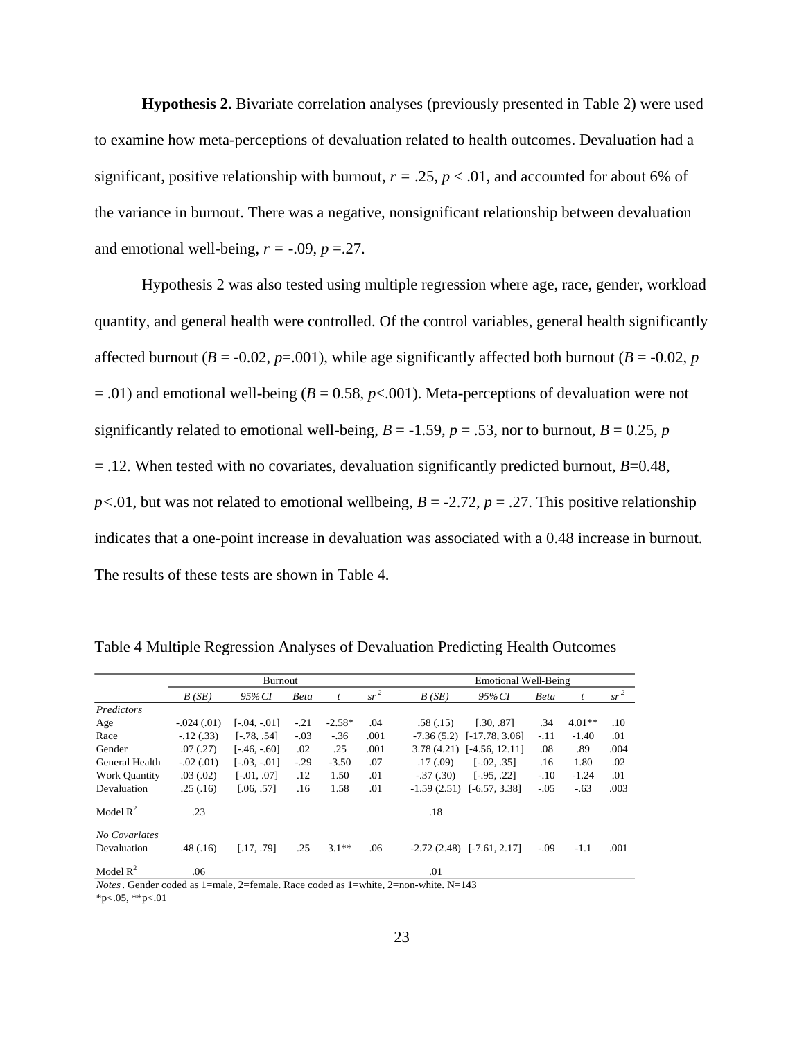**Hypothesis 2.** Bivariate correlation analyses (previously presented in Table 2) were used to examine how meta-perceptions of devaluation related to health outcomes. Devaluation had a significant, positive relationship with burnout, $r = .25$, $p < .01$, and accounted for about 6% of the variance in burnout. There was a negative, nonsignificant relationship between devaluation and emotional well-being, $r = -.09$, $p = .27$.

Hypothesis 2 was also tested using multiple regression where age, race, gender, workload quantity, and general health were controlled. Of the control variables, general health significantly affected burnout ($B = -0.02$, $p=.001$), while age significantly affected both burnout ($B = -0.02$, $p = .01$) and emotional well-being ($B = 0.58$, $p<.001$). Meta-perceptions of devaluation were not significantly related to emotional well-being, $B = -1.59$, $p = .53$, nor to burnout, $B = 0.25$, $p = .12$. When tested with no covariates, devaluation significantly predicted burnout, $B=0.48$, $p<.01$, but was not related to emotional wellbeing, $B = -2.72$, $p = .27$. This positive relationship indicates that a one-point increase in devaluation was associated with a 0.48 increase in burnout. The results of these tests are shown in Table 4.

Table 4 Multiple Regression Analyses of Devaluation Predicting Health Outcomes

| | Burnout | | | | | Emotional Well-Being | | | | |
|---|---|---|---|---|---|---|---|---|---|---|
| | *B (SE)* | *95% CI* | *Beta* | *t* | $sr^2$ | *B (SE)* | *95% CI* | *Beta* | *t* | $sr^2$ |
| *Predictors* | | | | | | | | | | |
| Age | -.024 (.01) | [-.04, -.01] | -.21 | -2.58* | .04 | .58 (.15) | [.30, .87] | .34 | 4.01** | .10 |
| Race | -.12 (.33) | [-.78, .54] | -.03 | -.36 | .001 | -7.36 (5.2) | [-17.78, 3.06] | -.11 | -1.40 | .01 |
| Gender | .07 (.27) | [-.46, -.60] | .02 | .25 | .001 | 3.78 (4.21) | [-4.56, 12.11] | .08 | .89 | .004 |
| General Health | -.02 (.01) | [-.03, -.01] | -.29 | -3.50 | .07 | .17 (.09) | [-.02, .35] | .16 | 1.80 | .02 |
| Work Quantity | .03 (.02) | [-.01, .07] | .12 | 1.50 | .01 | -.37 (.30) | [-.95, .22] | -.10 | -1.24 | .01 |
| Devaluation | .25 (.16) | [.06, .57] | .16 | 1.58 | .01 | -1.59 (2.51) | [-6.57, 3.38] | -.05 | -.63 | .003 |
| Model $R^2$ | .23 | | | | | .18 | | | | |
| *No Covariates* | | | | | | | | | | |
| Devaluation | .48 (.16) | [.17, .79] | .25 | 3.1** | .06 | -2.72 (2.48) | [-7.61, 2.17] | -.09 | -1.1 | .001 |
| Model $R^2$ | .06 | | | | | .01 | | | | |

*Notes*. Gender coded as 1=male, 2=female. Race coded as 1=white, 2=non-white. N=143

*p<.05, **p<.01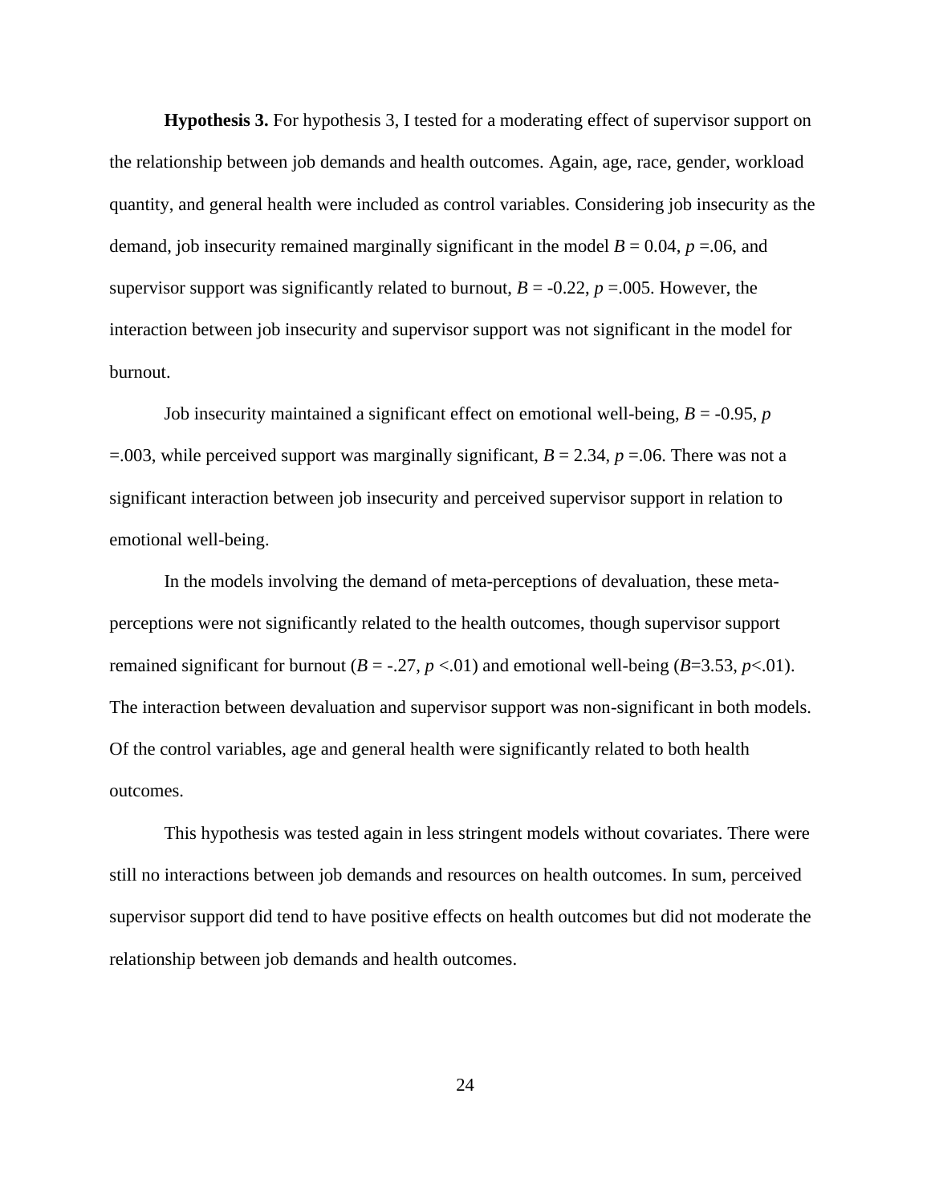**Hypothesis 3.** For hypothesis 3, I tested for a moderating effect of supervisor support on the relationship between job demands and health outcomes. Again, age, race, gender, workload quantity, and general health were included as control variables. Considering job insecurity as the demand, job insecurity remained marginally significant in the model $B = 0.04$, $p = .06$, and supervisor support was significantly related to burnout, $B = -0.22$, $p = .005$. However, the interaction between job insecurity and supervisor support was not significant in the model for burnout.

Job insecurity maintained a significant effect on emotional well-being, $B = -0.95$, $p = .003$, while perceived support was marginally significant, $B = 2.34$, $p = .06$. There was not a significant interaction between job insecurity and perceived supervisor support in relation to emotional well-being.

In the models involving the demand of meta-perceptions of devaluation, these meta-perceptions were not significantly related to the health outcomes, though supervisor support remained significant for burnout ($B = -.27$, $p < .01$) and emotional well-being ($B = 3.53$, $p < .01$). The interaction between devaluation and supervisor support was non-significant in both models. Of the control variables, age and general health were significantly related to both health outcomes.

This hypothesis was tested again in less stringent models without covariates. There were still no interactions between job demands and resources on health outcomes. In sum, perceived supervisor support did tend to have positive effects on health outcomes but did not moderate the relationship between job demands and health outcomes.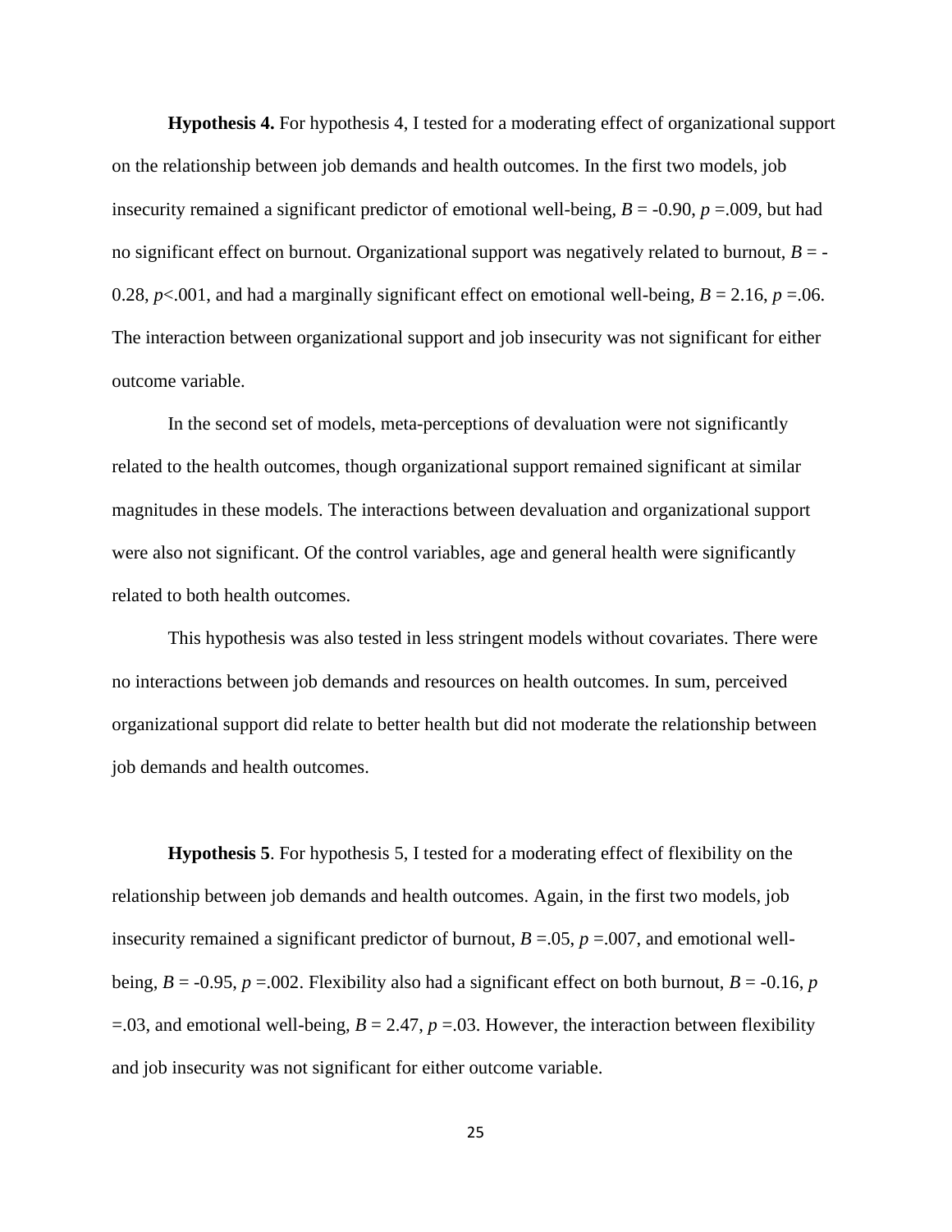**Hypothesis 4.** For hypothesis 4, I tested for a moderating effect of organizational support on the relationship between job demands and health outcomes. In the first two models, job insecurity remained a significant predictor of emotional well-being, $B = -0.90$, $p = .009$, but had no significant effect on burnout. Organizational support was negatively related to burnout, $B = -0.28$, $p < .001$, and had a marginally significant effect on emotional well-being, $B = 2.16$, $p = .06$. The interaction between organizational support and job insecurity was not significant for either outcome variable.

In the second set of models, meta-perceptions of devaluation were not significantly related to the health outcomes, though organizational support remained significant at similar magnitudes in these models. The interactions between devaluation and organizational support were also not significant. Of the control variables, age and general health were significantly related to both health outcomes.

This hypothesis was also tested in less stringent models without covariates. There were no interactions between job demands and resources on health outcomes. In sum, perceived organizational support did relate to better health but did not moderate the relationship between job demands and health outcomes.

**Hypothesis 5**. For hypothesis 5, I tested for a moderating effect of flexibility on the relationship between job demands and health outcomes. Again, in the first two models, job insecurity remained a significant predictor of burnout, $B = .05$, $p = .007$, and emotional well-being, $B = -0.95$, $p = .002$. Flexibility also had a significant effect on both burnout, $B = -0.16$, $p = .03$, and emotional well-being, $B = 2.47$, $p = .03$. However, the interaction between flexibility and job insecurity was not significant for either outcome variable.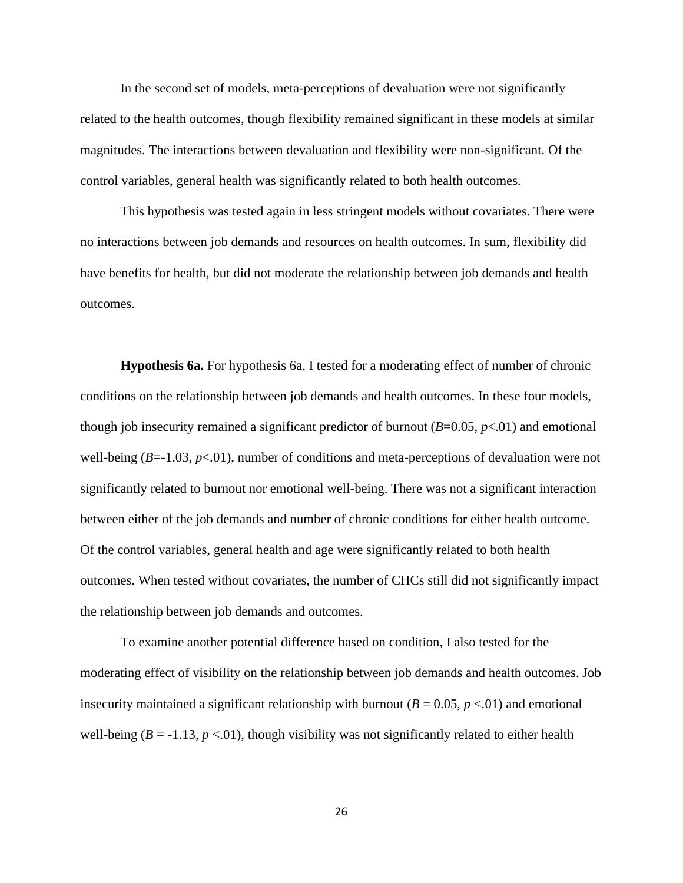In the second set of models, meta-perceptions of devaluation were not significantly related to the health outcomes, though flexibility remained significant in these models at similar magnitudes. The interactions between devaluation and flexibility were non-significant. Of the control variables, general health was significantly related to both health outcomes.

This hypothesis was tested again in less stringent models without covariates. There were no interactions between job demands and resources on health outcomes. In sum, flexibility did have benefits for health, but did not moderate the relationship between job demands and health outcomes.

**Hypothesis 6a.** For hypothesis 6a, I tested for a moderating effect of number of chronic conditions on the relationship between job demands and health outcomes. In these four models, though job insecurity remained a significant predictor of burnout ($B$=0.05, $p$<.01) and emotional well-being ($B$=-1.03, $p$<.01), number of conditions and meta-perceptions of devaluation were not significantly related to burnout nor emotional well-being. There was not a significant interaction between either of the job demands and number of chronic conditions for either health outcome. Of the control variables, general health and age were significantly related to both health outcomes. When tested without covariates, the number of CHCs still did not significantly impact the relationship between job demands and outcomes.

To examine another potential difference based on condition, I also tested for the moderating effect of visibility on the relationship between job demands and health outcomes. Job insecurity maintained a significant relationship with burnout ($B$ = 0.05, $p$ <.01) and emotional well-being ($B$ = -1.13, $p$ <.01), though visibility was not significantly related to either health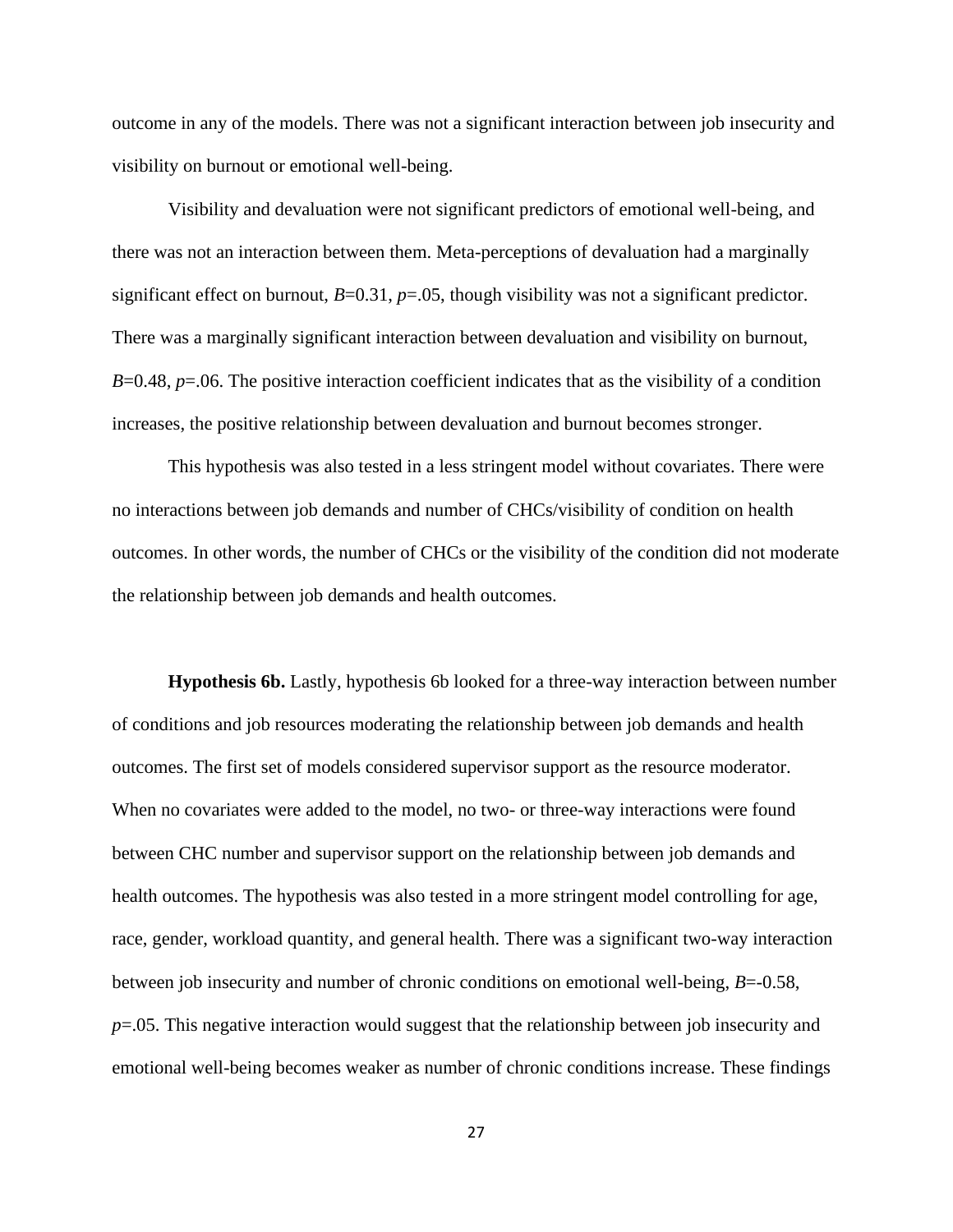outcome in any of the models. There was not a significant interaction between job insecurity and visibility on burnout or emotional well-being.

Visibility and devaluation were not significant predictors of emotional well-being, and there was not an interaction between them. Meta-perceptions of devaluation had a marginally significant effect on burnout, $B$=0.31, $p$=.05, though visibility was not a significant predictor. There was a marginally significant interaction between devaluation and visibility on burnout, $B$=0.48, $p$=.06. The positive interaction coefficient indicates that as the visibility of a condition increases, the positive relationship between devaluation and burnout becomes stronger.

This hypothesis was also tested in a less stringent model without covariates. There were no interactions between job demands and number of CHCs/visibility of condition on health outcomes. In other words, the number of CHCs or the visibility of the condition did not moderate the relationship between job demands and health outcomes.

**Hypothesis 6b.** Lastly, hypothesis 6b looked for a three-way interaction between number of conditions and job resources moderating the relationship between job demands and health outcomes. The first set of models considered supervisor support as the resource moderator. When no covariates were added to the model, no two- or three-way interactions were found between CHC number and supervisor support on the relationship between job demands and health outcomes. The hypothesis was also tested in a more stringent model controlling for age, race, gender, workload quantity, and general health. There was a significant two-way interaction between job insecurity and number of chronic conditions on emotional well-being, $B$=-0.58, $p$=.05. This negative interaction would suggest that the relationship between job insecurity and emotional well-being becomes weaker as number of chronic conditions increase. These findings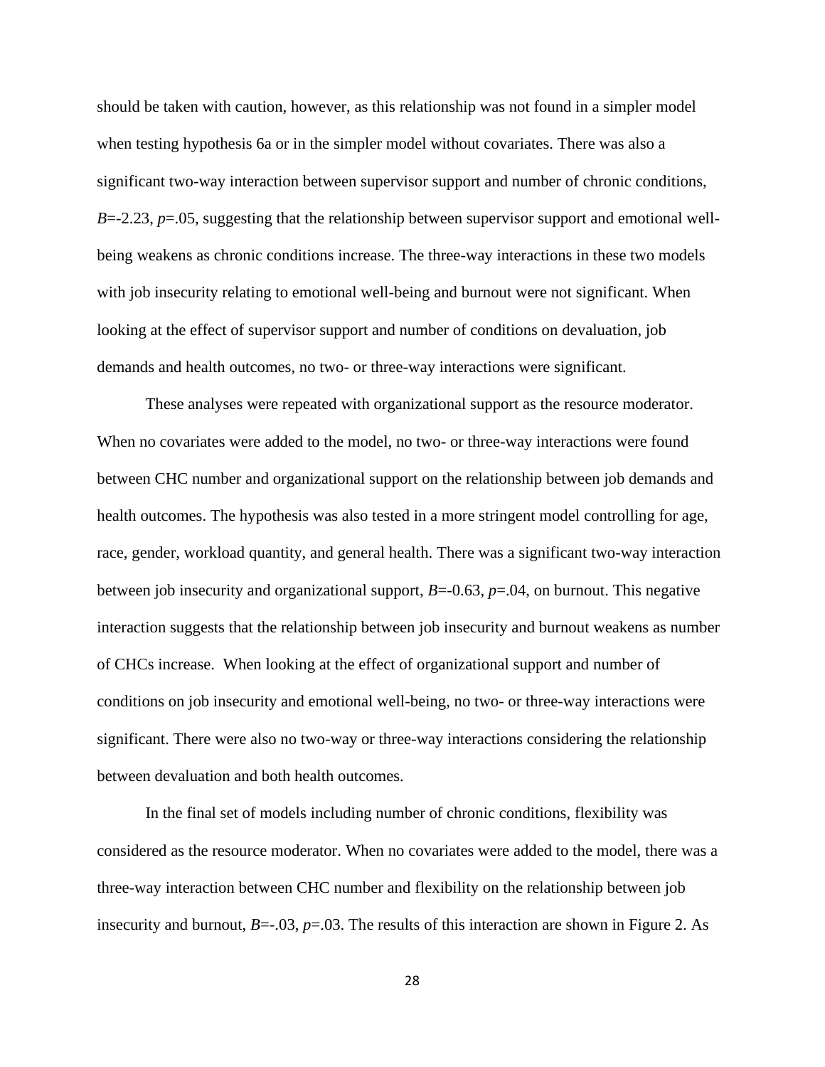should be taken with caution, however, as this relationship was not found in a simpler model when testing hypothesis 6a or in the simpler model without covariates. There was also a significant two-way interaction between supervisor support and number of chronic conditions, $B$=-2.23, $p$=.05, suggesting that the relationship between supervisor support and emotional well-being weakens as chronic conditions increase. The three-way interactions in these two models with job insecurity relating to emotional well-being and burnout were not significant. When looking at the effect of supervisor support and number of conditions on devaluation, job demands and health outcomes, no two- or three-way interactions were significant.

These analyses were repeated with organizational support as the resource moderator. When no covariates were added to the model, no two- or three-way interactions were found between CHC number and organizational support on the relationship between job demands and health outcomes. The hypothesis was also tested in a more stringent model controlling for age, race, gender, workload quantity, and general health. There was a significant two-way interaction between job insecurity and organizational support, $B$=-0.63, $p$=.04, on burnout. This negative interaction suggests that the relationship between job insecurity and burnout weakens as number of CHCs increase. When looking at the effect of organizational support and number of conditions on job insecurity and emotional well-being, no two- or three-way interactions were significant. There were also no two-way or three-way interactions considering the relationship between devaluation and both health outcomes.

In the final set of models including number of chronic conditions, flexibility was considered as the resource moderator. When no covariates were added to the model, there was a three-way interaction between CHC number and flexibility on the relationship between job insecurity and burnout, $B$=-.03, $p$=.03. The results of this interaction are shown in Figure 2. As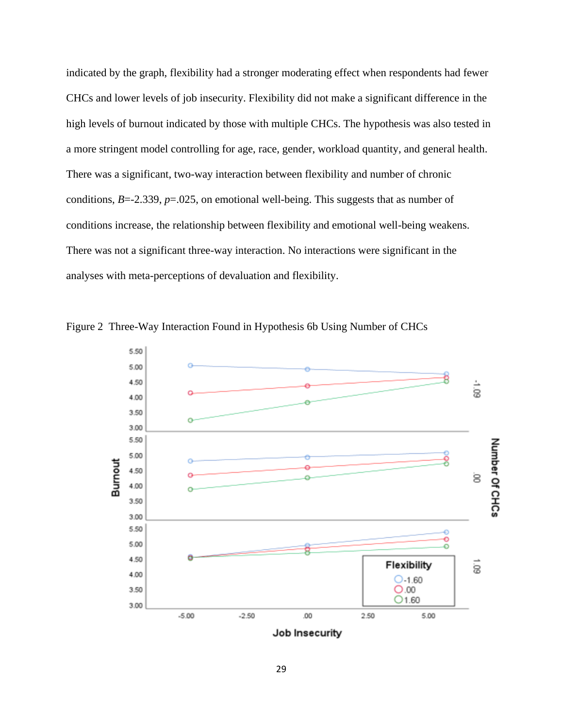indicated by the graph, flexibility had a stronger moderating effect when respondents had fewer CHCs and lower levels of job insecurity. Flexibility did not make a significant difference in the high levels of burnout indicated by those with multiple CHCs. The hypothesis was also tested in a more stringent model controlling for age, race, gender, workload quantity, and general health. There was a significant, two-way interaction between flexibility and number of chronic conditions, $B$=-2.339, $p$=.025, on emotional well-being. This suggests that as number of conditions increase, the relationship between flexibility and emotional well-being weakens. There was not a significant three-way interaction. No interactions were significant in the analyses with meta-perceptions of devaluation and flexibility.

Figure 2 Three-Way Interaction Found in Hypothesis 6b Using Number of CHCs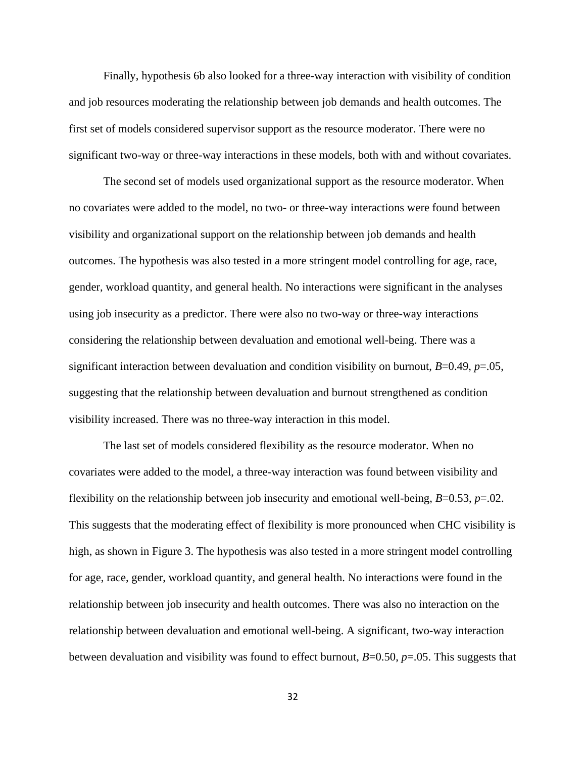Finally, hypothesis 6b also looked for a three-way interaction with visibility of condition and job resources moderating the relationship between job demands and health outcomes. The first set of models considered supervisor support as the resource moderator. There were no significant two-way or three-way interactions in these models, both with and without covariates.

The second set of models used organizational support as the resource moderator. When no covariates were added to the model, no two- or three-way interactions were found between visibility and organizational support on the relationship between job demands and health outcomes. The hypothesis was also tested in a more stringent model controlling for age, race, gender, workload quantity, and general health. No interactions were significant in the analyses using job insecurity as a predictor. There were also no two-way or three-way interactions considering the relationship between devaluation and emotional well-being. There was a significant interaction between devaluation and condition visibility on burnout, $B=0.49$, $p=.05$, suggesting that the relationship between devaluation and burnout strengthened as condition visibility increased. There was no three-way interaction in this model.

The last set of models considered flexibility as the resource moderator. When no covariates were added to the model, a three-way interaction was found between visibility and flexibility on the relationship between job insecurity and emotional well-being, $B=0.53$, $p=.02$. This suggests that the moderating effect of flexibility is more pronounced when CHC visibility is high, as shown in Figure 3. The hypothesis was also tested in a more stringent model controlling for age, race, gender, workload quantity, and general health. No interactions were found in the relationship between job insecurity and health outcomes. There was also no interaction on the relationship between devaluation and emotional well-being. A significant, two-way interaction between devaluation and visibility was found to effect burnout, $B=0.50$, $p=.05$. This suggests that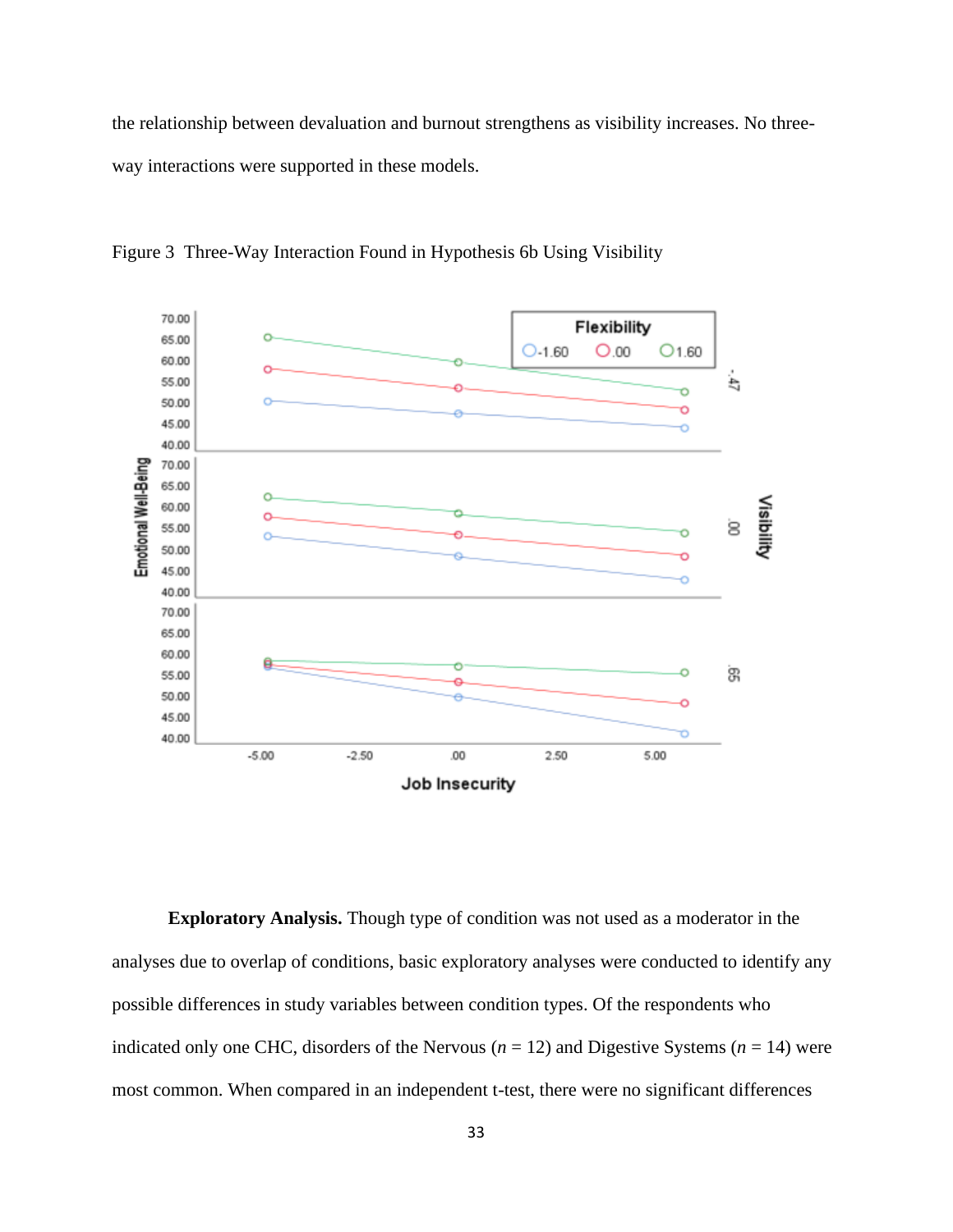the relationship between devaluation and burnout strengthens as visibility increases. No three-way interactions were supported in these models.

Figure 3 Three-Way Interaction Found in Hypothesis 6b Using Visibility

**Exploratory Analysis.** Though type of condition was not used as a moderator in the analyses due to overlap of conditions, basic exploratory analyses were conducted to identify any possible differences in study variables between condition types. Of the respondents who indicated only one CHC, disorders of the Nervous (*n* = 12) and Digestive Systems (*n* = 14) were most common. When compared in an independent t-test, there were no significant differences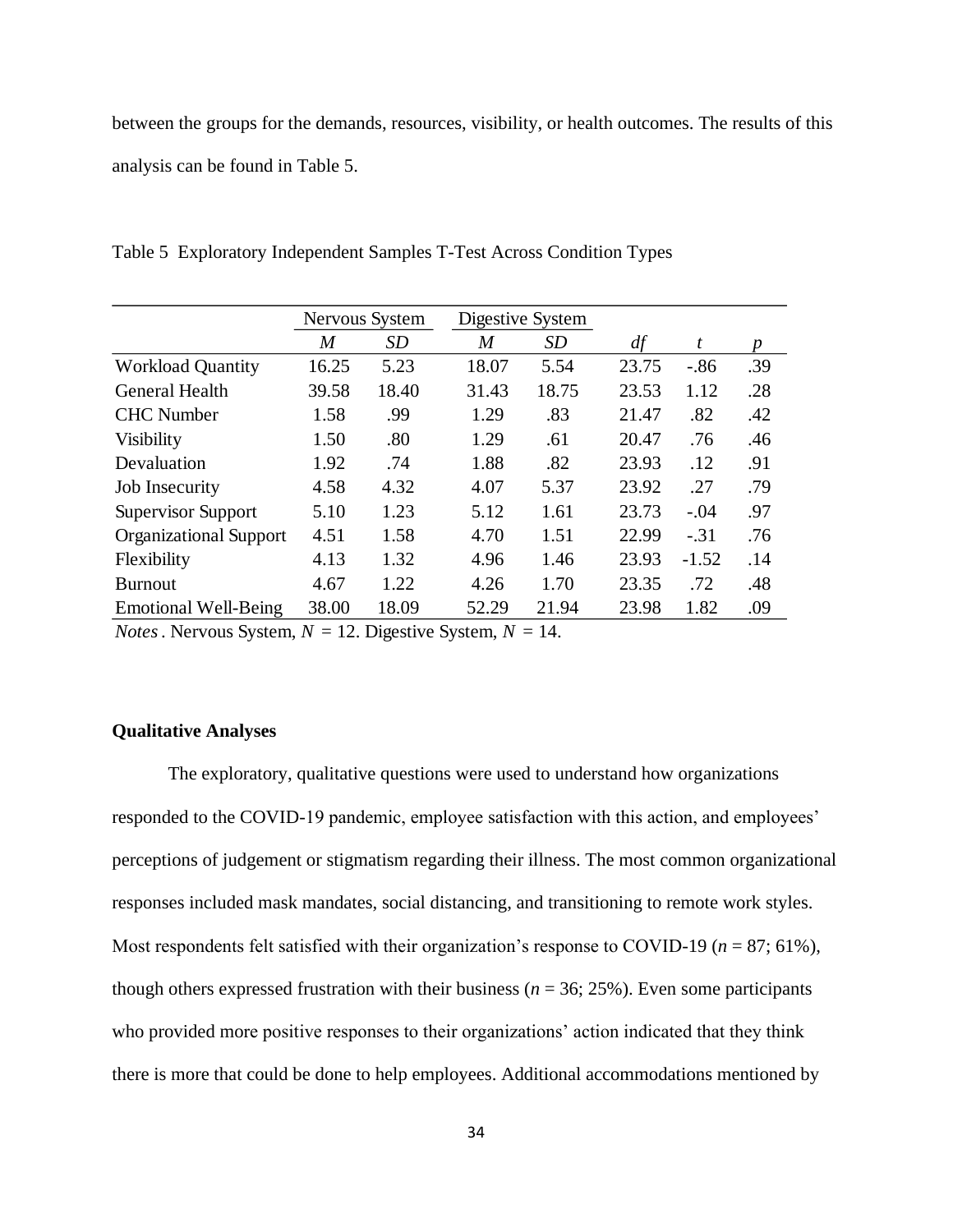between the groups for the demands, resources, visibility, or health outcomes. The results of this analysis can be found in Table 5.

Table 5 Exploratory Independent Samples T-Test Across Condition Types

| | Nervous System | | Digestive System | | | | |
|---|---|---|---|---|---|---|---|
| | *M* | *SD* | *M* | *SD* | *df* | *t* | *p* |
| Workload Quantity | 16.25 | 5.23 | 18.07 | 5.54 | 23.75 | -.86 | .39 |
| General Health | 39.58 | 18.40 | 31.43 | 18.75 | 23.53 | 1.12 | .28 |
| CHC Number | 1.58 | .99 | 1.29 | .83 | 21.47 | .82 | .42 |
| Visibility | 1.50 | .80 | 1.29 | .61 | 20.47 | .76 | .46 |
| Devaluation | 1.92 | .74 | 1.88 | .82 | 23.93 | .12 | .91 |
| Job Insecurity | 4.58 | 4.32 | 4.07 | 5.37 | 23.92 | .27 | .79 |
| Supervisor Support | 5.10 | 1.23 | 5.12 | 1.61 | 23.73 | -.04 | .97 |
| Organizational Support | 4.51 | 1.58 | 4.70 | 1.51 | 22.99 | -.31 | .76 |
| Flexibility | 4.13 | 1.32 | 4.96 | 1.46 | 23.93 | -1.52 | .14 |
| Burnout | 4.67 | 1.22 | 4.26 | 1.70 | 23.35 | .72 | .48 |
| Emotional Well-Being | 38.00 | 18.09 | 52.29 | 21.94 | 23.98 | 1.82 | .09 |

*Notes*. Nervous System, $N = 12$. Digestive System, $N = 14$.

**Qualitative Analyses**

The exploratory, qualitative questions were used to understand how organizations responded to the COVID-19 pandemic, employee satisfaction with this action, and employees' perceptions of judgement or stigmatism regarding their illness. The most common organizational responses included mask mandates, social distancing, and transitioning to remote work styles. Most respondents felt satisfied with their organization's response to COVID-19 ($n = 87$; 61%), though others expressed frustration with their business ($n = 36$; 25%). Even some participants who provided more positive responses to their organizations' action indicated that they think there is more that could be done to help employees. Additional accommodations mentioned by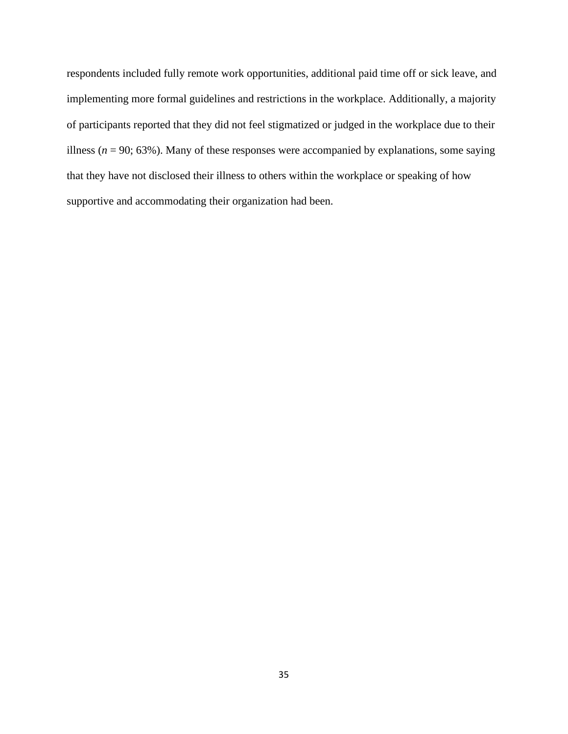respondents included fully remote work opportunities, additional paid time off or sick leave, and implementing more formal guidelines and restrictions in the workplace. Additionally, a majority of participants reported that they did not feel stigmatized or judged in the workplace due to their illness ($n$ = 90; 63%). Many of these responses were accompanied by explanations, some saying that they have not disclosed their illness to others within the workplace or speaking of how supportive and accommodating their organization had been.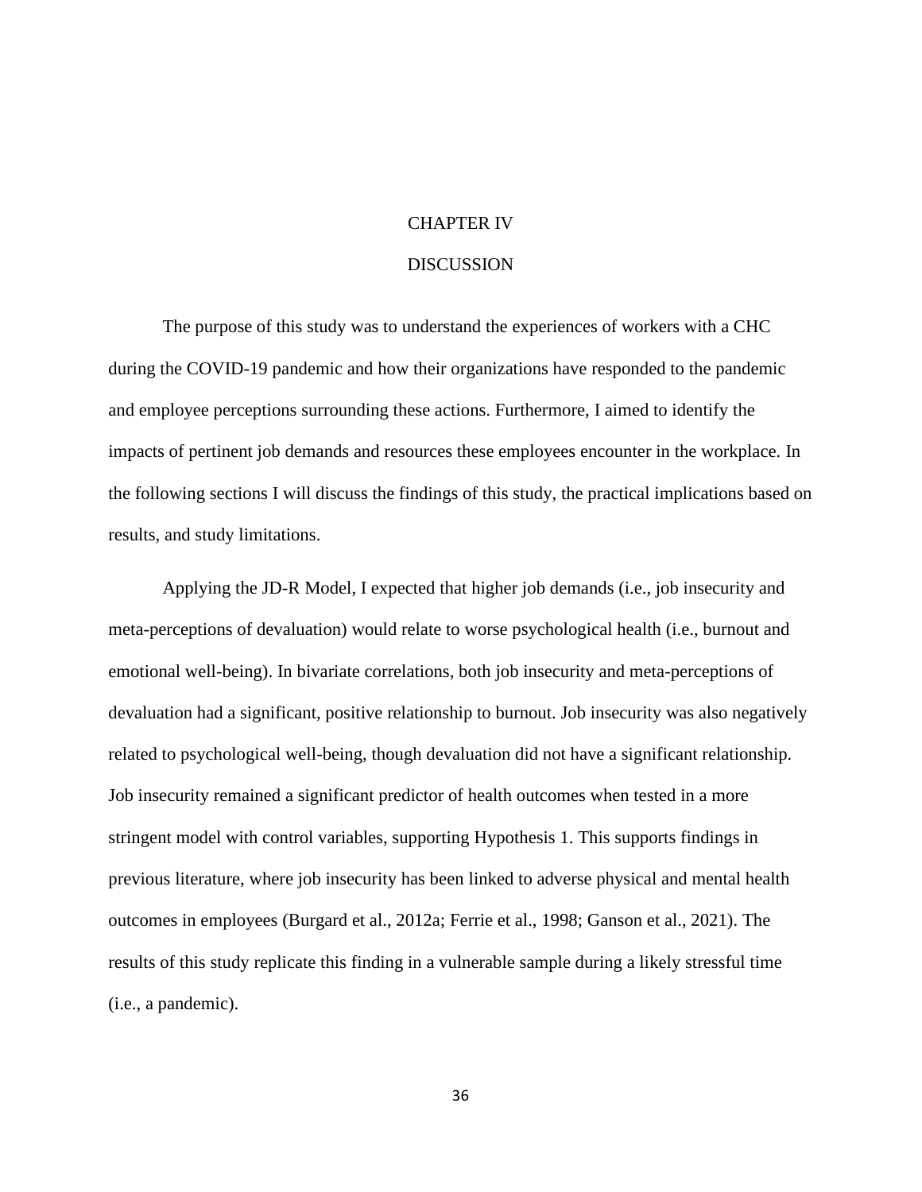# CHAPTER IV

# DISCUSSION

The purpose of this study was to understand the experiences of workers with a CHC during the COVID-19 pandemic and how their organizations have responded to the pandemic and employee perceptions surrounding these actions. Furthermore, I aimed to identify the impacts of pertinent job demands and resources these employees encounter in the workplace. In the following sections I will discuss the findings of this study, the practical implications based on results, and study limitations.

Applying the JD-R Model, I expected that higher job demands (i.e., job insecurity and meta-perceptions of devaluation) would relate to worse psychological health (i.e., burnout and emotional well-being). In bivariate correlations, both job insecurity and meta-perceptions of devaluation had a significant, positive relationship to burnout. Job insecurity was also negatively related to psychological well-being, though devaluation did not have a significant relationship. Job insecurity remained a significant predictor of health outcomes when tested in a more stringent model with control variables, supporting Hypothesis 1. This supports findings in previous literature, where job insecurity has been linked to adverse physical and mental health outcomes in employees (Burgard et al., 2012a; Ferrie et al., 1998; Ganson et al., 2021). The results of this study replicate this finding in a vulnerable sample during a likely stressful time (i.e., a pandemic).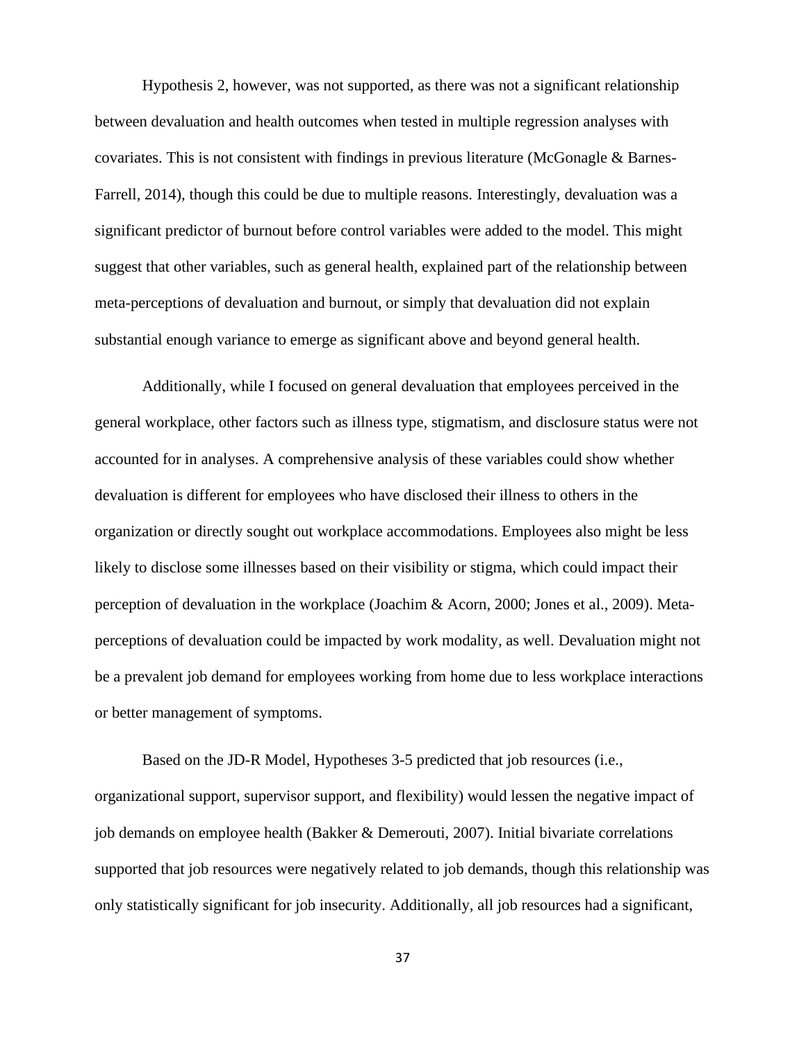Hypothesis 2, however, was not supported, as there was not a significant relationship between devaluation and health outcomes when tested in multiple regression analyses with covariates. This is not consistent with findings in previous literature (McGonagle & Barnes-Farrell, 2014), though this could be due to multiple reasons. Interestingly, devaluation was a significant predictor of burnout before control variables were added to the model. This might suggest that other variables, such as general health, explained part of the relationship between meta-perceptions of devaluation and burnout, or simply that devaluation did not explain substantial enough variance to emerge as significant above and beyond general health.

Additionally, while I focused on general devaluation that employees perceived in the general workplace, other factors such as illness type, stigmatism, and disclosure status were not accounted for in analyses. A comprehensive analysis of these variables could show whether devaluation is different for employees who have disclosed their illness to others in the organization or directly sought out workplace accommodations. Employees also might be less likely to disclose some illnesses based on their visibility or stigma, which could impact their perception of devaluation in the workplace (Joachim & Acorn, 2000; Jones et al., 2009). Meta-perceptions of devaluation could be impacted by work modality, as well. Devaluation might not be a prevalent job demand for employees working from home due to less workplace interactions or better management of symptoms.

Based on the JD-R Model, Hypotheses 3-5 predicted that job resources (i.e., organizational support, supervisor support, and flexibility) would lessen the negative impact of job demands on employee health (Bakker & Demerouti, 2007). Initial bivariate correlations supported that job resources were negatively related to job demands, though this relationship was only statistically significant for job insecurity. Additionally, all job resources had a significant,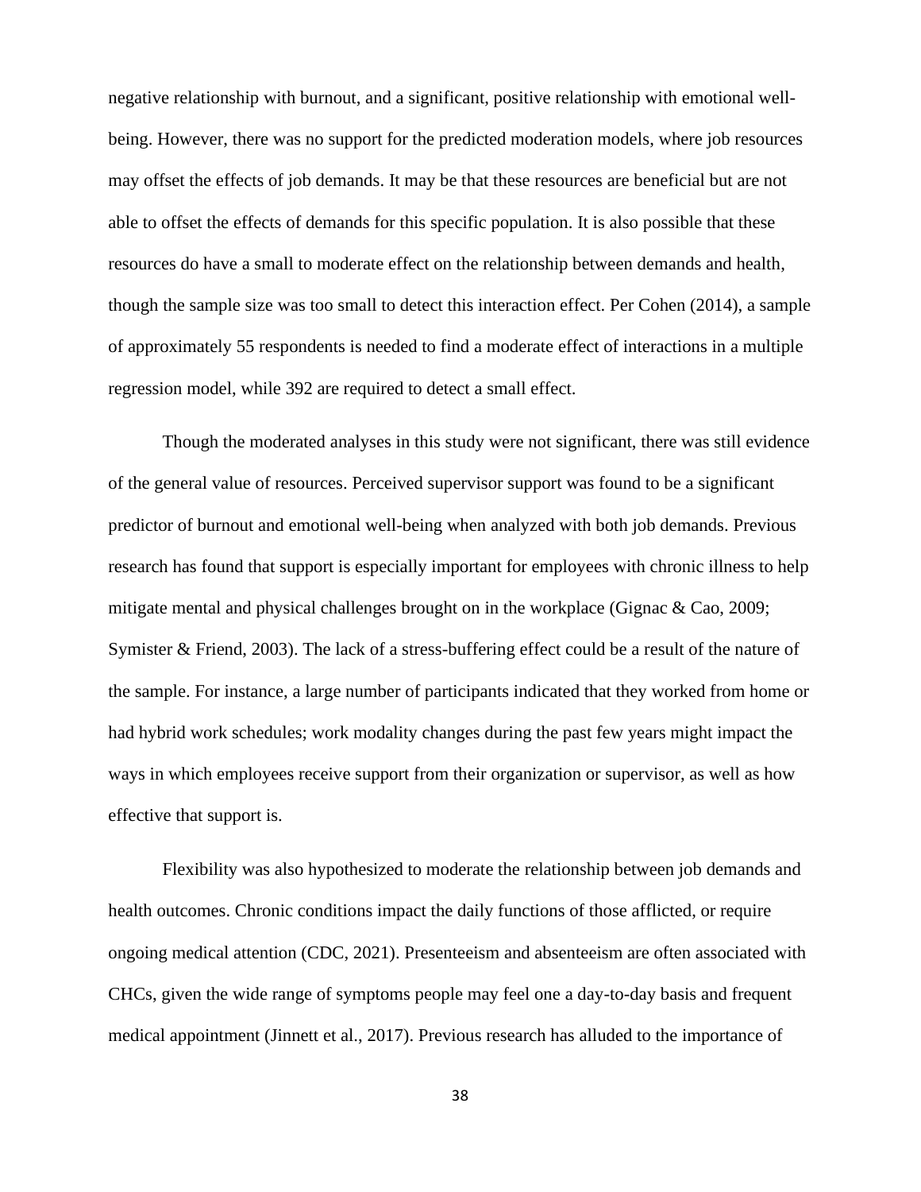negative relationship with burnout, and a significant, positive relationship with emotional well-being. However, there was no support for the predicted moderation models, where job resources may offset the effects of job demands. It may be that these resources are beneficial but are not able to offset the effects of demands for this specific population. It is also possible that these resources do have a small to moderate effect on the relationship between demands and health, though the sample size was too small to detect this interaction effect. Per Cohen (2014), a sample of approximately 55 respondents is needed to find a moderate effect of interactions in a multiple regression model, while 392 are required to detect a small effect.

Though the moderated analyses in this study were not significant, there was still evidence of the general value of resources. Perceived supervisor support was found to be a significant predictor of burnout and emotional well-being when analyzed with both job demands. Previous research has found that support is especially important for employees with chronic illness to help mitigate mental and physical challenges brought on in the workplace (Gignac & Cao, 2009; Symister & Friend, 2003). The lack of a stress-buffering effect could be a result of the nature of the sample. For instance, a large number of participants indicated that they worked from home or had hybrid work schedules; work modality changes during the past few years might impact the ways in which employees receive support from their organization or supervisor, as well as how effective that support is.

Flexibility was also hypothesized to moderate the relationship between job demands and health outcomes. Chronic conditions impact the daily functions of those afflicted, or require ongoing medical attention (CDC, 2021). Presenteeism and absenteeism are often associated with CHCs, given the wide range of symptoms people may feel one a day-to-day basis and frequent medical appointment (Jinnett et al., 2017). Previous research has alluded to the importance of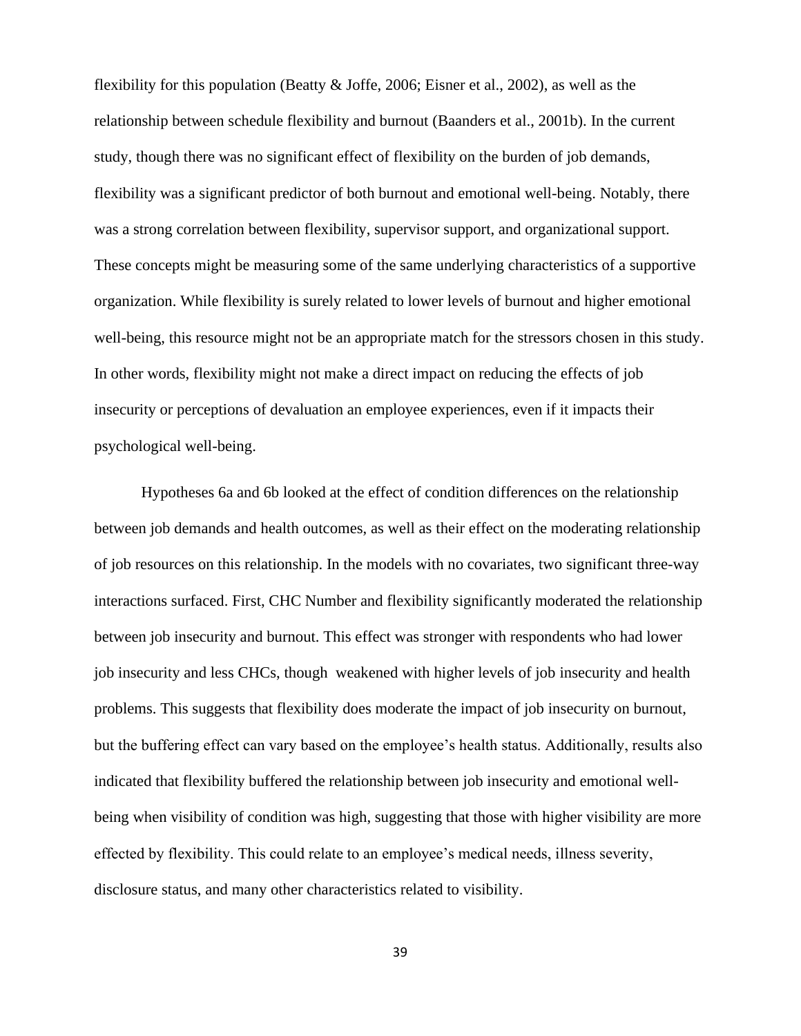flexibility for this population (Beatty & Joffe, 2006; Eisner et al., 2002), as well as the relationship between schedule flexibility and burnout (Baanders et al., 2001b). In the current study, though there was no significant effect of flexibility on the burden of job demands, flexibility was a significant predictor of both burnout and emotional well-being. Notably, there was a strong correlation between flexibility, supervisor support, and organizational support. These concepts might be measuring some of the same underlying characteristics of a supportive organization. While flexibility is surely related to lower levels of burnout and higher emotional well-being, this resource might not be an appropriate match for the stressors chosen in this study. In other words, flexibility might not make a direct impact on reducing the effects of job insecurity or perceptions of devaluation an employee experiences, even if it impacts their psychological well-being.

Hypotheses 6a and 6b looked at the effect of condition differences on the relationship between job demands and health outcomes, as well as their effect on the moderating relationship of job resources on this relationship. In the models with no covariates, two significant three-way interactions surfaced. First, CHC Number and flexibility significantly moderated the relationship between job insecurity and burnout. This effect was stronger with respondents who had lower job insecurity and less CHCs, though weakened with higher levels of job insecurity and health problems. This suggests that flexibility does moderate the impact of job insecurity on burnout, but the buffering effect can vary based on the employee's health status. Additionally, results also indicated that flexibility buffered the relationship between job insecurity and emotional well-being when visibility of condition was high, suggesting that those with higher visibility are more effected by flexibility. This could relate to an employee's medical needs, illness severity, disclosure status, and many other characteristics related to visibility.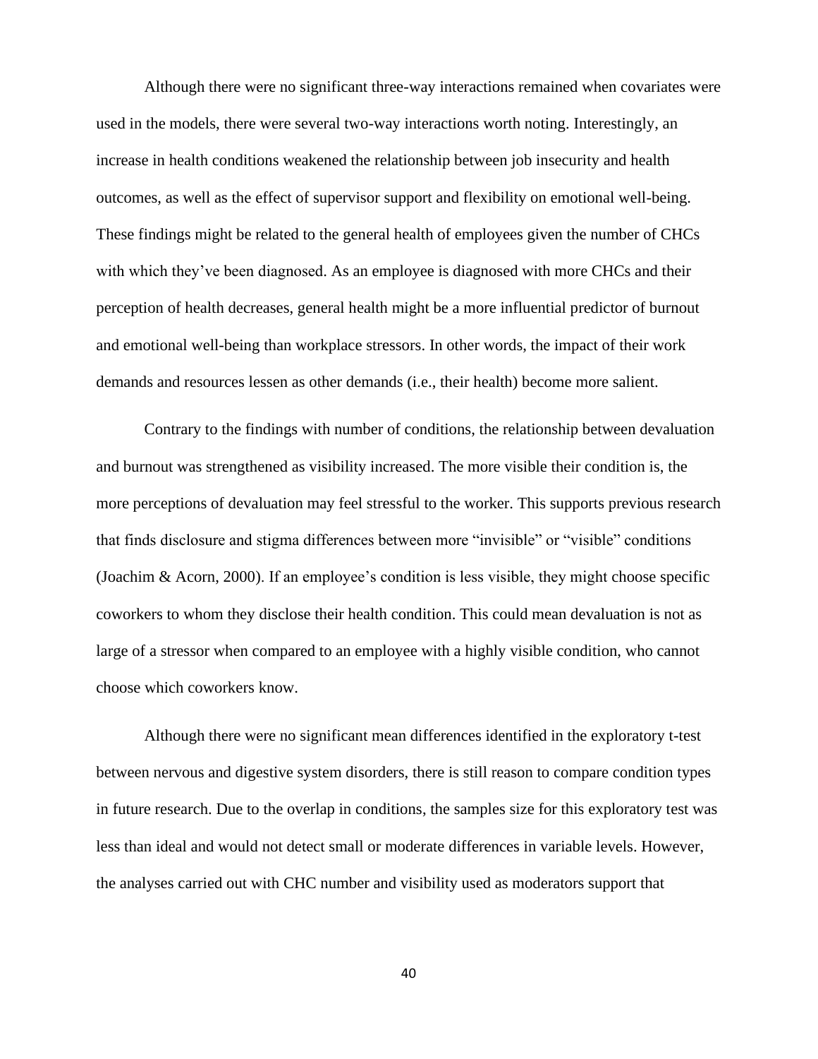Although there were no significant three-way interactions remained when covariates were used in the models, there were several two-way interactions worth noting. Interestingly, an increase in health conditions weakened the relationship between job insecurity and health outcomes, as well as the effect of supervisor support and flexibility on emotional well-being. These findings might be related to the general health of employees given the number of CHCs with which they've been diagnosed. As an employee is diagnosed with more CHCs and their perception of health decreases, general health might be a more influential predictor of burnout and emotional well-being than workplace stressors. In other words, the impact of their work demands and resources lessen as other demands (i.e., their health) become more salient.

Contrary to the findings with number of conditions, the relationship between devaluation and burnout was strengthened as visibility increased. The more visible their condition is, the more perceptions of devaluation may feel stressful to the worker. This supports previous research that finds disclosure and stigma differences between more "invisible" or "visible" conditions (Joachim & Acorn, 2000). If an employee's condition is less visible, they might choose specific coworkers to whom they disclose their health condition. This could mean devaluation is not as large of a stressor when compared to an employee with a highly visible condition, who cannot choose which coworkers know.

Although there were no significant mean differences identified in the exploratory t-test between nervous and digestive system disorders, there is still reason to compare condition types in future research. Due to the overlap in conditions, the samples size for this exploratory test was less than ideal and would not detect small or moderate differences in variable levels. However, the analyses carried out with CHC number and visibility used as moderators support that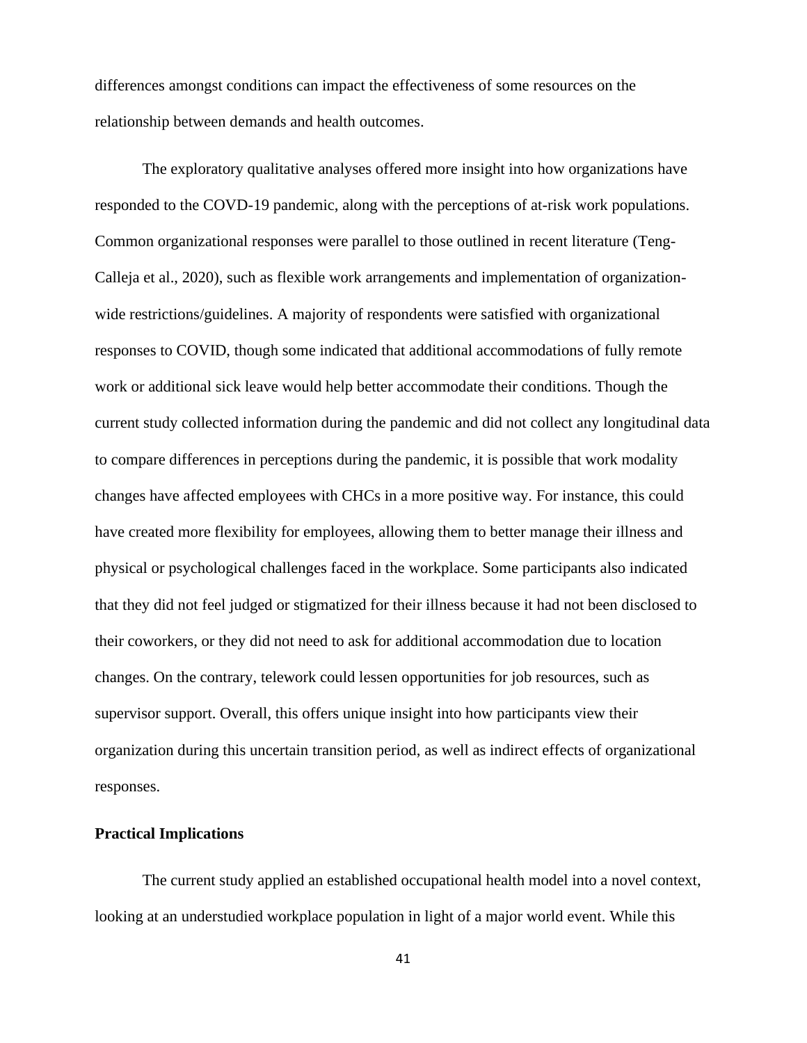differences amongst conditions can impact the effectiveness of some resources on the relationship between demands and health outcomes.

The exploratory qualitative analyses offered more insight into how organizations have responded to the COVD-19 pandemic, along with the perceptions of at-risk work populations. Common organizational responses were parallel to those outlined in recent literature (Teng-Calleja et al., 2020), such as flexible work arrangements and implementation of organization-wide restrictions/guidelines. A majority of respondents were satisfied with organizational responses to COVID, though some indicated that additional accommodations of fully remote work or additional sick leave would help better accommodate their conditions. Though the current study collected information during the pandemic and did not collect any longitudinal data to compare differences in perceptions during the pandemic, it is possible that work modality changes have affected employees with CHCs in a more positive way. For instance, this could have created more flexibility for employees, allowing them to better manage their illness and physical or psychological challenges faced in the workplace. Some participants also indicated that they did not feel judged or stigmatized for their illness because it had not been disclosed to their coworkers, or they did not need to ask for additional accommodation due to location changes. On the contrary, telework could lessen opportunities for job resources, such as supervisor support. Overall, this offers unique insight into how participants view their organization during this uncertain transition period, as well as indirect effects of organizational responses.

## Practical Implications

The current study applied an established occupational health model into a novel context, looking at an understudied workplace population in light of a major world event. While this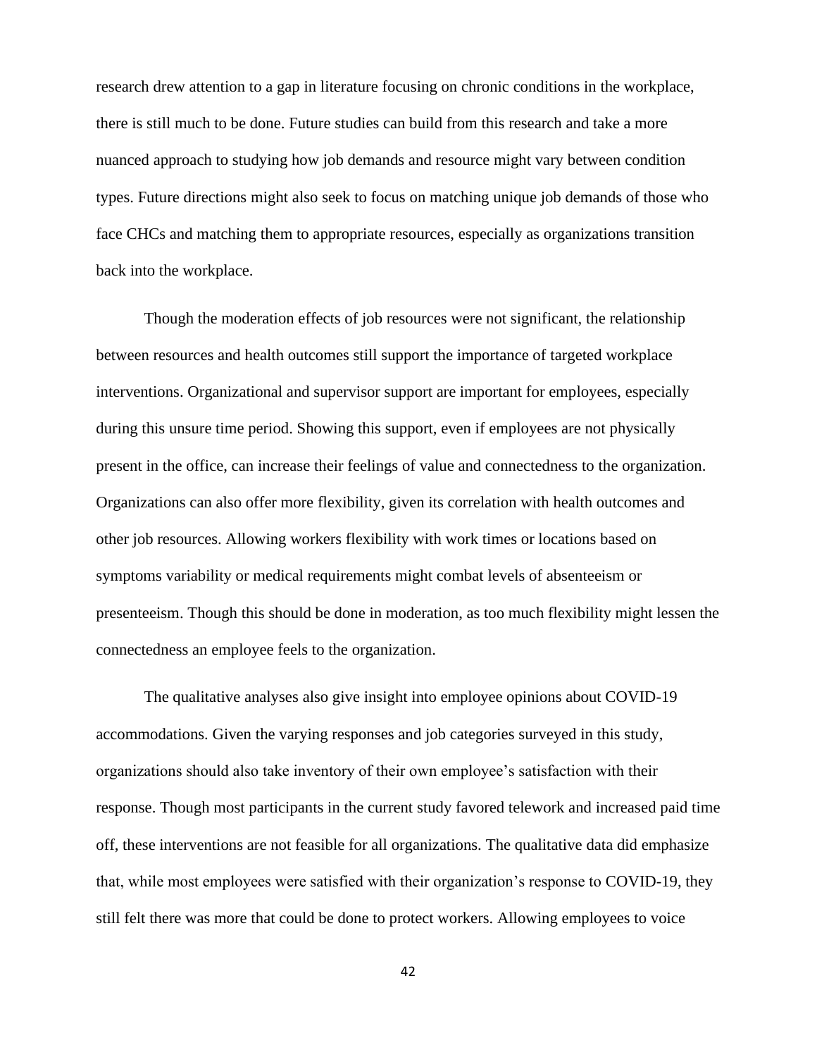research drew attention to a gap in literature focusing on chronic conditions in the workplace, there is still much to be done. Future studies can build from this research and take a more nuanced approach to studying how job demands and resource might vary between condition types. Future directions might also seek to focus on matching unique job demands of those who face CHCs and matching them to appropriate resources, especially as organizations transition back into the workplace.

Though the moderation effects of job resources were not significant, the relationship between resources and health outcomes still support the importance of targeted workplace interventions. Organizational and supervisor support are important for employees, especially during this unsure time period. Showing this support, even if employees are not physically present in the office, can increase their feelings of value and connectedness to the organization. Organizations can also offer more flexibility, given its correlation with health outcomes and other job resources. Allowing workers flexibility with work times or locations based on symptoms variability or medical requirements might combat levels of absenteeism or presenteeism. Though this should be done in moderation, as too much flexibility might lessen the connectedness an employee feels to the organization.

The qualitative analyses also give insight into employee opinions about COVID-19 accommodations. Given the varying responses and job categories surveyed in this study, organizations should also take inventory of their own employee's satisfaction with their response. Though most participants in the current study favored telework and increased paid time off, these interventions are not feasible for all organizations. The qualitative data did emphasize that, while most employees were satisfied with their organization's response to COVID-19, they still felt there was more that could be done to protect workers. Allowing employees to voice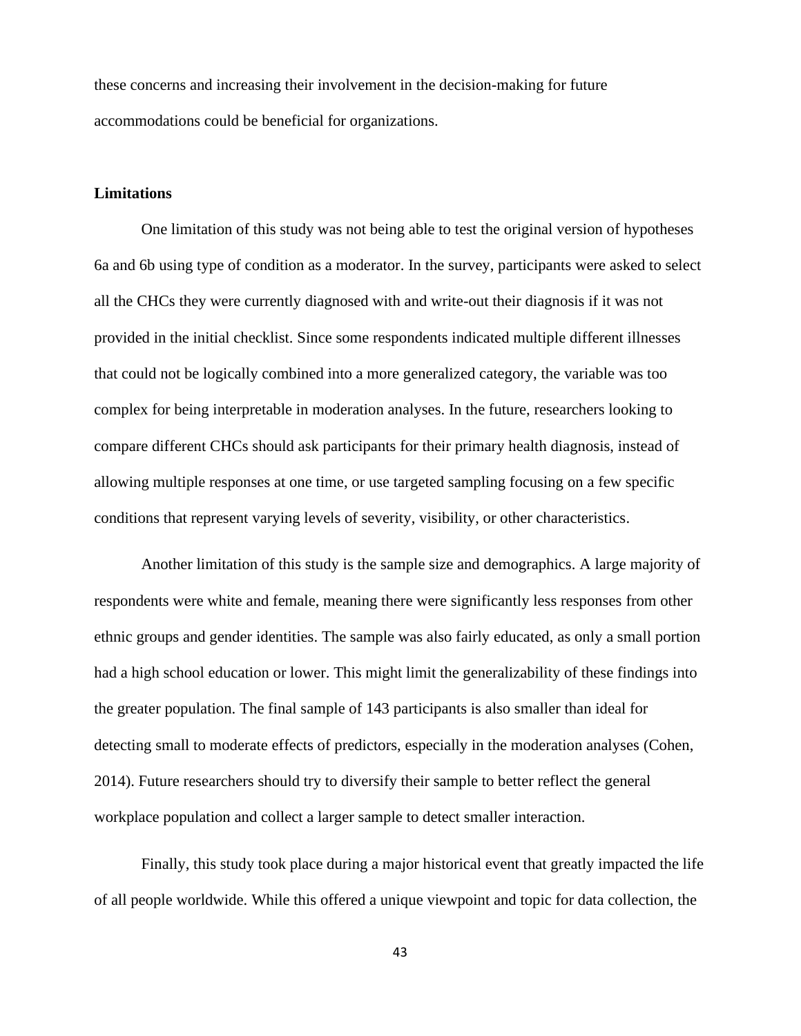these concerns and increasing their involvement in the decision-making for future accommodations could be beneficial for organizations.

### Limitations

One limitation of this study was not being able to test the original version of hypotheses 6a and 6b using type of condition as a moderator. In the survey, participants were asked to select all the CHCs they were currently diagnosed with and write-out their diagnosis if it was not provided in the initial checklist. Since some respondents indicated multiple different illnesses that could not be logically combined into a more generalized category, the variable was too complex for being interpretable in moderation analyses. In the future, researchers looking to compare different CHCs should ask participants for their primary health diagnosis, instead of allowing multiple responses at one time, or use targeted sampling focusing on a few specific conditions that represent varying levels of severity, visibility, or other characteristics.

Another limitation of this study is the sample size and demographics. A large majority of respondents were white and female, meaning there were significantly less responses from other ethnic groups and gender identities. The sample was also fairly educated, as only a small portion had a high school education or lower. This might limit the generalizability of these findings into the greater population. The final sample of 143 participants is also smaller than ideal for detecting small to moderate effects of predictors, especially in the moderation analyses (Cohen, 2014). Future researchers should try to diversify their sample to better reflect the general workplace population and collect a larger sample to detect smaller interaction.

Finally, this study took place during a major historical event that greatly impacted the life of all people worldwide. While this offered a unique viewpoint and topic for data collection, the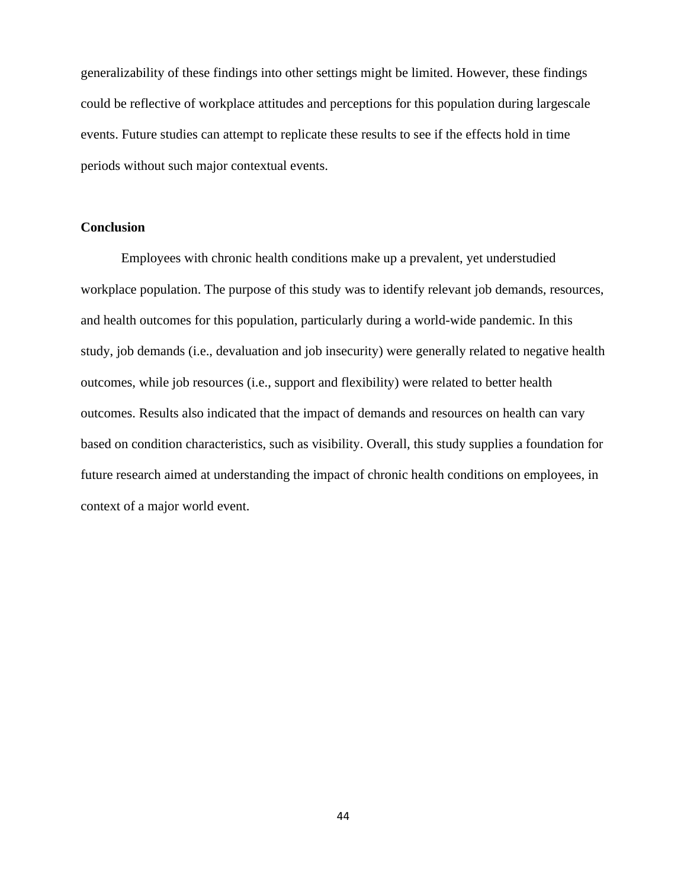generalizability of these findings into other settings might be limited. However, these findings could be reflective of workplace attitudes and perceptions for this population during largescale events. Future studies can attempt to replicate these results to see if the effects hold in time periods without such major contextual events.

## Conclusion

Employees with chronic health conditions make up a prevalent, yet understudied workplace population. The purpose of this study was to identify relevant job demands, resources, and health outcomes for this population, particularly during a world-wide pandemic. In this study, job demands (i.e., devaluation and job insecurity) were generally related to negative health outcomes, while job resources (i.e., support and flexibility) were related to better health outcomes. Results also indicated that the impact of demands and resources on health can vary based on condition characteristics, such as visibility. Overall, this study supplies a foundation for future research aimed at understanding the impact of chronic health conditions on employees, in context of a major world event.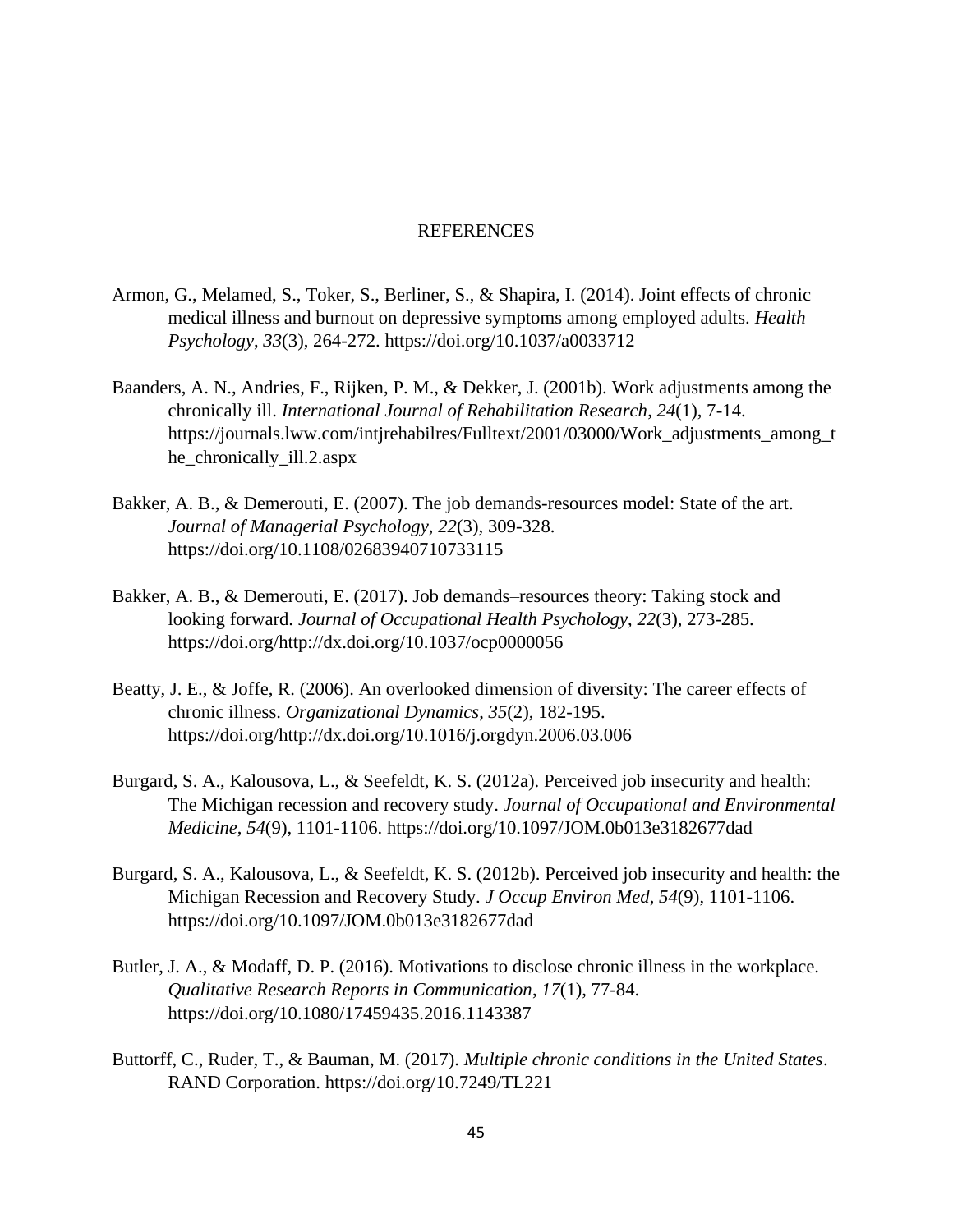# REFERENCES

Armon, G., Melamed, S., Toker, S., Berliner, S., & Shapira, I. (2014). Joint effects of chronic medical illness and burnout on depressive symptoms among employed adults. *Health Psychology*, *33*(3), 264-272. https://doi.org/10.1037/a0033712

Baanders, A. N., Andries, F., Rijken, P. M., & Dekker, J. (2001b). Work adjustments among the chronically ill. *International Journal of Rehabilitation Research*, *24*(1), 7-14. https://journals.lww.com/intjrehabilres/Fulltext/2001/03000/Work_adjustments_among_the_chronically_ill.2.aspx

Bakker, A. B., & Demerouti, E. (2007). The job demands-resources model: State of the art. *Journal of Managerial Psychology*, *22*(3), 309-328. https://doi.org/10.1108/02683940710733115

Bakker, A. B., & Demerouti, E. (2017). Job demands–resources theory: Taking stock and looking forward. *Journal of Occupational Health Psychology*, *22*(3), 273-285. https://doi.org/http://dx.doi.org/10.1037/ocp0000056

Beatty, J. E., & Joffe, R. (2006). An overlooked dimension of diversity: The career effects of chronic illness. *Organizational Dynamics*, *35*(2), 182-195. https://doi.org/http://dx.doi.org/10.1016/j.orgdyn.2006.03.006

Burgard, S. A., Kalousova, L., & Seefeldt, K. S. (2012a). Perceived job insecurity and health: The Michigan recession and recovery study. *Journal of Occupational and Environmental Medicine*, *54*(9), 1101-1106. https://doi.org/10.1097/JOM.0b013e3182677dad

Burgard, S. A., Kalousova, L., & Seefeldt, K. S. (2012b). Perceived job insecurity and health: the Michigan Recession and Recovery Study. *J Occup Environ Med*, *54*(9), 1101-1106. https://doi.org/10.1097/JOM.0b013e3182677dad

Butler, J. A., & Modaff, D. P. (2016). Motivations to disclose chronic illness in the workplace. *Qualitative Research Reports in Communication*, *17*(1), 77-84. https://doi.org/10.1080/17459435.2016.1143387

Buttorff, C., Ruder, T., & Bauman, M. (2017). *Multiple chronic conditions in the United States*. RAND Corporation. https://doi.org/10.7249/TL221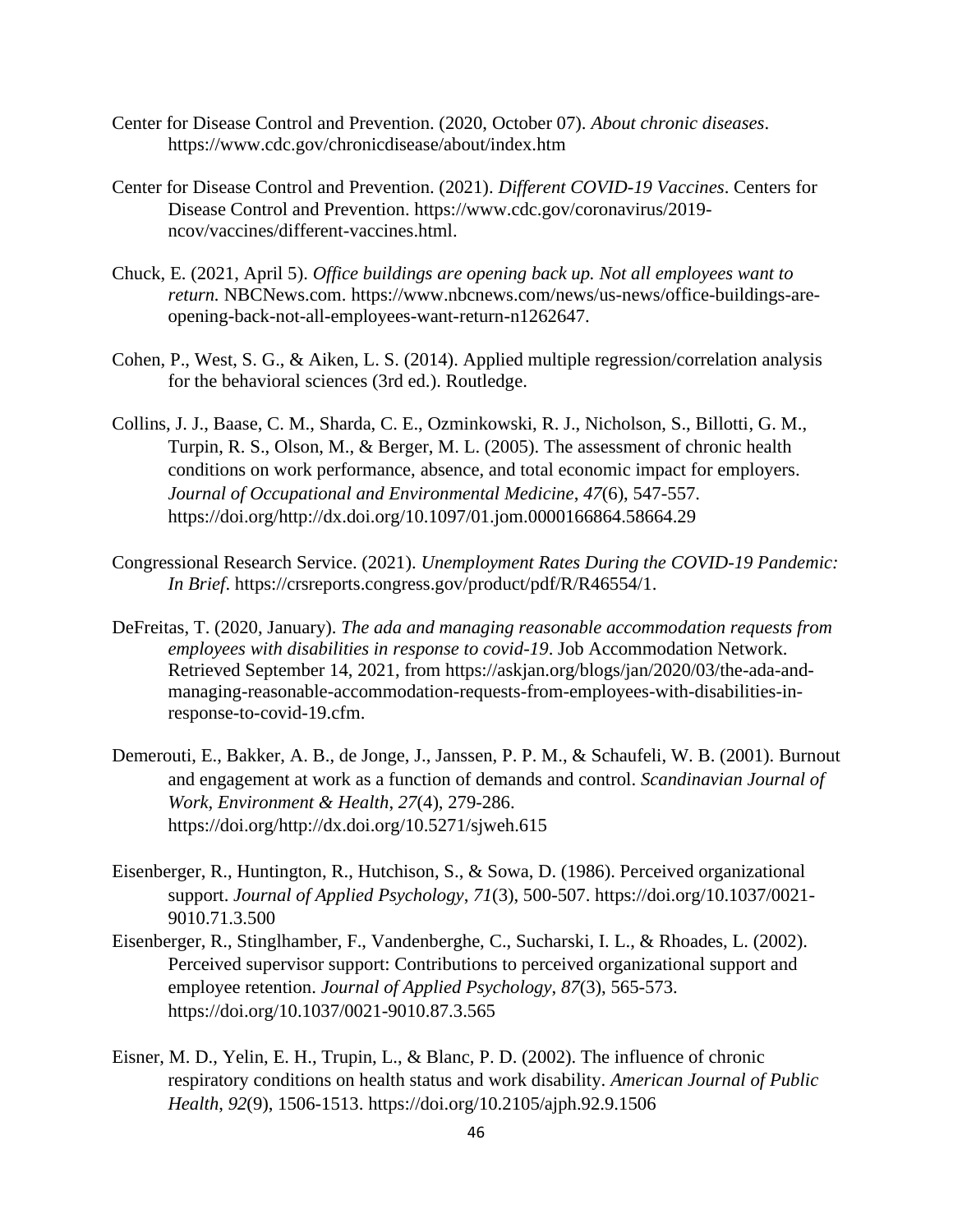Center for Disease Control and Prevention. (2020, October 07). *About chronic diseases*. https://www.cdc.gov/chronicdisease/about/index.htm

Center for Disease Control and Prevention. (2021). *Different COVID-19 Vaccines*. Centers for Disease Control and Prevention. https://www.cdc.gov/coronavirus/2019-ncov/vaccines/different-vaccines.html.

Chuck, E. (2021, April 5). *Office buildings are opening back up. Not all employees want to return.* NBCNews.com. https://www.nbcnews.com/news/us-news/office-buildings-are-opening-back-not-all-employees-want-return-n1262647.

Cohen, P., West, S. G., & Aiken, L. S. (2014). Applied multiple regression/correlation analysis for the behavioral sciences (3rd ed.). Routledge.

Collins, J. J., Baase, C. M., Sharda, C. E., Ozminkowski, R. J., Nicholson, S., Billotti, G. M., Turpin, R. S., Olson, M., & Berger, M. L. (2005). The assessment of chronic health conditions on work performance, absence, and total economic impact for employers. *Journal of Occupational and Environmental Medicine*, *47*(6), 547-557. https://doi.org/http://dx.doi.org/10.1097/01.jom.0000166864.58664.29

Congressional Research Service. (2021). *Unemployment Rates During the COVID-19 Pandemic: In Brief*. https://crsreports.congress.gov/product/pdf/R/R46554/1.

DeFreitas, T. (2020, January). *The ada and managing reasonable accommodation requests from employees with disabilities in response to covid-19*. Job Accommodation Network. Retrieved September 14, 2021, from https://askjan.org/blogs/jan/2020/03/the-ada-and-managing-reasonable-accommodation-requests-from-employees-with-disabilities-in-response-to-covid-19.cfm.

Demerouti, E., Bakker, A. B., de Jonge, J., Janssen, P. P. M., & Schaufeli, W. B. (2001). Burnout and engagement at work as a function of demands and control. *Scandinavian Journal of Work, Environment & Health*, *27*(4), 279-286. https://doi.org/http://dx.doi.org/10.5271/sjweh.615

Eisenberger, R., Huntington, R., Hutchison, S., & Sowa, D. (1986). Perceived organizational support. *Journal of Applied Psychology*, *71*(3), 500-507. https://doi.org/10.1037/0021-9010.71.3.500

Eisenberger, R., Stinglhamber, F., Vandenberghe, C., Sucharski, I. L., & Rhoades, L. (2002). Perceived supervisor support: Contributions to perceived organizational support and employee retention. *Journal of Applied Psychology*, *87*(3), 565-573. https://doi.org/10.1037/0021-9010.87.3.565

Eisner, M. D., Yelin, E. H., Trupin, L., & Blanc, P. D. (2002). The influence of chronic respiratory conditions on health status and work disability. *American Journal of Public Health*, *92*(9), 1506-1513. https://doi.org/10.2105/ajph.92.9.1506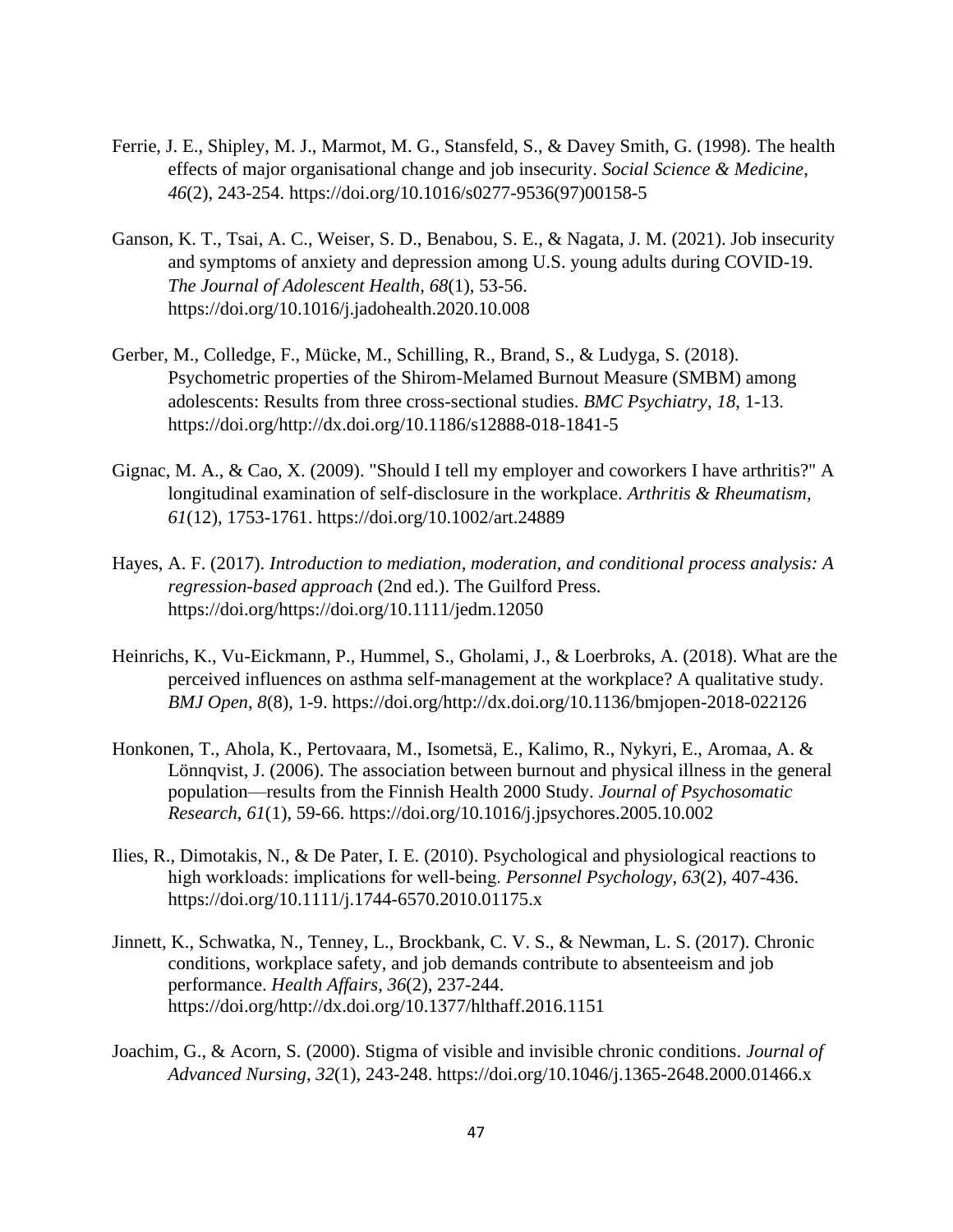Ferrie, J. E., Shipley, M. J., Marmot, M. G., Stansfeld, S., & Davey Smith, G. (1998). The health effects of major organisational change and job insecurity. *Social Science & Medicine*, *46*(2), 243-254. https://doi.org/10.1016/s0277-9536(97)00158-5

Ganson, K. T., Tsai, A. C., Weiser, S. D., Benabou, S. E., & Nagata, J. M. (2021). Job insecurity and symptoms of anxiety and depression among U.S. young adults during COVID-19. *The Journal of Adolescent Health*, *68*(1), 53-56. https://doi.org/10.1016/j.jadohealth.2020.10.008

Gerber, M., Colledge, F., Mücke, M., Schilling, R., Brand, S., & Ludyga, S. (2018). Psychometric properties of the Shirom-Melamed Burnout Measure (SMBM) among adolescents: Results from three cross-sectional studies. *BMC Psychiatry*, *18*, 1-13. https://doi.org/http://dx.doi.org/10.1186/s12888-018-1841-5

Gignac, M. A., & Cao, X. (2009). "Should I tell my employer and coworkers I have arthritis?" A longitudinal examination of self-disclosure in the workplace. *Arthritis & Rheumatism*, *61*(12), 1753-1761. https://doi.org/10.1002/art.24889

Hayes, A. F. (2017). *Introduction to mediation, moderation, and conditional process analysis: A regression-based approach* (2nd ed.). The Guilford Press. https://doi.org/https://doi.org/10.1111/jedm.12050

Heinrichs, K., Vu-Eickmann, P., Hummel, S., Gholami, J., & Loerbroks, A. (2018). What are the perceived influences on asthma self-management at the workplace? A qualitative study. *BMJ Open*, *8*(8), 1-9. https://doi.org/http://dx.doi.org/10.1136/bmjopen-2018-022126

Honkonen, T., Ahola, K., Pertovaara, M., Isometsä, E., Kalimo, R., Nykyri, E., Aromaa, A. & Lönnqvist, J. (2006). The association between burnout and physical illness in the general population—results from the Finnish Health 2000 Study. *Journal of Psychosomatic Research*, *61*(1), 59-66. https://doi.org/10.1016/j.jpsychores.2005.10.002

Ilies, R., Dimotakis, N., & De Pater, I. E. (2010). Psychological and physiological reactions to high workloads: implications for well-being. *Personnel Psychology*, *63*(2), 407-436. https://doi.org/10.1111/j.1744-6570.2010.01175.x

Jinnett, K., Schwatka, N., Tenney, L., Brockbank, C. V. S., & Newman, L. S. (2017). Chronic conditions, workplace safety, and job demands contribute to absenteeism and job performance. *Health Affairs*, *36*(2), 237-244. https://doi.org/http://dx.doi.org/10.1377/hlthaff.2016.1151

Joachim, G., & Acorn, S. (2000). Stigma of visible and invisible chronic conditions. *Journal of Advanced Nursing*, *32*(1), 243-248. https://doi.org/10.1046/j.1365-2648.2000.01466.x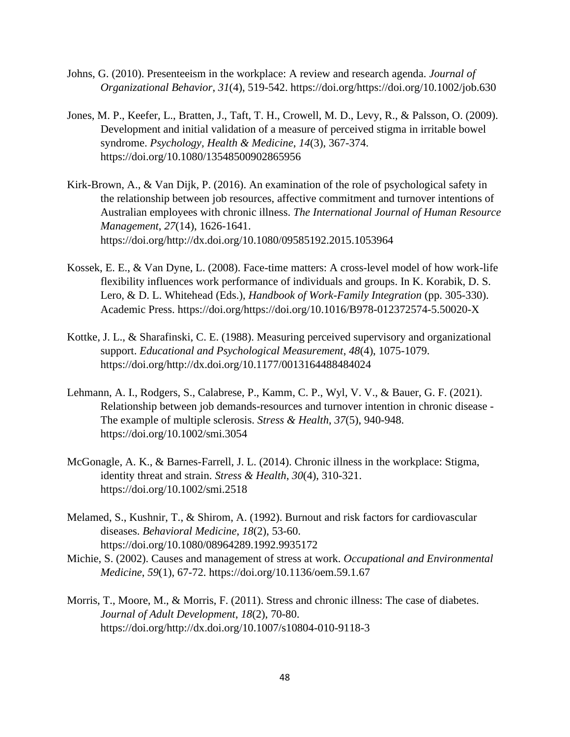Johns, G. (2010). Presenteeism in the workplace: A review and research agenda. *Journal of Organizational Behavior*, *31*(4), 519-542. https://doi.org/https://doi.org/10.1002/job.630

Jones, M. P., Keefer, L., Bratten, J., Taft, T. H., Crowell, M. D., Levy, R., & Palsson, O. (2009). Development and initial validation of a measure of perceived stigma in irritable bowel syndrome. *Psychology, Health & Medicine*, *14*(3), 367-374. https://doi.org/10.1080/13548500902865956

Kirk-Brown, A., & Van Dijk, P. (2016). An examination of the role of psychological safety in the relationship between job resources, affective commitment and turnover intentions of Australian employees with chronic illness. *The International Journal of Human Resource Management*, *27*(14), 1626-1641. https://doi.org/http://dx.doi.org/10.1080/09585192.2015.1053964

Kossek, E. E., & Van Dyne, L. (2008). Face-time matters: A cross-level model of how work-life flexibility influences work performance of individuals and groups. In K. Korabik, D. S. Lero, & D. L. Whitehead (Eds.), *Handbook of Work-Family Integration* (pp. 305-330). Academic Press. https://doi.org/https://doi.org/10.1016/B978-012372574-5.50020-X

Kottke, J. L., & Sharafinski, C. E. (1988). Measuring perceived supervisory and organizational support. *Educational and Psychological Measurement*, *48*(4), 1075-1079. https://doi.org/http://dx.doi.org/10.1177/0013164488484024

Lehmann, A. I., Rodgers, S., Calabrese, P., Kamm, C. P., Wyl, V. V., & Bauer, G. F. (2021). Relationship between job demands-resources and turnover intention in chronic disease - The example of multiple sclerosis. *Stress & Health*, *37*(5), 940-948. https://doi.org/10.1002/smi.3054

McGonagle, A. K., & Barnes-Farrell, J. L. (2014). Chronic illness in the workplace: Stigma, identity threat and strain. *Stress & Health*, *30*(4), 310-321. https://doi.org/10.1002/smi.2518

Melamed, S., Kushnir, T., & Shirom, A. (1992). Burnout and risk factors for cardiovascular diseases. *Behavioral Medicine*, *18*(2), 53-60. https://doi.org/10.1080/08964289.1992.9935172

Michie, S. (2002). Causes and management of stress at work. *Occupational and Environmental Medicine*, *59*(1), 67-72. https://doi.org/10.1136/oem.59.1.67

Morris, T., Moore, M., & Morris, F. (2011). Stress and chronic illness: The case of diabetes. *Journal of Adult Development*, *18*(2), 70-80. https://doi.org/http://dx.doi.org/10.1007/s10804-010-9118-3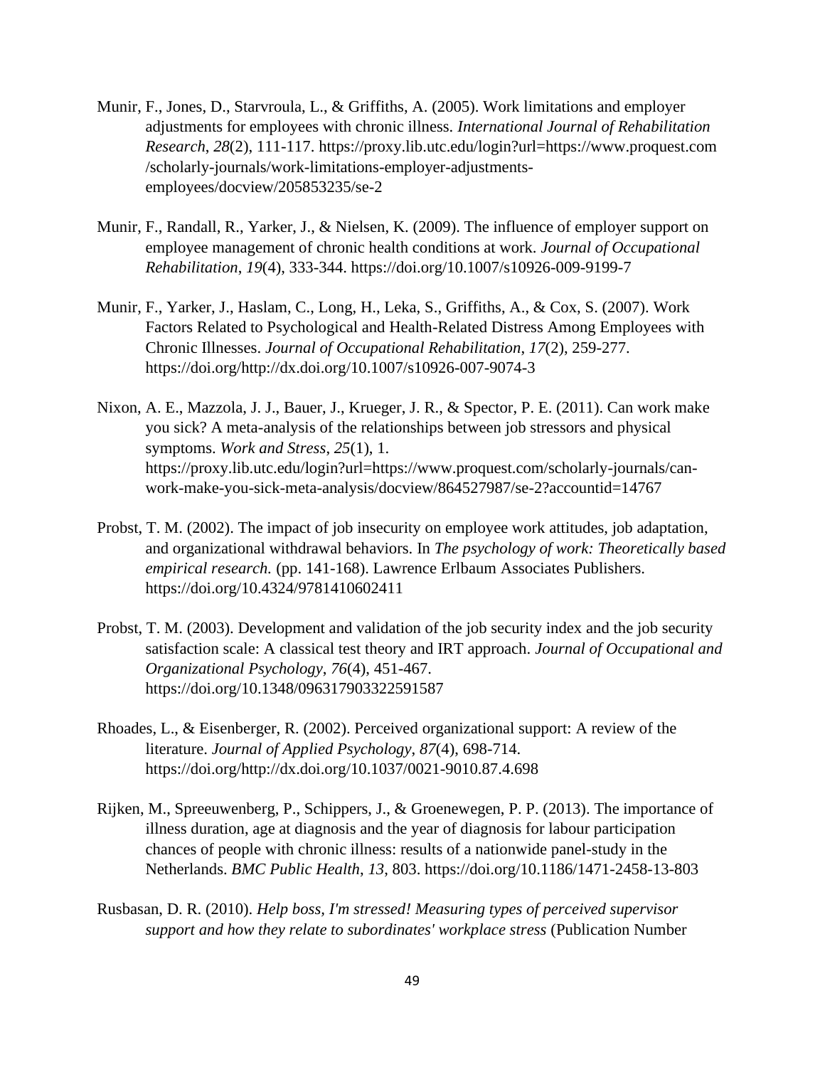Munir, F., Jones, D., Starvroula, L., & Griffiths, A. (2005). Work limitations and employer adjustments for employees with chronic illness. *International Journal of Rehabilitation Research*, *28*(2), 111-117. https://proxy.lib.utc.edu/login?url=https://www.proquest.com/scholarly-journals/work-limitations-employer-adjustments-employees/docview/205853235/se-2

Munir, F., Randall, R., Yarker, J., & Nielsen, K. (2009). The influence of employer support on employee management of chronic health conditions at work. *Journal of Occupational Rehabilitation*, *19*(4), 333-344. https://doi.org/10.1007/s10926-009-9199-7

Munir, F., Yarker, J., Haslam, C., Long, H., Leka, S., Griffiths, A., & Cox, S. (2007). Work Factors Related to Psychological and Health-Related Distress Among Employees with Chronic Illnesses. *Journal of Occupational Rehabilitation*, *17*(2), 259-277. https://doi.org/http://dx.doi.org/10.1007/s10926-007-9074-3

Nixon, A. E., Mazzola, J. J., Bauer, J., Krueger, J. R., & Spector, P. E. (2011). Can work make you sick? A meta-analysis of the relationships between job stressors and physical symptoms. *Work and Stress*, *25*(1), 1. https://proxy.lib.utc.edu/login?url=https://www.proquest.com/scholarly-journals/can-work-make-you-sick-meta-analysis/docview/864527987/se-2?accountid=14767

Probst, T. M. (2002). The impact of job insecurity on employee work attitudes, job adaptation, and organizational withdrawal behaviors. In *The psychology of work: Theoretically based empirical research.* (pp. 141-168). Lawrence Erlbaum Associates Publishers. https://doi.org/10.4324/9781410602411

Probst, T. M. (2003). Development and validation of the job security index and the job security satisfaction scale: A classical test theory and IRT approach. *Journal of Occupational and Organizational Psychology*, *76*(4), 451-467. https://doi.org/10.1348/096317903322591587

Rhoades, L., & Eisenberger, R. (2002). Perceived organizational support: A review of the literature. *Journal of Applied Psychology*, *87*(4), 698-714. https://doi.org/http://dx.doi.org/10.1037/0021-9010.87.4.698

Rijken, M., Spreeuwenberg, P., Schippers, J., & Groenewegen, P. P. (2013). The importance of illness duration, age at diagnosis and the year of diagnosis for labour participation chances of people with chronic illness: results of a nationwide panel-study in the Netherlands. *BMC Public Health*, *13*, 803. https://doi.org/10.1186/1471-2458-13-803

Rusbasan, D. R. (2010). *Help boss, I'm stressed! Measuring types of perceived supervisor support and how they relate to subordinates' workplace stress* (Publication Number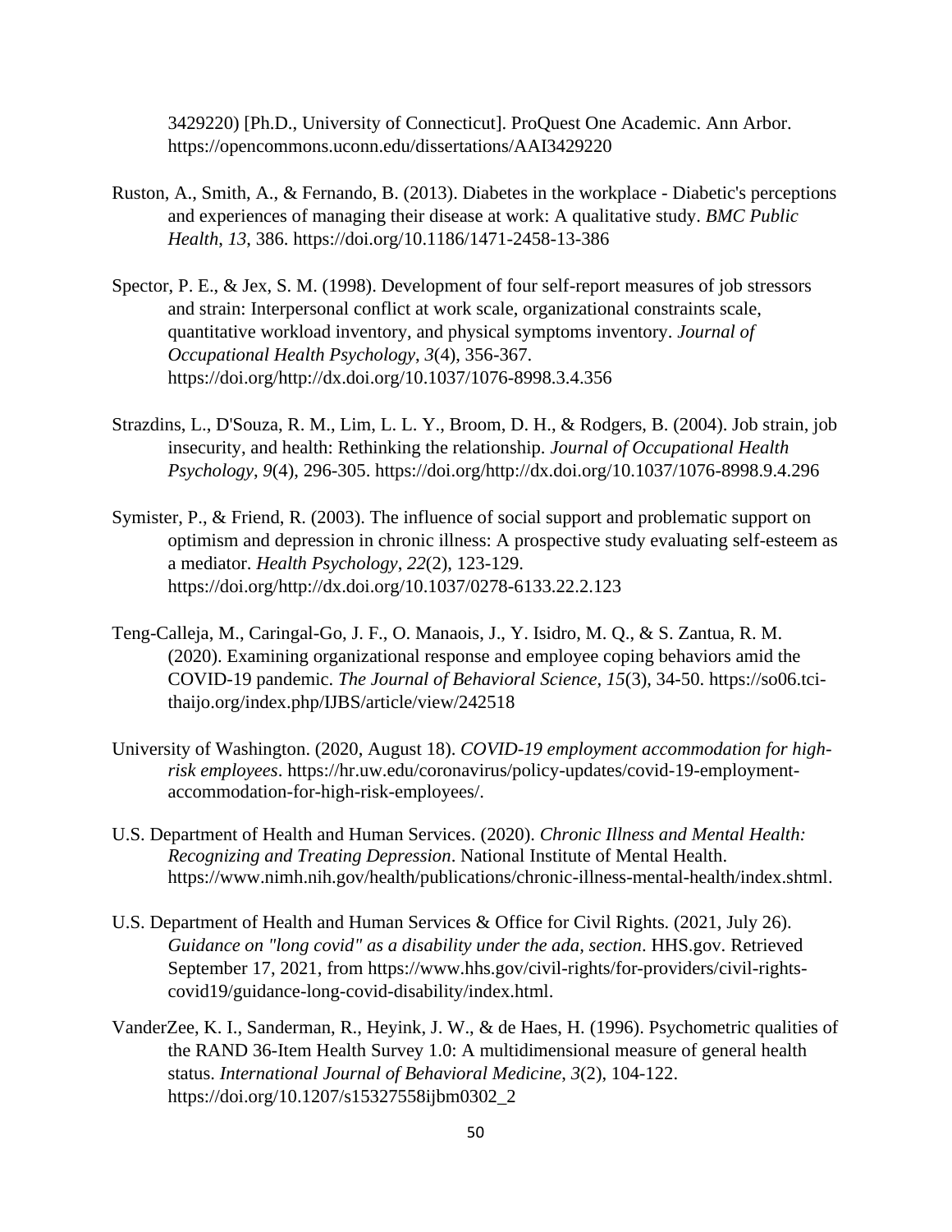3429220) [Ph.D., University of Connecticut]. ProQuest One Academic. Ann Arbor. https://opencommons.uconn.edu/dissertations/AAI3429220

Ruston, A., Smith, A., & Fernando, B. (2013). Diabetes in the workplace - Diabetic's perceptions and experiences of managing their disease at work: A qualitative study. *BMC Public Health*, *13*, 386. https://doi.org/10.1186/1471-2458-13-386

Spector, P. E., & Jex, S. M. (1998). Development of four self-report measures of job stressors and strain: Interpersonal conflict at work scale, organizational constraints scale, quantitative workload inventory, and physical symptoms inventory. *Journal of Occupational Health Psychology*, *3*(4), 356-367. https://doi.org/http://dx.doi.org/10.1037/1076-8998.3.4.356

Strazdins, L., D'Souza, R. M., Lim, L. L. Y., Broom, D. H., & Rodgers, B. (2004). Job strain, job insecurity, and health: Rethinking the relationship. *Journal of Occupational Health Psychology*, *9*(4), 296-305. https://doi.org/http://dx.doi.org/10.1037/1076-8998.9.4.296

Symister, P., & Friend, R. (2003). The influence of social support and problematic support on optimism and depression in chronic illness: A prospective study evaluating self-esteem as a mediator. *Health Psychology*, *22*(2), 123-129. https://doi.org/http://dx.doi.org/10.1037/0278-6133.22.2.123

Teng-Calleja, M., Caringal-Go, J. F., O. Manaois, J., Y. Isidro, M. Q., & S. Zantua, R. M. (2020). Examining organizational response and employee coping behaviors amid the COVID-19 pandemic. *The Journal of Behavioral Science*, *15*(3), 34-50. https://so06.tci-thaijo.org/index.php/IJBS/article/view/242518

University of Washington. (2020, August 18). *COVID-19 employment accommodation for high-risk employees*. https://hr.uw.edu/coronavirus/policy-updates/covid-19-employment-accommodation-for-high-risk-employees/.

U.S. Department of Health and Human Services. (2020). *Chronic Illness and Mental Health: Recognizing and Treating Depression*. National Institute of Mental Health. https://www.nimh.nih.gov/health/publications/chronic-illness-mental-health/index.shtml.

U.S. Department of Health and Human Services & Office for Civil Rights. (2021, July 26). *Guidance on "long covid" as a disability under the ada, section*. HHS.gov. Retrieved September 17, 2021, from https://www.hhs.gov/civil-rights/for-providers/civil-rights-covid19/guidance-long-covid-disability/index.html.

VanderZee, K. I., Sanderman, R., Heyink, J. W., & de Haes, H. (1996). Psychometric qualities of the RAND 36-Item Health Survey 1.0: A multidimensional measure of general health status. *International Journal of Behavioral Medicine*, *3*(2), 104-122. https://doi.org/10.1207/s15327558ijbm0302_2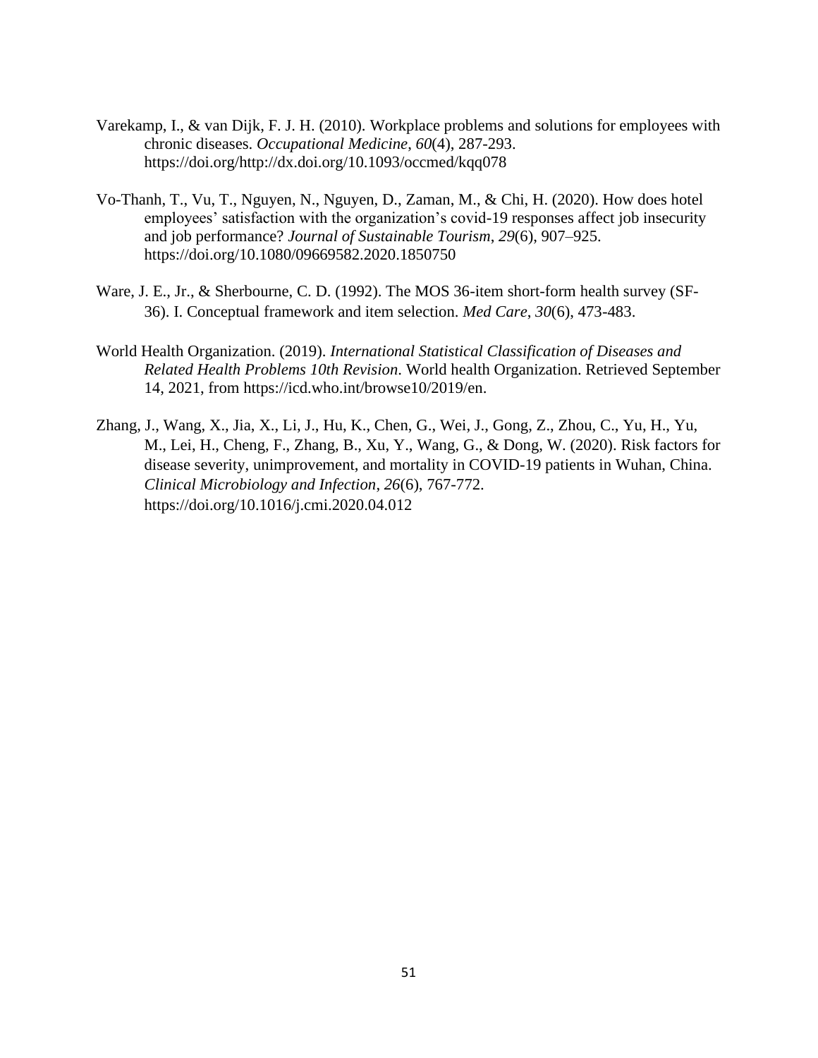Varekamp, I., & van Dijk, F. J. H. (2010). Workplace problems and solutions for employees with chronic diseases. *Occupational Medicine*, *60*(4), 287-293. https://doi.org/http://dx.doi.org/10.1093/occmed/kqq078

Vo-Thanh, T., Vu, T., Nguyen, N., Nguyen, D., Zaman, M., & Chi, H. (2020). How does hotel employees' satisfaction with the organization's covid-19 responses affect job insecurity and job performance? *Journal of Sustainable Tourism*, *29*(6), 907–925. https://doi.org/10.1080/09669582.2020.1850750

Ware, J. E., Jr., & Sherbourne, C. D. (1992). The MOS 36-item short-form health survey (SF-36). I. Conceptual framework and item selection. *Med Care*, *30*(6), 473-483.

World Health Organization. (2019). *International Statistical Classification of Diseases and Related Health Problems 10th Revision*. World health Organization. Retrieved September 14, 2021, from https://icd.who.int/browse10/2019/en.

Zhang, J., Wang, X., Jia, X., Li, J., Hu, K., Chen, G., Wei, J., Gong, Z., Zhou, C., Yu, H., Yu, M., Lei, H., Cheng, F., Zhang, B., Xu, Y., Wang, G., & Dong, W. (2020). Risk factors for disease severity, unimprovement, and mortality in COVID-19 patients in Wuhan, China. *Clinical Microbiology and Infection*, *26*(6), 767-772. https://doi.org/10.1016/j.cmi.2020.04.012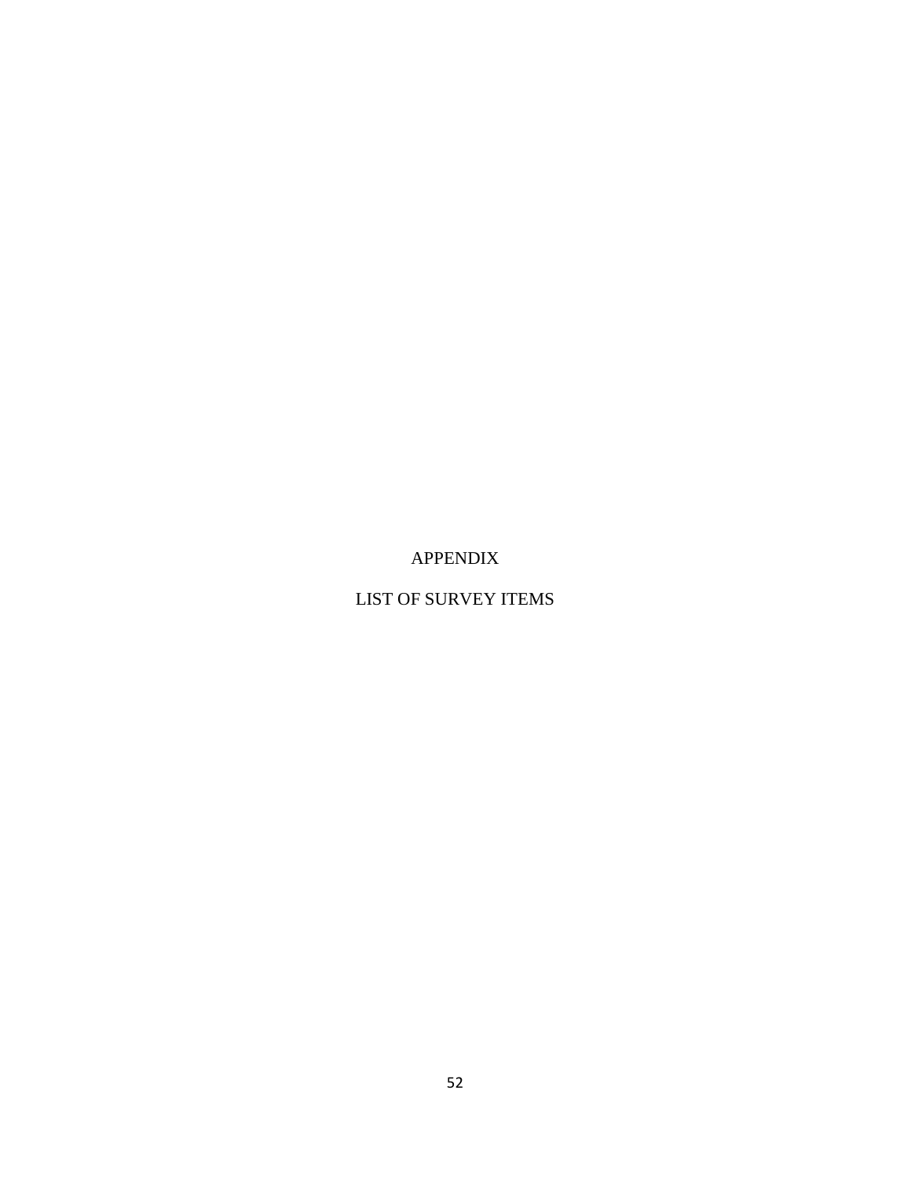# APPENDIX

## LIST OF SURVEY ITEMS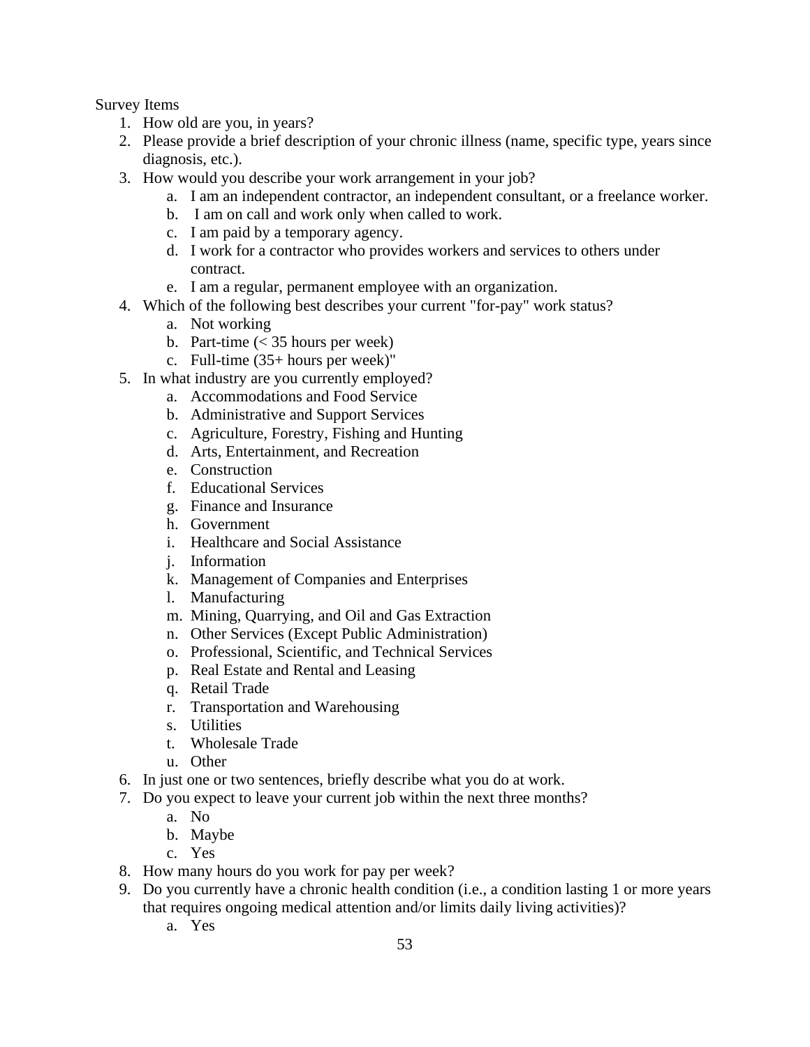Survey Items

1. How old are you, in years?
2. Please provide a brief description of your chronic illness (name, specific type, years since diagnosis, etc.).
3. How would you describe your work arrangement in your job?
    a. I am an independent contractor, an independent consultant, or a freelance worker.
    b. I am on call and work only when called to work.
    c. I am paid by a temporary agency.
    d. I work for a contractor who provides workers and services to others under contract.
    e. I am a regular, permanent employee with an organization.
4. Which of the following best describes your current "for-pay" work status?
    a. Not working
    b. Part-time (< 35 hours per week)
    c. Full-time (35+ hours per week)"
5. In what industry are you currently employed?
    a. Accommodations and Food Service
    b. Administrative and Support Services
    c. Agriculture, Forestry, Fishing and Hunting
    d. Arts, Entertainment, and Recreation
    e. Construction
    f. Educational Services
    g. Finance and Insurance
    h. Government
    i. Healthcare and Social Assistance
    j. Information
    k. Management of Companies and Enterprises
    l. Manufacturing
    m. Mining, Quarrying, and Oil and Gas Extraction
    n. Other Services (Except Public Administration)
    o. Professional, Scientific, and Technical Services
    p. Real Estate and Rental and Leasing
    q. Retail Trade
    r. Transportation and Warehousing
    s. Utilities
    t. Wholesale Trade
    u. Other
6. In just one or two sentences, briefly describe what you do at work.
7. Do you expect to leave your current job within the next three months?
    a. No
    b. Maybe
    c. Yes
8. How many hours do you work for pay per week?
9. Do you currently have a chronic health condition (i.e., a condition lasting 1 or more years that requires ongoing medical attention and/or limits daily living activities)?
    a. Yes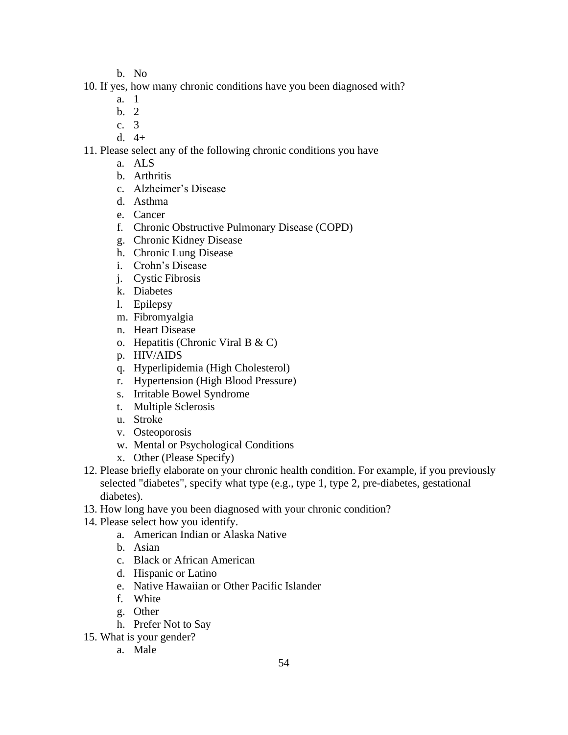b. No

10. If yes, how many chronic conditions have you been diagnosed with?
    a. 1
    b. 2
    c. 3
    d. 4+
11. Please select any of the following chronic conditions you have
    a. ALS
    b. Arthritis
    c. Alzheimer's Disease
    d. Asthma
    e. Cancer
    f. Chronic Obstructive Pulmonary Disease (COPD)
    g. Chronic Kidney Disease
    h. Chronic Lung Disease
    i. Crohn's Disease
    j. Cystic Fibrosis
    k. Diabetes
    l. Epilepsy
    m. Fibromyalgia
    n. Heart Disease
    o. Hepatitis (Chronic Viral B & C)
    p. HIV/AIDS
    q. Hyperlipidemia (High Cholesterol)
    r. Hypertension (High Blood Pressure)
    s. Irritable Bowel Syndrome
    t. Multiple Sclerosis
    u. Stroke
    v. Osteoporosis
    w. Mental or Psychological Conditions
    x. Other (Please Specify)
12. Please briefly elaborate on your chronic health condition. For example, if you previously selected "diabetes", specify what type (e.g., type 1, type 2, pre-diabetes, gestational diabetes).
13. How long have you been diagnosed with your chronic condition?
14. Please select how you identify.
    a. American Indian or Alaska Native
    b. Asian
    c. Black or African American
    d. Hispanic or Latino
    e. Native Hawaiian or Other Pacific Islander
    f. White
    g. Other
    h. Prefer Not to Say
15. What is your gender?
    a. Male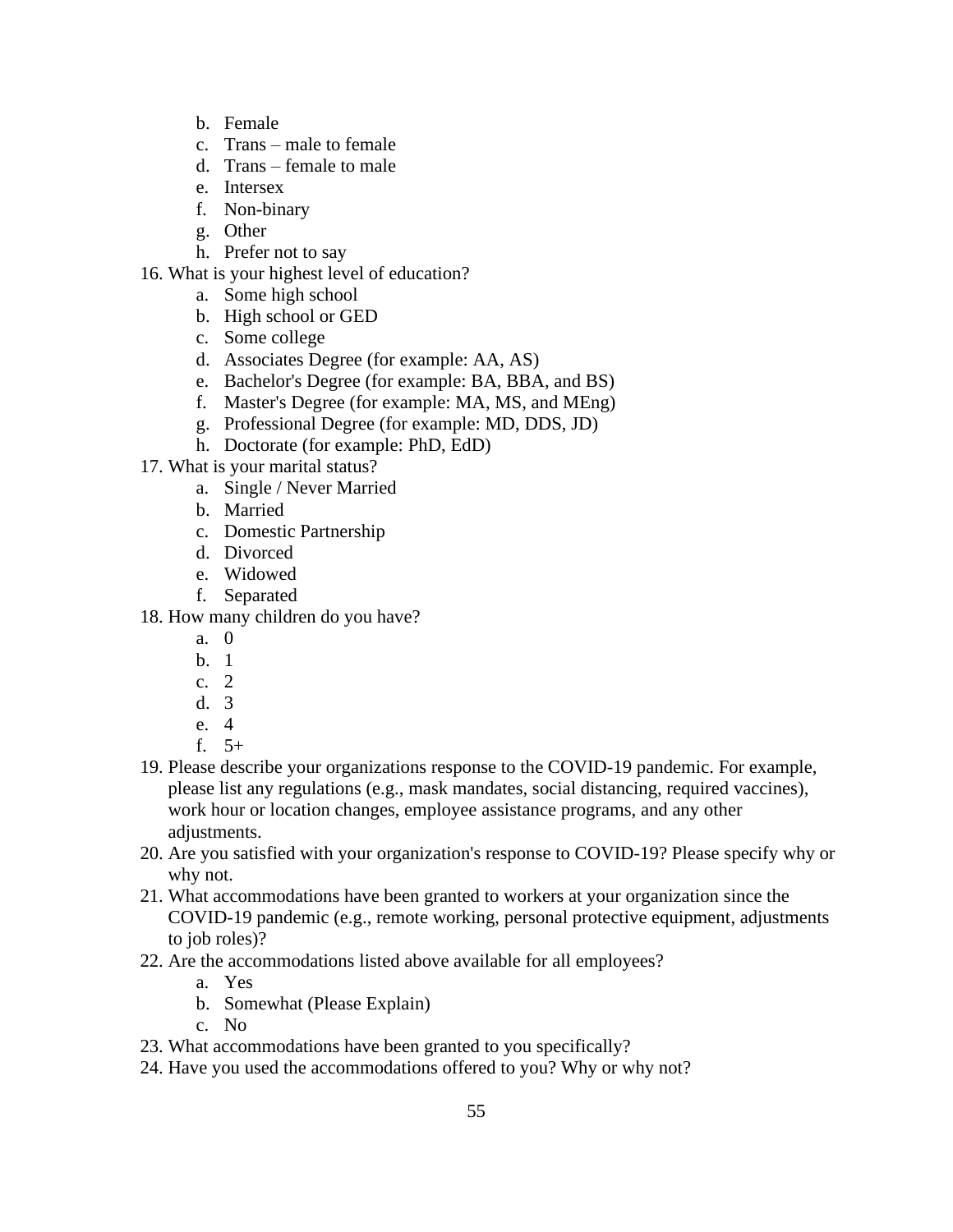b. Female
   c. Trans – male to female
   d. Trans – female to male
   e. Intersex
   f. Non-binary
   g. Other
   h. Prefer not to say

16. What is your highest level of education?
    a. Some high school
    b. High school or GED
    c. Some college
    d. Associates Degree (for example: AA, AS)
    e. Bachelor's Degree (for example: BA, BBA, and BS)
    f. Master's Degree (for example: MA, MS, and MEng)
    g. Professional Degree (for example: MD, DDS, JD)
    h. Doctorate (for example: PhD, EdD)
17. What is your marital status?
    a. Single / Never Married
    b. Married
    c. Domestic Partnership
    d. Divorced
    e. Widowed
    f. Separated
18. How many children do you have?
    a. 0
    b. 1
    c. 2
    d. 3
    e. 4
    f. 5+
19. Please describe your organizations response to the COVID-19 pandemic. For example, please list any regulations (e.g., mask mandates, social distancing, required vaccines), work hour or location changes, employee assistance programs, and any other adjustments.
20. Are you satisfied with your organization's response to COVID-19? Please specify why or why not.
21. What accommodations have been granted to workers at your organization since the COVID-19 pandemic (e.g., remote working, personal protective equipment, adjustments to job roles)?
22. Are the accommodations listed above available for all employees?
    a. Yes
    b. Somewhat (Please Explain)
    c. No
23. What accommodations have been granted to you specifically?
24. Have you used the accommodations offered to you? Why or why not?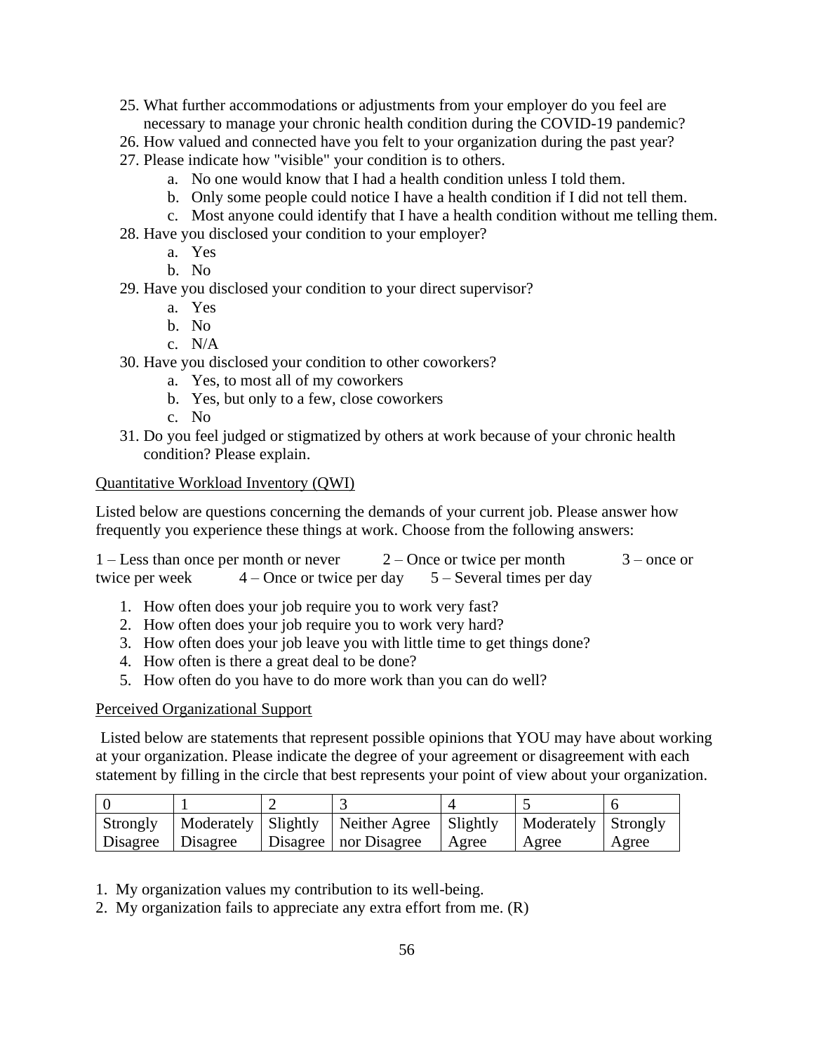25. What further accommodations or adjustments from your employer do you feel are necessary to manage your chronic health condition during the COVID-19 pandemic?
26. How valued and connected have you felt to your organization during the past year?
27. Please indicate how "visible" your condition is to others.
    a. No one would know that I had a health condition unless I told them.
    b. Only some people could notice I have a health condition if I did not tell them.
    c. Most anyone could identify that I have a health condition without me telling them.
28. Have you disclosed your condition to your employer?
    a. Yes
    b. No
29. Have you disclosed your condition to your direct supervisor?
    a. Yes
    b. No
    c. N/A
30. Have you disclosed your condition to other coworkers?
    a. Yes, to most all of my coworkers
    b. Yes, but only to a few, close coworkers
    c. No
31. Do you feel judged or stigmatized by others at work because of your chronic health condition? Please explain.

<u>Quantitative Workload Inventory (QWI)</u>

Listed below are questions concerning the demands of your current job. Please answer how frequently you experience these things at work. Choose from the following answers:

1 – Less than once per month or never     2 – Once or twice per month     3 – once or twice per week     4 – Once or twice per day     5 – Several times per day

1. How often does your job require you to work very fast?
2. How often does your job require you to work very hard?
3. How often does your job leave you with little time to get things done?
4. How often is there a great deal to be done?
5. How often do you have to do more work than you can do well?

<u>Perceived Organizational Support</u>

Listed below are statements that represent possible opinions that YOU may have about working at your organization. Please indicate the degree of your agreement or disagreement with each statement by filling in the circle that best represents your point of view about your organization.

| 0 | 1 | 2 | 3 | 4 | 5 | 6 |
|---|---|---|---|---|---|---|
| Strongly Disagree | Moderately Disagree | Slightly Disagree | Neither Agree nor Disagree | Slightly Agree | Moderately Agree | Strongly Agree |

1. My organization values my contribution to its well-being.
2. My organization fails to appreciate any extra effort from me. (R)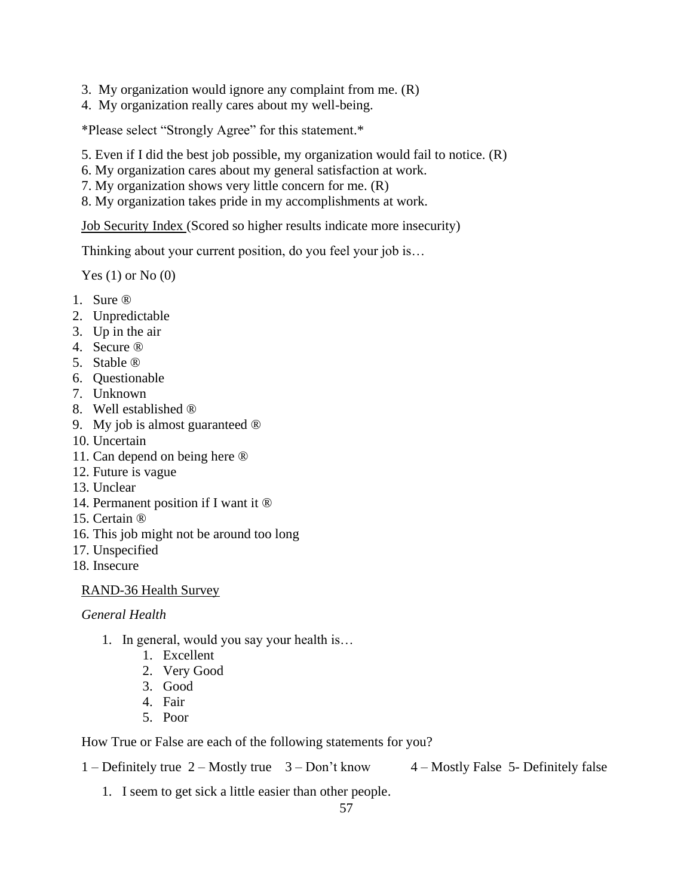3. My organization would ignore any complaint from me. (R)
4. My organization really cares about my well-being.

*Please select "Strongly Agree" for this statement.*

5. Even if I did the best job possible, my organization would fail to notice. (R)
6. My organization cares about my general satisfaction at work.
7. My organization shows very little concern for me. (R)
8. My organization takes pride in my accomplishments at work.

<u>Job Security Index</u> (Scored so higher results indicate more insecurity)

Thinking about your current position, do you feel your job is…

Yes (1) or No (0)

1. Sure ®
2. Unpredictable
3. Up in the air
4. Secure ®
5. Stable ®
6. Questionable
7. Unknown
8. Well established ®
9. My job is almost guaranteed ®
10. Uncertain
11. Can depend on being here ®
12. Future is vague
13. Unclear
14. Permanent position if I want it ®
15. Certain ®
16. This job might not be around too long
17. Unspecified
18. Insecure

<u>RAND-36 Health Survey</u>

*General Health*

1. In general, would you say your health is…
    1. Excellent
    2. Very Good
    3. Good
    4. Fair
    5. Poor

How True or False are each of the following statements for you?

1 – Definitely true 2 – Mostly true 3 – Don't know 4 – Mostly False 5- Definitely false

1. I seem to get sick a little easier than other people.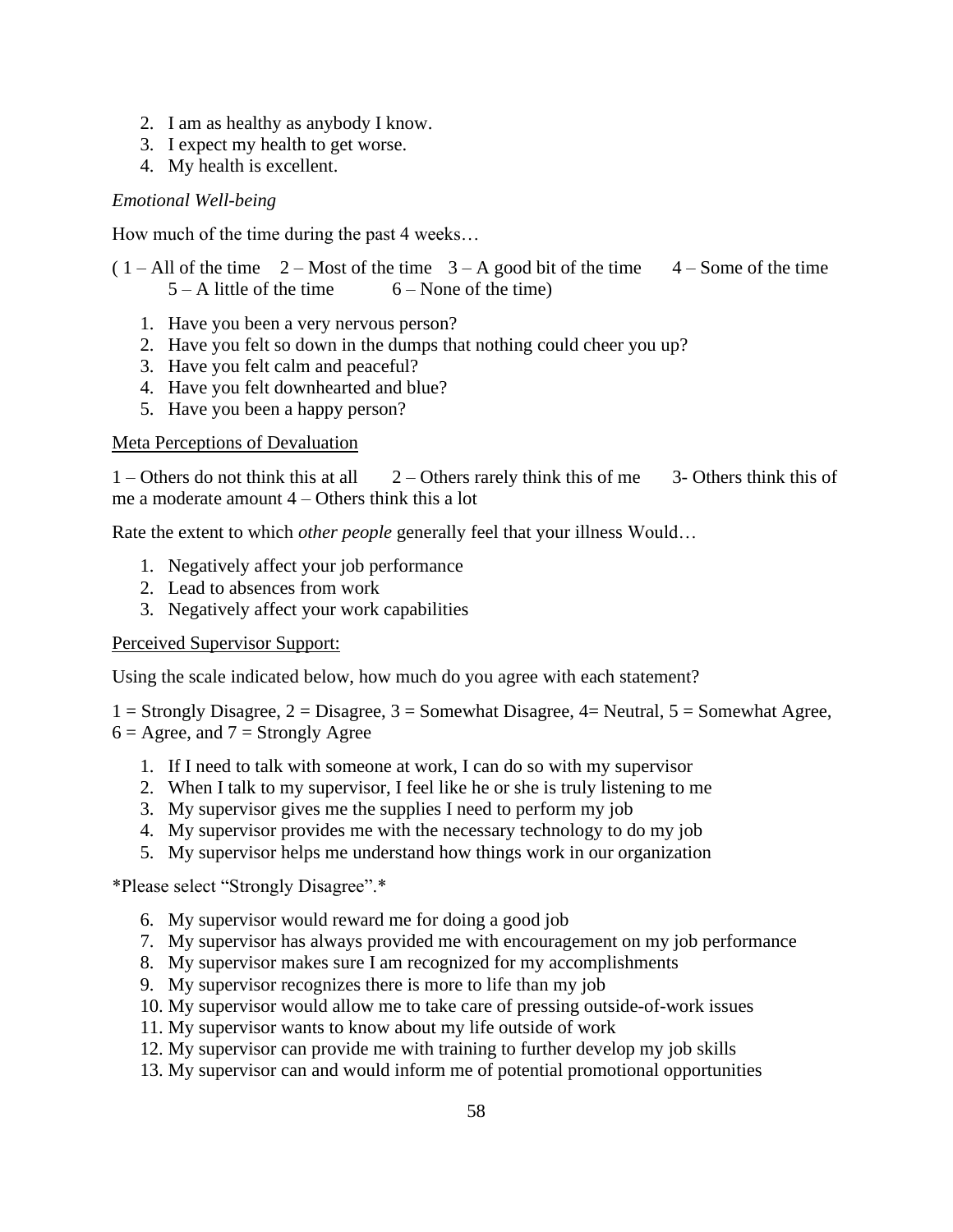2. I am as healthy as anybody I know.
3. I expect my health to get worse.
4. My health is excellent.

*Emotional Well-being*

How much of the time during the past 4 weeks…

( 1 – All of the time  2 – Most of the time  3 – A good bit of the time  4 – Some of the time  5 – A little of the time  6 – None of the time)

1. Have you been a very nervous person?
2. Have you felt so down in the dumps that nothing could cheer you up?
3. Have you felt calm and peaceful?
4. Have you felt downhearted and blue?
5. Have you been a happy person?

<u>Meta Perceptions of Devaluation</u>

1 – Others do not think this at all  2 – Others rarely think this of me  3- Others think this of me a moderate amount 4 – Others think this a lot

Rate the extent to which *other people* generally feel that your illness Would…

1. Negatively affect your job performance
2. Lead to absences from work
3. Negatively affect your work capabilities

<u>Perceived Supervisor Support:</u>

Using the scale indicated below, how much do you agree with each statement?

1 = Strongly Disagree, 2 = Disagree, 3 = Somewhat Disagree, 4= Neutral, 5 = Somewhat Agree, 6 = Agree, and 7 = Strongly Agree

1. If I need to talk with someone at work, I can do so with my supervisor
2. When I talk to my supervisor, I feel like he or she is truly listening to me
3. My supervisor gives me the supplies I need to perform my job
4. My supervisor provides me with the necessary technology to do my job
5. My supervisor helps me understand how things work in our organization

*Please select "Strongly Disagree".*

6. My supervisor would reward me for doing a good job
7. My supervisor has always provided me with encouragement on my job performance
8. My supervisor makes sure I am recognized for my accomplishments
9. My supervisor recognizes there is more to life than my job
10. My supervisor would allow me to take care of pressing outside-of-work issues
11. My supervisor wants to know about my life outside of work
12. My supervisor can provide me with training to further develop my job skills
13. My supervisor can and would inform me of potential promotional opportunities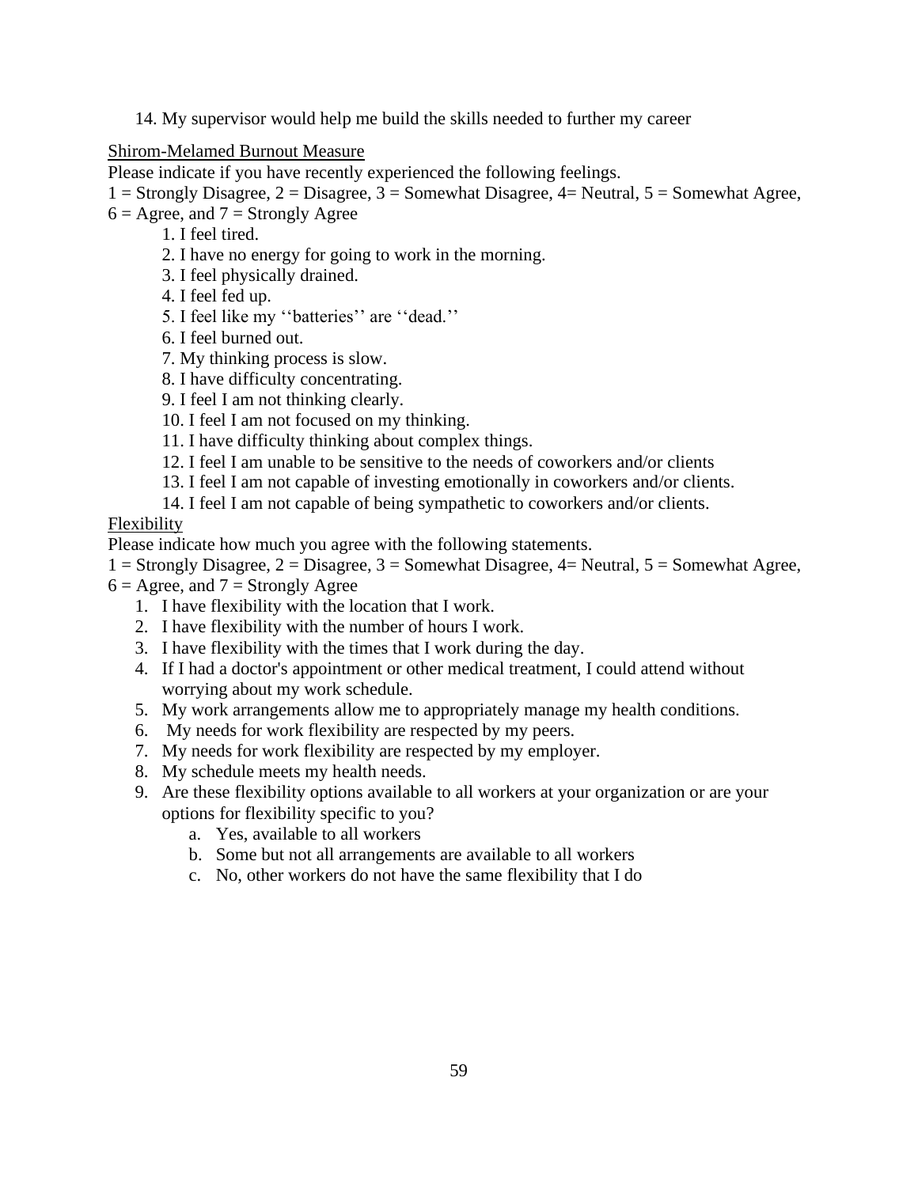14. My supervisor would help me build the skills needed to further my career

Shirom-Melamed Burnout Measure

Please indicate if you have recently experienced the following feelings.

1 = Strongly Disagree, 2 = Disagree, 3 = Somewhat Disagree, 4= Neutral, 5 = Somewhat Agree, 6 = Agree, and 7 = Strongly Agree

1. I feel tired.
2. I have no energy for going to work in the morning.
3. I feel physically drained.
4. I feel fed up.
5. I feel like my ‘‘batteries’’ are ‘‘dead.’’
6. I feel burned out.
7. My thinking process is slow.
8. I have difficulty concentrating.
9. I feel I am not thinking clearly.
10. I feel I am not focused on my thinking.
11. I have difficulty thinking about complex things.
12. I feel I am unable to be sensitive to the needs of coworkers and/or clients
13. I feel I am not capable of investing emotionally in coworkers and/or clients.
14. I feel I am not capable of being sympathetic to coworkers and/or clients.

Flexibility

Please indicate how much you agree with the following statements.

1 = Strongly Disagree, 2 = Disagree, 3 = Somewhat Disagree, 4= Neutral, 5 = Somewhat Agree, 6 = Agree, and 7 = Strongly Agree

1. I have flexibility with the location that I work.
2. I have flexibility with the number of hours I work.
3. I have flexibility with the times that I work during the day.
4. If I had a doctor's appointment or other medical treatment, I could attend without worrying about my work schedule.
5. My work arrangements allow me to appropriately manage my health conditions.
6. My needs for work flexibility are respected by my peers.
7. My needs for work flexibility are respected by my employer.
8. My schedule meets my health needs.
9. Are these flexibility options available to all workers at your organization or are your options for flexibility specific to you?
    a. Yes, available to all workers
    b. Some but not all arrangements are available to all workers
    c. No, other workers do not have the same flexibility that I do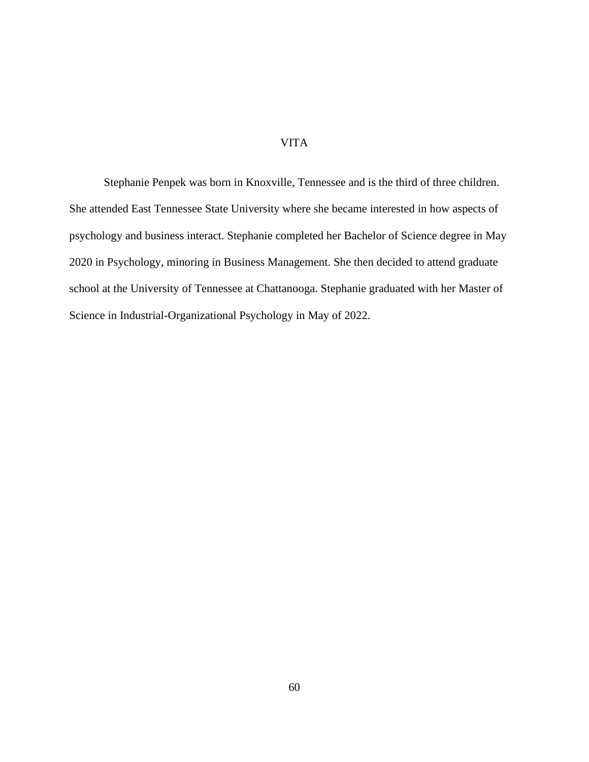# VITA

Stephanie Penpek was born in Knoxville, Tennessee and is the third of three children. She attended East Tennessee State University where she became interested in how aspects of psychology and business interact. Stephanie completed her Bachelor of Science degree in May 2020 in Psychology, minoring in Business Management. She then decided to attend graduate school at the University of Tennessee at Chattanooga. Stephanie graduated with her Master of Science in Industrial-Organizational Psychology in May of 2022.